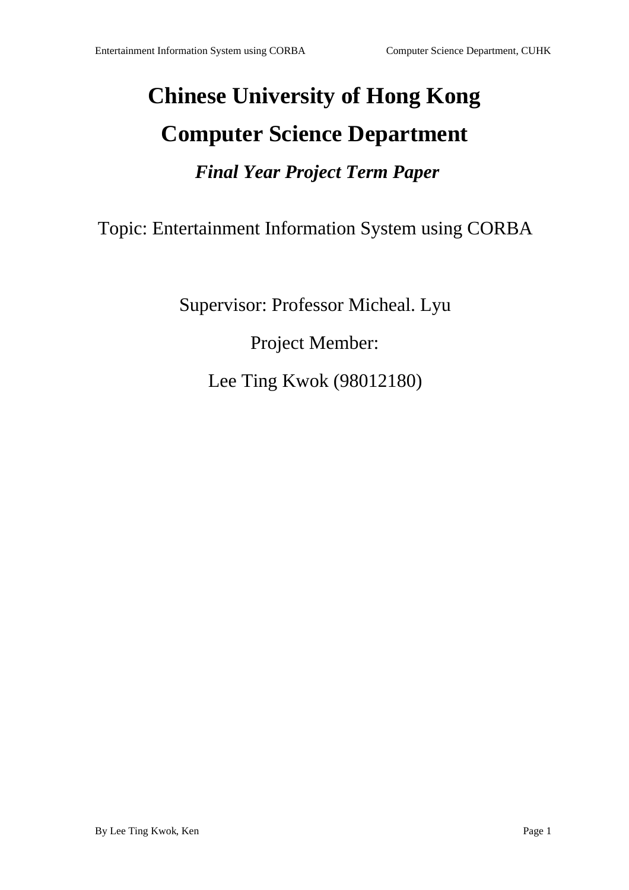# Chinese University of Hong Kong

# Computer Science Department

## *Final Year Project Term Paper*

Topic: Entertainment Information System using CORBA

Supervisor: Professor Micheal. Lyu

Project Member:

Lee Ting Kwok (98012180)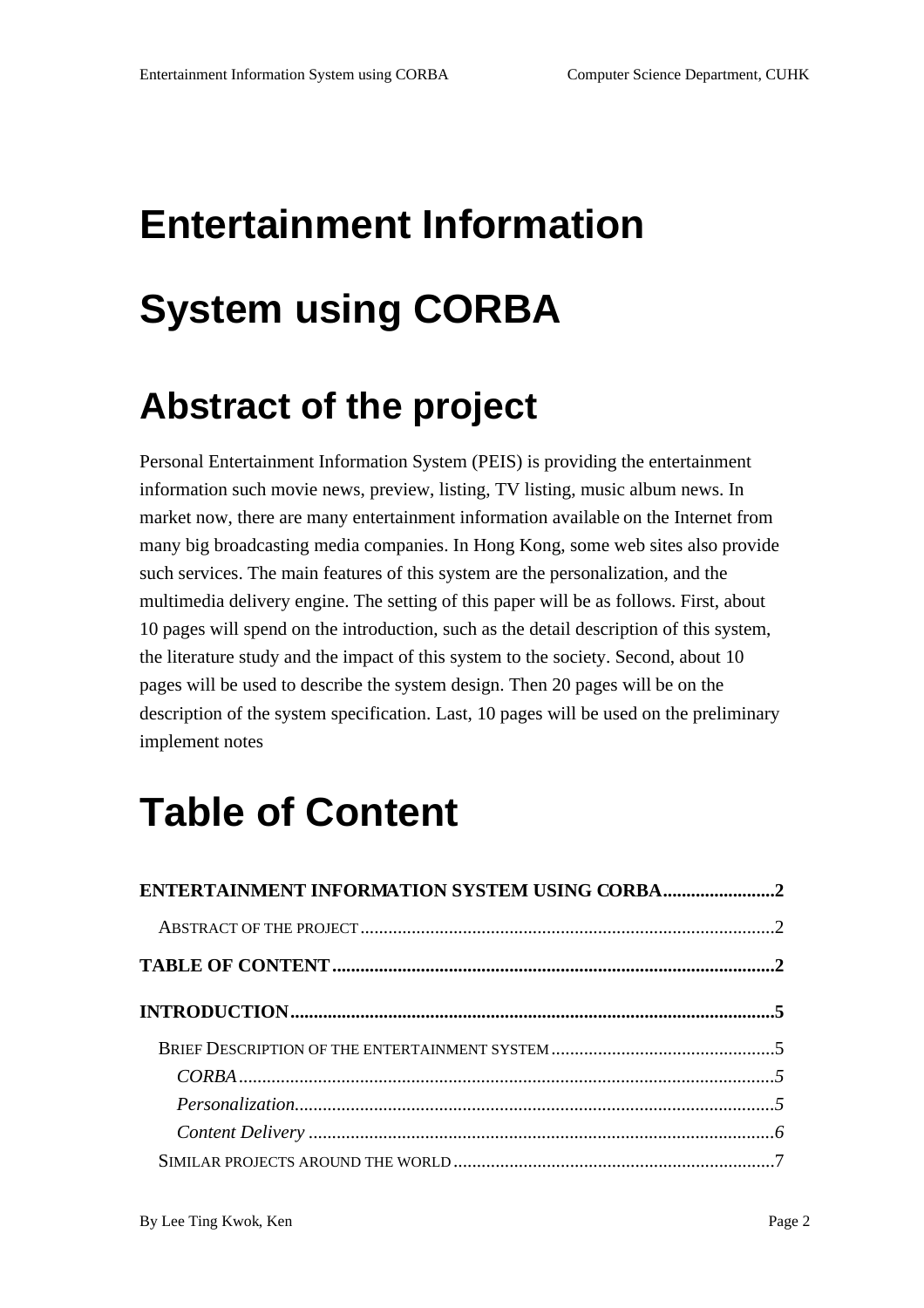# Entertainment Information System using CORBA

## Abstract of the project

Personal Entertainment Information System (PEIS) is providing the entertainment information such movie news, preview, listing, TV listing, music album news. In market now, there are many entertainment information available on the Internet from many big broadcasting media companies. In Hong Kong, some web sites also provide such services. The main features of this system are the personalization, and the multimedia delivery engine. The setting of this paper will be as follows. First, about 10 pages will spend on the introduction, such as the detail description of this system, the literature study and the impact of this system to the society. Second, about 10 pages will be used to describe the system design. Then 20 pages will be on the description of the system specification. Last, 10 pages will be used on the preliminary implement notes

# Table of Content

**ENTERTAINMENT INFORMATION SYSTEM USING CORBA........................2**

ABSTRACT OF THE PROJECT........................................................................................2

**TABLE OF CONTENT..............................................................................................2**

**INTRODUCTION........................................................................................................5**

BRIEF DESCRIPTION OF THE ENTERTAINMENT SYSTEM................................................5

*CORBA...................................................................................................................5*

*Personalization.......................................................................................................5*

*Content Delivery ...................................................................................................6*

SIMILAR PROJECTS AROUND THE WORLD.....................................................................7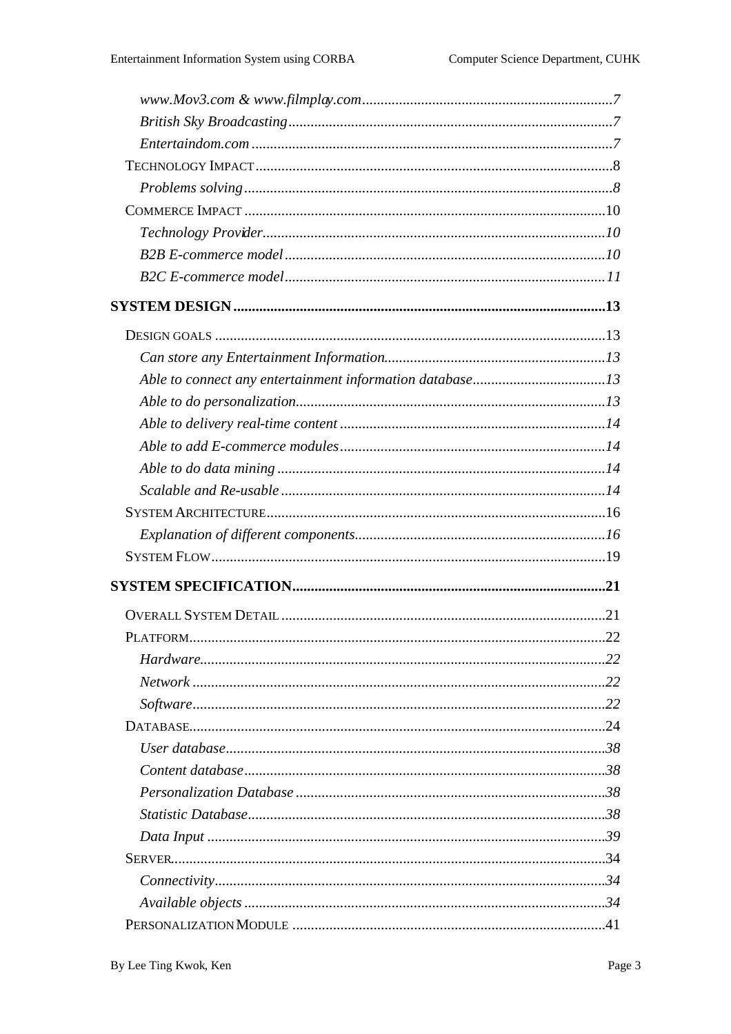*www.Mov3.com & www.filmplay.com*......7
*British Sky Broadcasting*......7
*Entertaindom.com*......7
TECHNOLOGY IMPACT......8
*Problems solving*......8
COMMERCE IMPACT......10
*Technology Provider*......10
*B2B E-commerce model*......10
*B2C E-commerce model*......11

**SYSTEM DESIGN......13**

DESIGN GOALS......13
*Can store any Entertainment Information*......13
*Able to connect any entertainment information database*......13
*Able to do personalization*......13
*Able to delivery real-time content*......14
*Able to add E-commerce modules*......14
*Able to do data mining*......14
*Scalable and Re-usable*......14
SYSTEM ARCHITECTURE......16
*Explanation of different components*......16
SYSTEM FLOW......19

**SYSTEM SPECIFICATION......21**

OVERALL SYSTEM DETAIL......21
PLATFORM......22
*Hardware*......22
*Network*......22
*Software*......22
DATABASE......24
*User database*......38
*Content database*......38
*Personalization Database*......38
*Statistic Database*......38
*Data Input*......39
SERVER......34
*Connectivity*......34
*Available objects*......34
PERSONALIZATION MODULE......41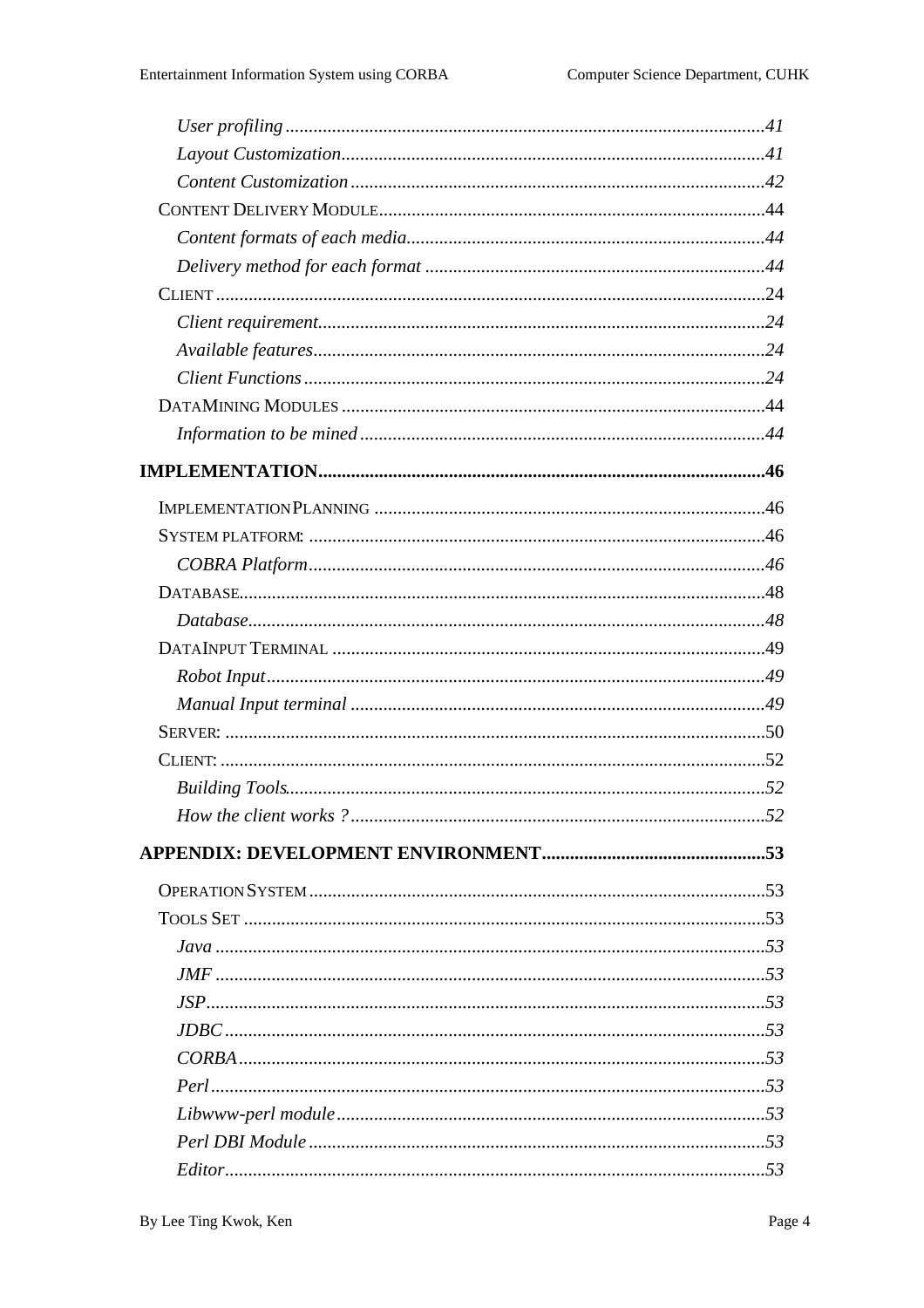*User profiling* ......................................................................................... *41*
*Layout Customization* ............................................................................... *41*
*Content Customization* ............................................................................. *42*
CONTENT DELIVERY MODULE ........................................................................ 44
*Content formats of each media* .................................................................. *44*
*Delivery method for each format* ............................................................... *44*
CLIENT ............................................................................................................ 24
*Client requirement* ..................................................................................... *24*
*Available features* ...................................................................................... *24*
*Client Functions* ......................................................................................... *24*
DATAMINING MODULES ................................................................................ 44
*Information to be mined* ............................................................................. *44*

**IMPLEMENTATION** ................................................................................... **46**

IMPLEMENTATION PLANNING ......................................................................... 46
SYSTEM PLATFORM: ....................................................................................... 46
*COBRA Platform* ......................................................................................... *46*
DATABASE ....................................................................................................... 48
*Database* ..................................................................................................... *48*
DATA INPUT TERMINAL .................................................................................. 49
*Robot Input* ................................................................................................. *49*
*Manual Input terminal* ................................................................................. *49*
SERVER: .......................................................................................................... 50
CLIENT: ........................................................................................................... 52
*Building Tools* ............................................................................................. *52*
*How the client works ?* ................................................................................ *52*

**APPENDIX: DEVELOPMENT ENVIRONMENT** .............................................. **53**

OPERATION SYSTEM ....................................................................................... 53
TOOLS SET ...................................................................................................... 53
*Java* ............................................................................................................ *53*
*JMF* ............................................................................................................. *53*
*JSP* .............................................................................................................. *53*
*JDBC* ........................................................................................................... *53*
*CORBA* ........................................................................................................ *53*
*Perl* ............................................................................................................. *53*
*Libwww-perl module* .................................................................................. *53*
*Perl DBI Module* ......................................................................................... *53*
*Editor* .......................................................................................................... *53*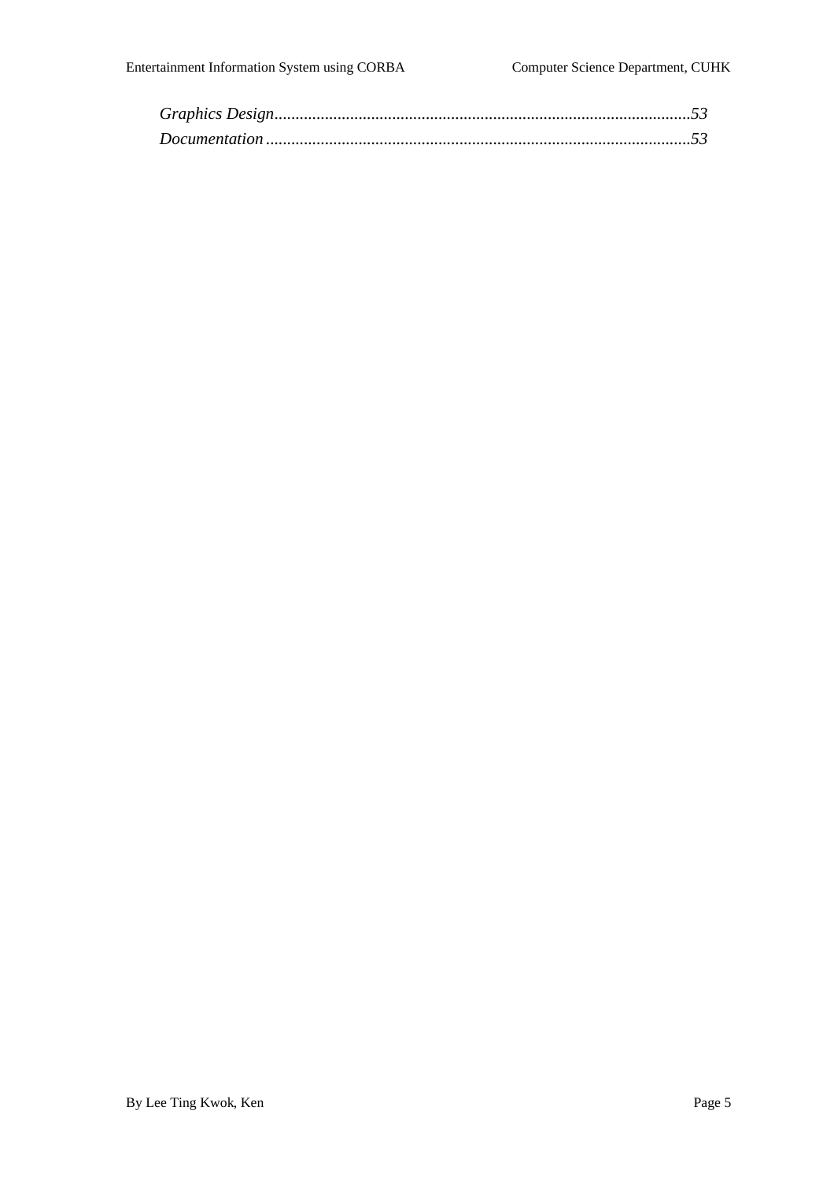*Graphics Design....................................................................................................53*

*Documentation.....................................................................................................53*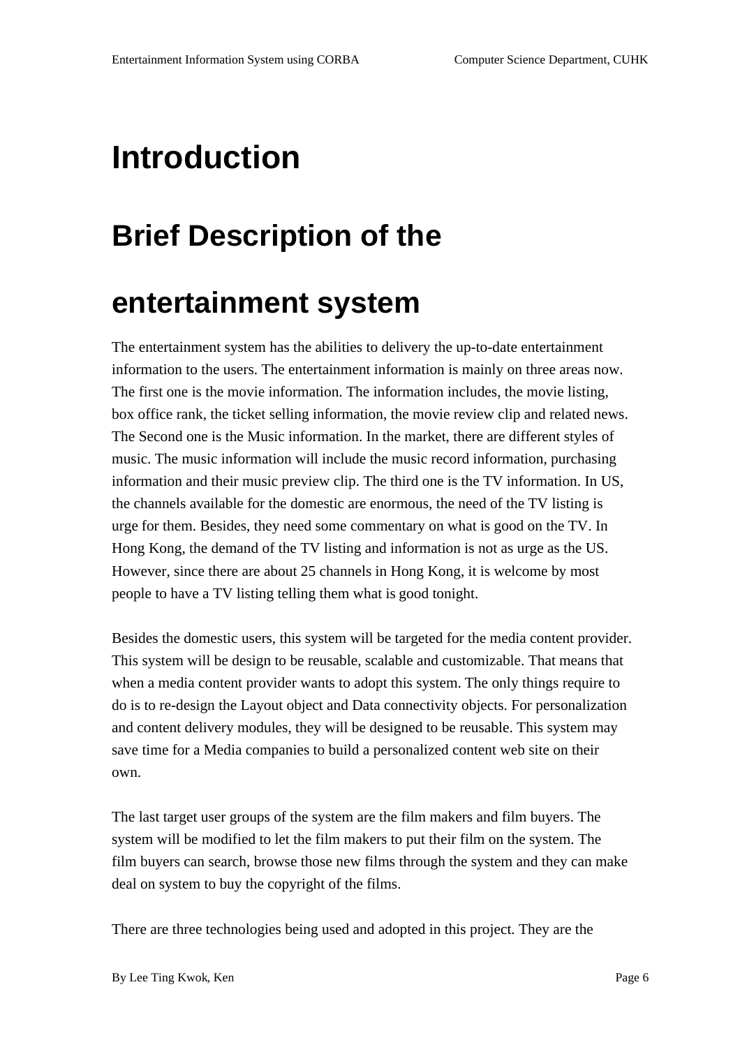# Introduction

## Brief Description of the entertainment system

The entertainment system has the abilities to delivery the up-to-date entertainment information to the users. The entertainment information is mainly on three areas now. The first one is the movie information. The information includes, the movie listing, box office rank, the ticket selling information, the movie review clip and related news. The Second one is the Music information. In the market, there are different styles of music. The music information will include the music record information, purchasing information and their music preview clip. The third one is the TV information. In US, the channels available for the domestic are enormous, the need of the TV listing is urge for them. Besides, they need some commentary on what is good on the TV. In Hong Kong, the demand of the TV listing and information is not as urge as the US. However, since there are about 25 channels in Hong Kong, it is welcome by most people to have a TV listing telling them what is good tonight.

Besides the domestic users, this system will be targeted for the media content provider. This system will be design to be reusable, scalable and customizable. That means that when a media content provider wants to adopt this system. The only things require to do is to re-design the Layout object and Data connectivity objects. For personalization and content delivery modules, they will be designed to be reusable. This system may save time for a Media companies to build a personalized content web site on their own.

The last target user groups of the system are the film makers and film buyers. The system will be modified to let the film makers to put their film on the system. The film buyers can search, browse those new films through the system and they can make deal on system to buy the copyright of the films.

There are three technologies being used and adopted in this project. They are the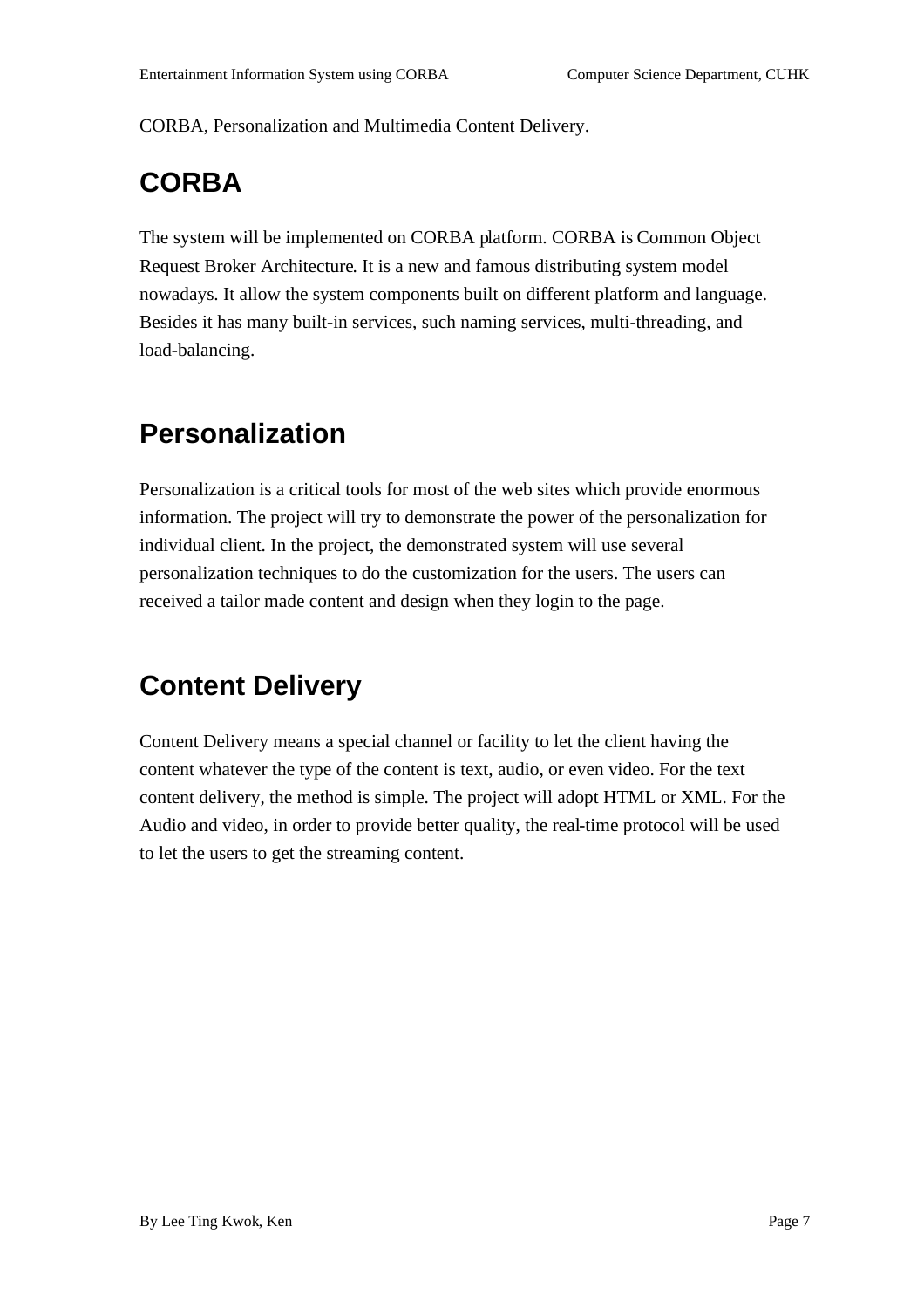CORBA, Personalization and Multimedia Content Delivery.

## CORBA

The system will be implemented on CORBA platform. CORBA is Common Object Request Broker Architecture. It is a new and famous distributing system model nowadays. It allow the system components built on different platform and language. Besides it has many built-in services, such naming services, multi-threading, and load-balancing.

## Personalization

Personalization is a critical tools for most of the web sites which provide enormous information. The project will try to demonstrate the power of the personalization for individual client. In the project, the demonstrated system will use several personalization techniques to do the customization for the users. The users can received a tailor made content and design when they login to the page.

## Content Delivery

Content Delivery means a special channel or facility to let the client having the content whatever the type of the content is text, audio, or even video. For the text content delivery, the method is simple. The project will adopt HTML or XML. For the Audio and video, in order to provide better quality, the real-time protocol will be used to let the users to get the streaming content.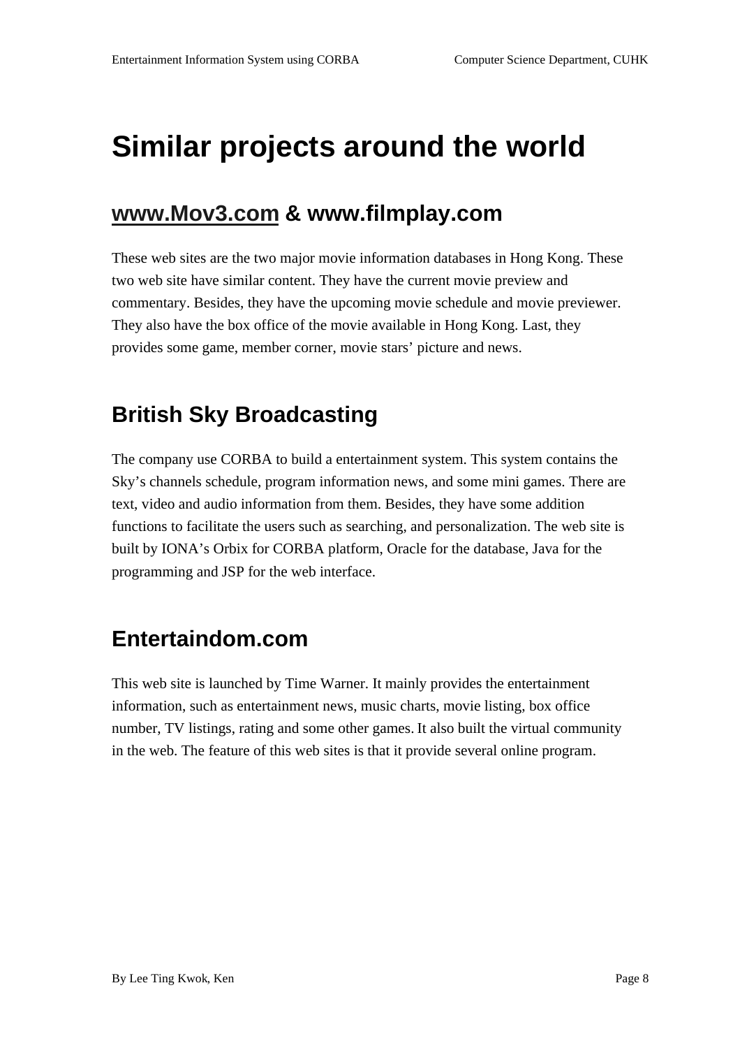# Similar projects around the world

## www.Mov3.com & www.filmplay.com

These web sites are the two major movie information databases in Hong Kong. These two web site have similar content. They have the current movie preview and commentary. Besides, they have the upcoming movie schedule and movie previewer. They also have the box office of the movie available in Hong Kong. Last, they provides some game, member corner, movie stars' picture and news.

## British Sky Broadcasting

The company use CORBA to build a entertainment system. This system contains the Sky's channels schedule, program information news, and some mini games. There are text, video and audio information from them. Besides, they have some addition functions to facilitate the users such as searching, and personalization. The web site is built by IONA's Orbix for CORBA platform, Oracle for the database, Java for the programming and JSP for the web interface.

## Entertaindom.com

This web site is launched by Time Warner. It mainly provides the entertainment information, such as entertainment news, music charts, movie listing, box office number, TV listings, rating and some other games. It also built the virtual community in the web. The feature of this web sites is that it provide several online program.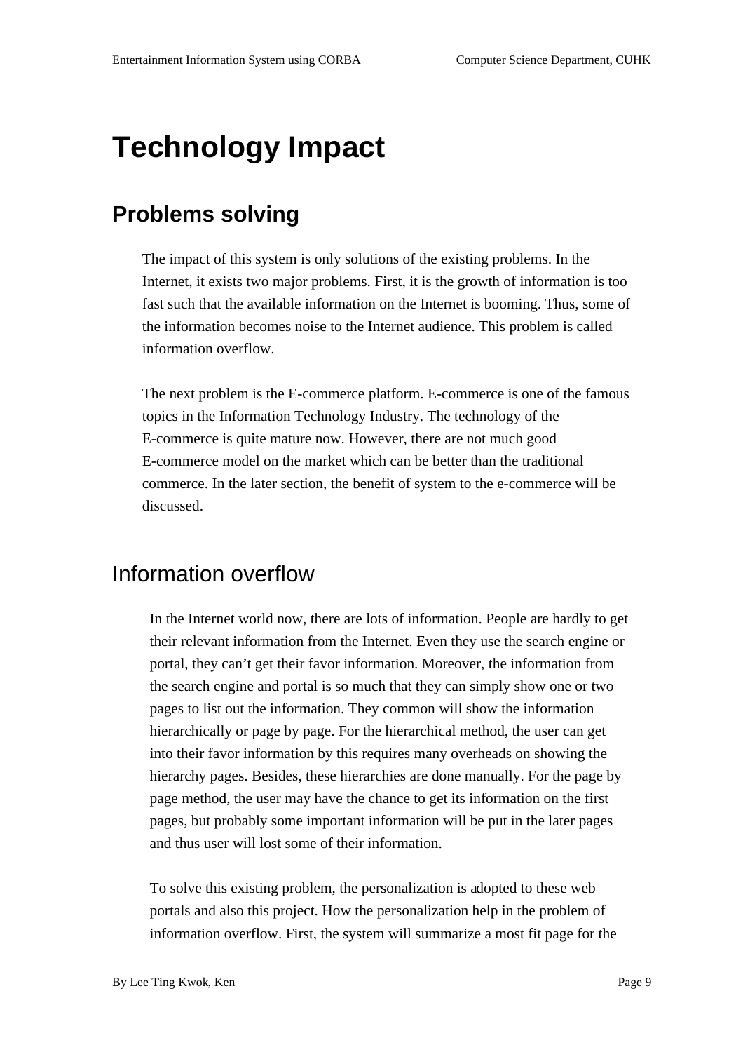# Technology Impact

## Problems solving

The impact of this system is only solutions of the existing problems. In the Internet, it exists two major problems. First, it is the growth of information is too fast such that the available information on the Internet is booming. Thus, some of the information becomes noise to the Internet audience. This problem is called information overflow.

The next problem is the E-commerce platform. E-commerce is one of the famous topics in the Information Technology Industry. The technology of the E-commerce is quite mature now. However, there are not much good E-commerce model on the market which can be better than the traditional commerce. In the later section, the benefit of system to the e-commerce will be discussed.

### Information overflow

In the Internet world now, there are lots of information. People are hardly to get their relevant information from the Internet. Even they use the search engine or portal, they can't get their favor information. Moreover, the information from the search engine and portal is so much that they can simply show one or two pages to list out the information. They common will show the information hierarchically or page by page. For the hierarchical method, the user can get into their favor information by this requires many overheads on showing the hierarchy pages. Besides, these hierarchies are done manually. For the page by page method, the user may have the chance to get its information on the first pages, but probably some important information will be put in the later pages and thus user will lost some of their information.

To solve this existing problem, the personalization is adopted to these web portals and also this project. How the personalization help in the problem of information overflow. First, the system will summarize a most fit page for the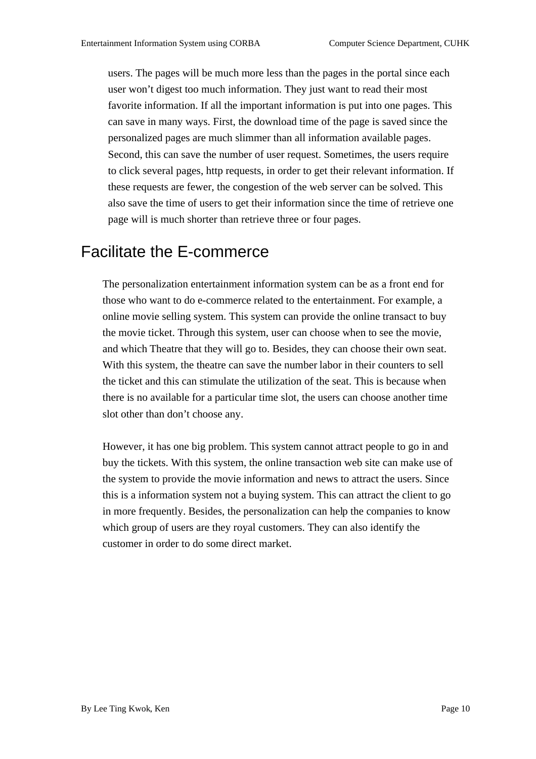users. The pages will be much more less than the pages in the portal since each user won't digest too much information. They just want to read their most favorite information. If all the important information is put into one pages. This can save in many ways. First, the download time of the page is saved since the personalized pages are much slimmer than all information available pages. Second, this can save the number of user request. Sometimes, the users require to click several pages, http requests, in order to get their relevant information. If these requests are fewer, the congestion of the web server can be solved. This also save the time of users to get their information since the time of retrieve one page will is much shorter than retrieve three or four pages.

## Facilitate the E-commerce

The personalization entertainment information system can be as a front end for those who want to do e-commerce related to the entertainment. For example, a online movie selling system. This system can provide the online transact to buy the movie ticket. Through this system, user can choose when to see the movie, and which Theatre that they will go to. Besides, they can choose their own seat. With this system, the theatre can save the number labor in their counters to sell the ticket and this can stimulate the utilization of the seat. This is because when there is no available for a particular time slot, the users can choose another time slot other than don't choose any.

However, it has one big problem. This system cannot attract people to go in and buy the tickets. With this system, the online transaction web site can make use of the system to provide the movie information and news to attract the users. Since this is a information system not a buying system. This can attract the client to go in more frequently. Besides, the personalization can help the companies to know which group of users are they royal customers. They can also identify the customer in order to do some direct market.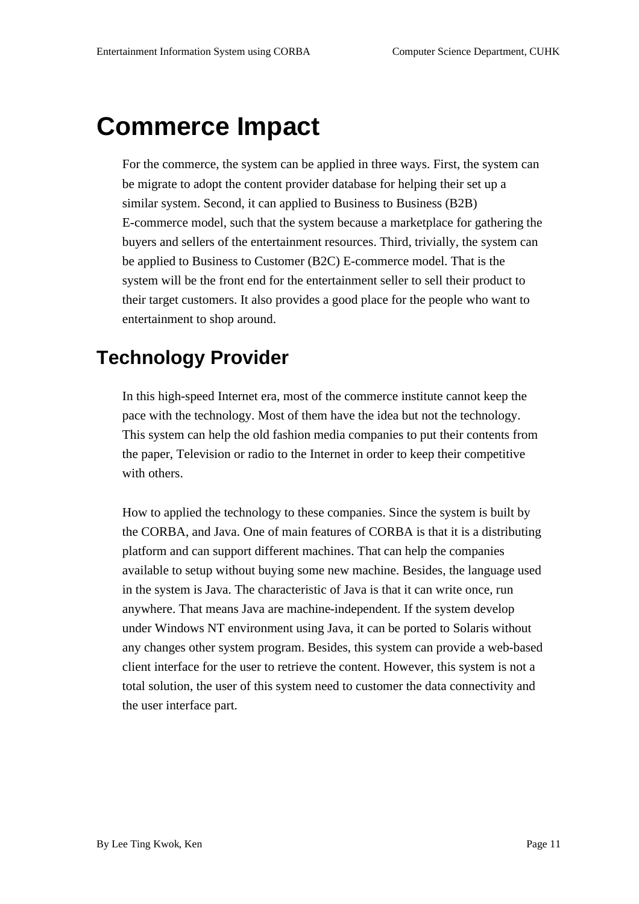# Commerce Impact

For the commerce, the system can be applied in three ways. First, the system can be migrate to adopt the content provider database for helping their set up a similar system. Second, it can applied to Business to Business (B2B) E-commerce model, such that the system because a marketplace for gathering the buyers and sellers of the entertainment resources. Third, trivially, the system can be applied to Business to Customer (B2C) E-commerce model. That is the system will be the front end for the entertainment seller to sell their product to their target customers. It also provides a good place for the people who want to entertainment to shop around.

## Technology Provider

In this high-speed Internet era, most of the commerce institute cannot keep the pace with the technology. Most of them have the idea but not the technology. This system can help the old fashion media companies to put their contents from the paper, Television or radio to the Internet in order to keep their competitive with others.

How to applied the technology to these companies. Since the system is built by the CORBA, and Java. One of main features of CORBA is that it is a distributing platform and can support different machines. That can help the companies available to setup without buying some new machine. Besides, the language used in the system is Java. The characteristic of Java is that it can write once, run anywhere. That means Java are machine-independent. If the system develop under Windows NT environment using Java, it can be ported to Solaris without any changes other system program. Besides, this system can provide a web-based client interface for the user to retrieve the content. However, this system is not a total solution, the user of this system need to customer the data connectivity and the user interface part.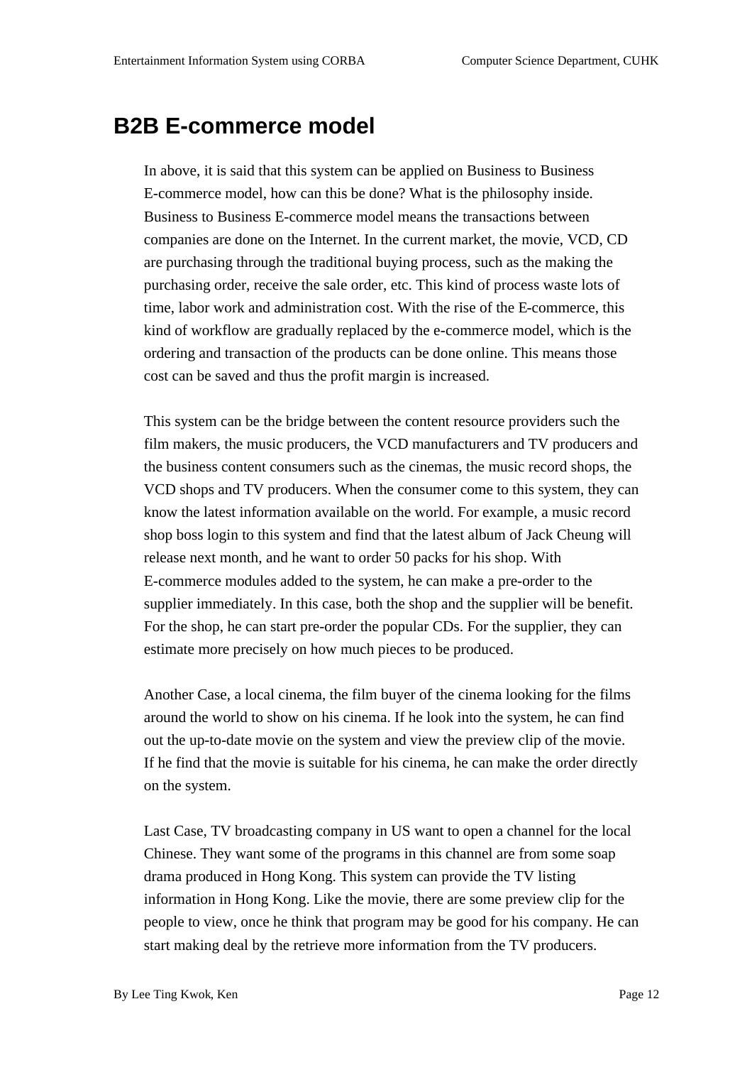# B2B E-commerce model

In above, it is said that this system can be applied on Business to Business E-commerce model, how can this be done? What is the philosophy inside. Business to Business E-commerce model means the transactions between companies are done on the Internet. In the current market, the movie, VCD, CD are purchasing through the traditional buying process, such as the making the purchasing order, receive the sale order, etc. This kind of process waste lots of time, labor work and administration cost. With the rise of the E-commerce, this kind of workflow are gradually replaced by the e-commerce model, which is the ordering and transaction of the products can be done online. This means those cost can be saved and thus the profit margin is increased.

This system can be the bridge between the content resource providers such the film makers, the music producers, the VCD manufacturers and TV producers and the business content consumers such as the cinemas, the music record shops, the VCD shops and TV producers. When the consumer come to this system, they can know the latest information available on the world. For example, a music record shop boss login to this system and find that the latest album of Jack Cheung will release next month, and he want to order 50 packs for his shop. With E-commerce modules added to the system, he can make a pre-order to the supplier immediately. In this case, both the shop and the supplier will be benefit. For the shop, he can start pre-order the popular CDs. For the supplier, they can estimate more precisely on how much pieces to be produced.

Another Case, a local cinema, the film buyer of the cinema looking for the films around the world to show on his cinema. If he look into the system, he can find out the up-to-date movie on the system and view the preview clip of the movie. If he find that the movie is suitable for his cinema, he can make the order directly on the system.

Last Case, TV broadcasting company in US want to open a channel for the local Chinese. They want some of the programs in this channel are from some soap drama produced in Hong Kong. This system can provide the TV listing information in Hong Kong. Like the movie, there are some preview clip for the people to view, once he think that program may be good for his company. He can start making deal by the retrieve more information from the TV producers.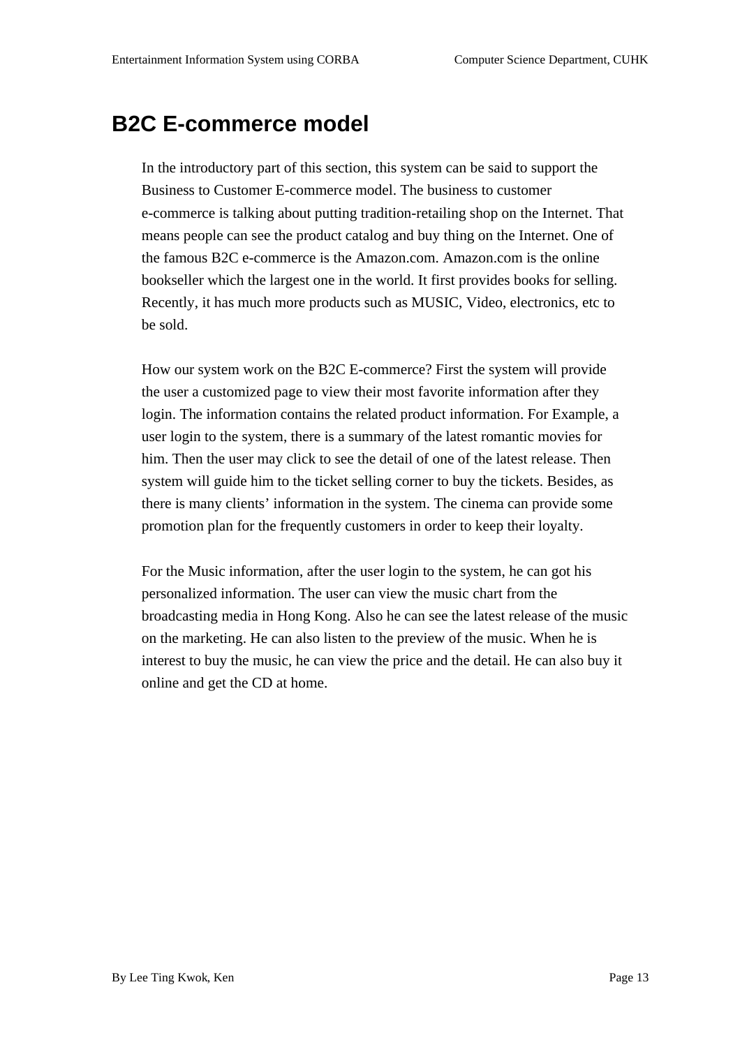# B2C E-commerce model

In the introductory part of this section, this system can be said to support the Business to Customer E-commerce model. The business to customer e-commerce is talking about putting tradition-retailing shop on the Internet. That means people can see the product catalog and buy thing on the Internet. One of the famous B2C e-commerce is the Amazon.com. Amazon.com is the online bookseller which the largest one in the world. It first provides books for selling. Recently, it has much more products such as MUSIC, Video, electronics, etc to be sold.

How our system work on the B2C E-commerce? First the system will provide the user a customized page to view their most favorite information after they login. The information contains the related product information. For Example, a user login to the system, there is a summary of the latest romantic movies for him. Then the user may click to see the detail of one of the latest release. Then system will guide him to the ticket selling corner to buy the tickets. Besides, as there is many clients' information in the system. The cinema can provide some promotion plan for the frequently customers in order to keep their loyalty.

For the Music information, after the user login to the system, he can got his personalized information. The user can view the music chart from the broadcasting media in Hong Kong. Also he can see the latest release of the music on the marketing. He can also listen to the preview of the music. When he is interest to buy the music, he can view the price and the detail. He can also buy it online and get the CD at home.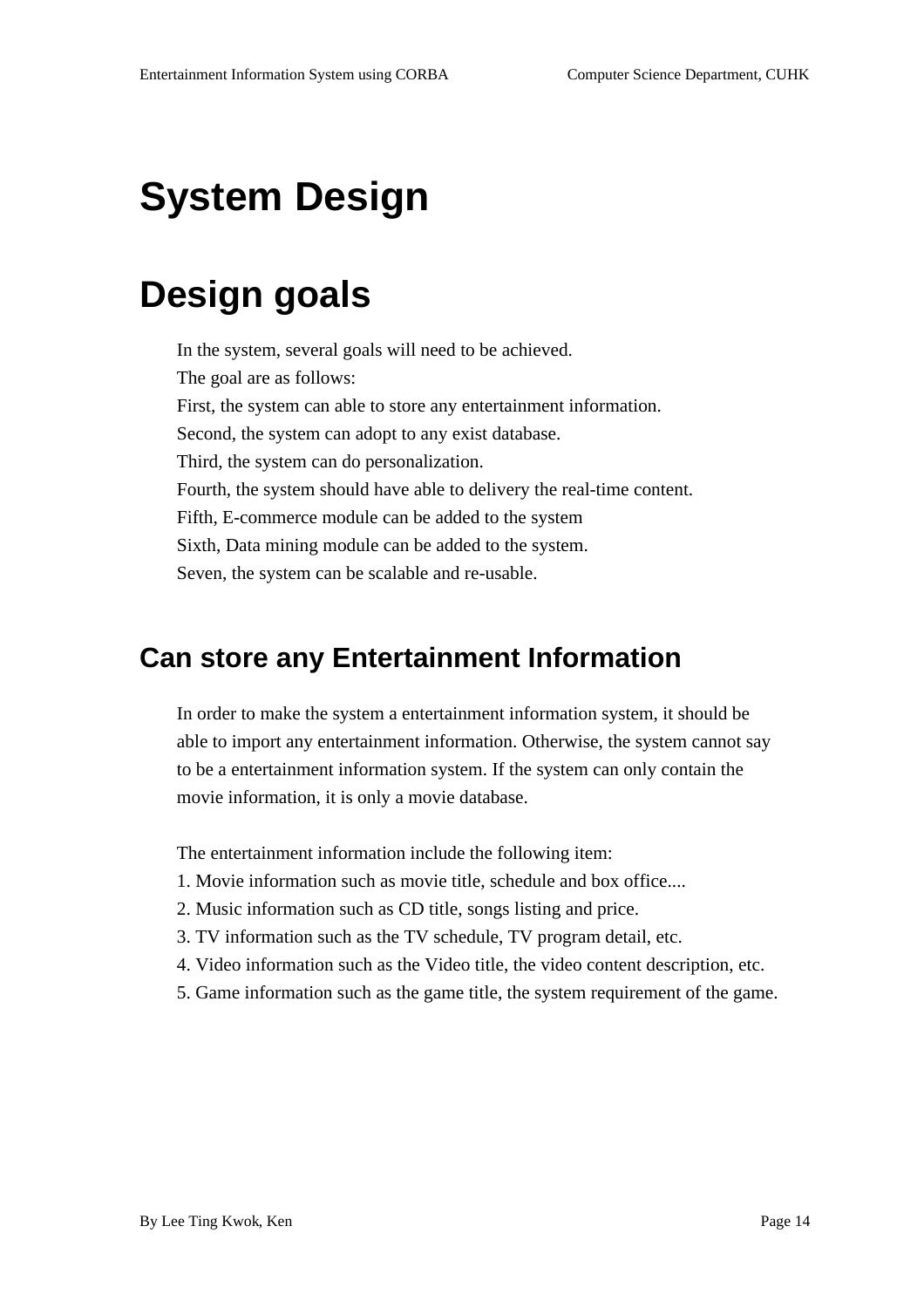# System Design

# Design goals

In the system, several goals will need to be achieved.
The goal are as follows:
First, the system can able to store any entertainment information.
Second, the system can adopt to any exist database.
Third, the system can do personalization.
Fourth, the system should have able to delivery the real-time content.
Fifth, E-commerce module can be added to the system
Sixth, Data mining module can be added to the system.
Seven, the system can be scalable and re-usable.

## Can store any Entertainment Information

In order to make the system a entertainment information system, it should be able to import any entertainment information. Otherwise, the system cannot say to be a entertainment information system. If the system can only contain the movie information, it is only a movie database.

The entertainment information include the following item:
1. Movie information such as movie title, schedule and box office....
2. Music information such as CD title, songs listing and price.
3. TV information such as the TV schedule, TV program detail, etc.
4. Video information such as the Video title, the video content description, etc.
5. Game information such as the game title, the system requirement of the game.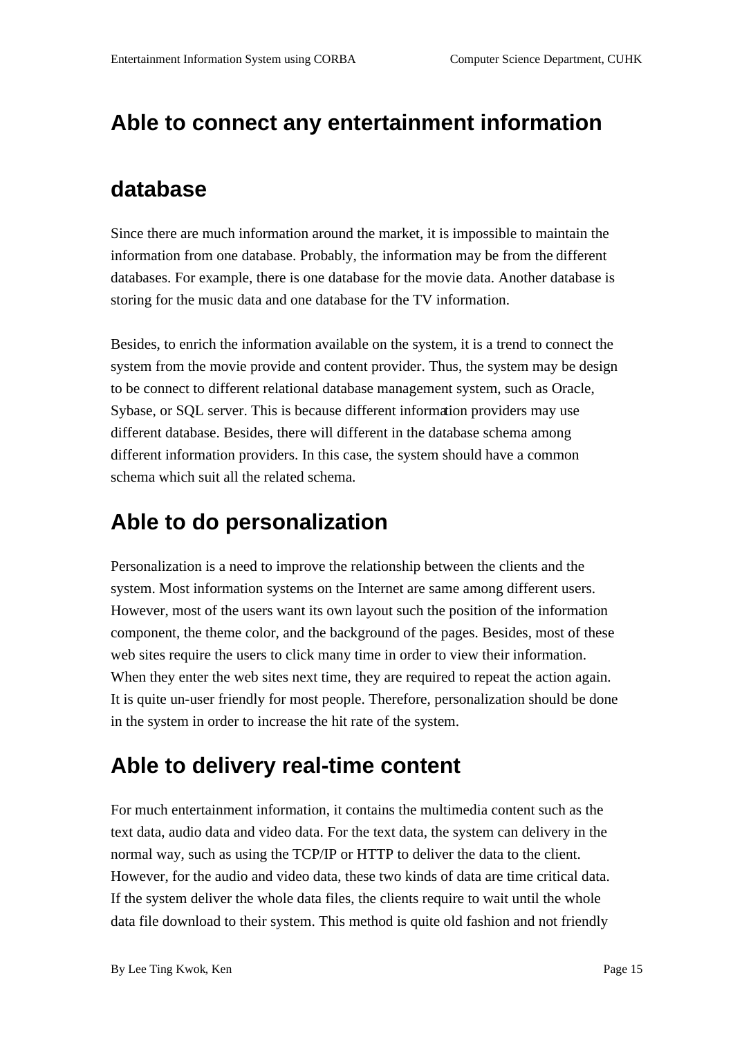## Able to connect any entertainment information database

Since there are much information around the market, it is impossible to maintain the information from one database. Probably, the information may be from the different databases. For example, there is one database for the movie data. Another database is storing for the music data and one database for the TV information.

Besides, to enrich the information available on the system, it is a trend to connect the system from the movie provide and content provider. Thus, the system may be design to be connect to different relational database management system, such as Oracle, Sybase, or SQL server. This is because different information providers may use different database. Besides, there will different in the database schema among different information providers. In this case, the system should have a common schema which suit all the related schema.

## Able to do personalization

Personalization is a need to improve the relationship between the clients and the system. Most information systems on the Internet are same among different users. However, most of the users want its own layout such the position of the information component, the theme color, and the background of the pages. Besides, most of these web sites require the users to click many time in order to view their information. When they enter the web sites next time, they are required to repeat the action again. It is quite un-user friendly for most people. Therefore, personalization should be done in the system in order to increase the hit rate of the system.

## Able to delivery real-time content

For much entertainment information, it contains the multimedia content such as the text data, audio data and video data. For the text data, the system can delivery in the normal way, such as using the TCP/IP or HTTP to deliver the data to the client. However, for the audio and video data, these two kinds of data are time critical data. If the system deliver the whole data files, the clients require to wait until the whole data file download to their system. This method is quite old fashion and not friendly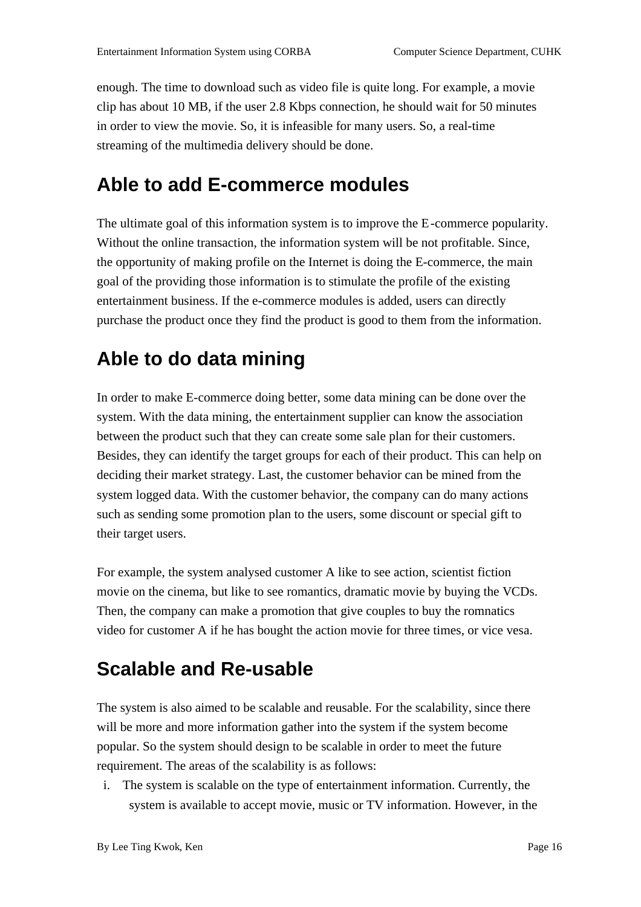enough. The time to download such as video file is quite long. For example, a movie clip has about 10 MB, if the user 2.8 Kbps connection, he should wait for 50 minutes in order to view the movie. So, it is infeasible for many users. So, a real-time streaming of the multimedia delivery should be done.

## Able to add E-commerce modules

The ultimate goal of this information system is to improve the E-commerce popularity. Without the online transaction, the information system will be not profitable. Since, the opportunity of making profile on the Internet is doing the E-commerce, the main goal of the providing those information is to stimulate the profile of the existing entertainment business. If the e-commerce modules is added, users can directly purchase the product once they find the product is good to them from the information.

## Able to do data mining

In order to make E-commerce doing better, some data mining can be done over the system. With the data mining, the entertainment supplier can know the association between the product such that they can create some sale plan for their customers. Besides, they can identify the target groups for each of their product. This can help on deciding their market strategy. Last, the customer behavior can be mined from the system logged data. With the customer behavior, the company can do many actions such as sending some promotion plan to the users, some discount or special gift to their target users.

For example, the system analysed customer A like to see action, scientist fiction movie on the cinema, but like to see romantics, dramatic movie by buying the VCDs. Then, the company can make a promotion that give couples to buy the romnatics video for customer A if he has bought the action movie for three times, or vice vesa.

## Scalable and Re-usable

The system is also aimed to be scalable and reusable. For the scalability, since there will be more and more information gather into the system if the system become popular. So the system should design to be scalable in order to meet the future requirement. The areas of the scalability is as follows:

i. The system is scalable on the type of entertainment information. Currently, the system is available to accept movie, music or TV information. However, in the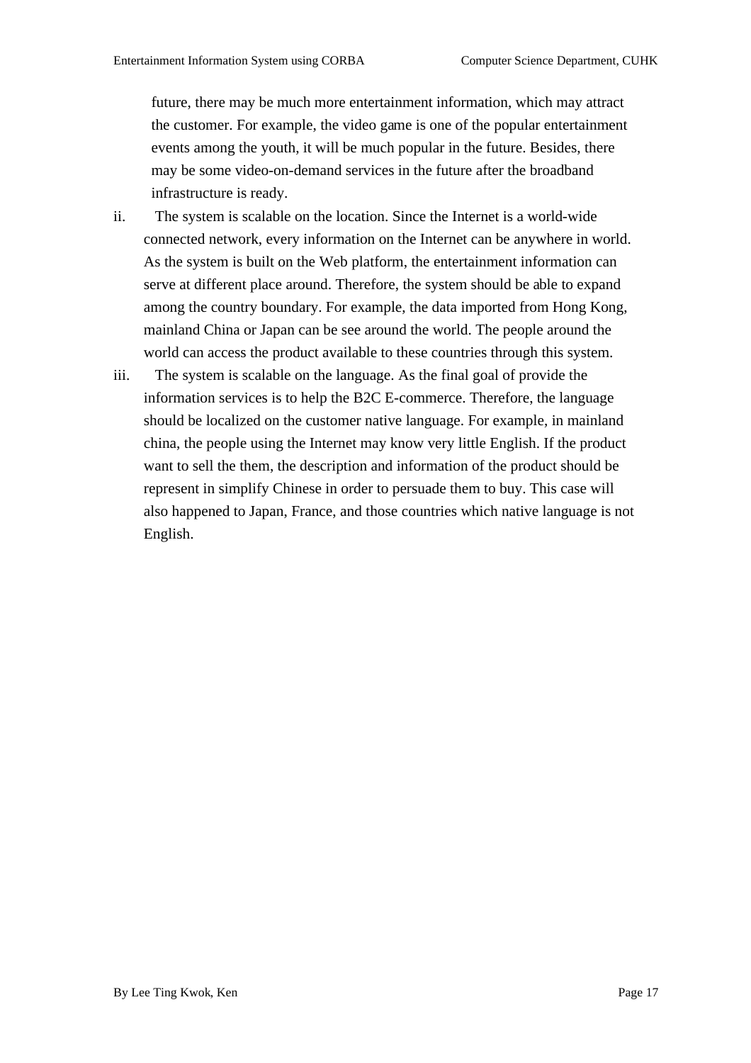future, there may be much more entertainment information, which may attract the customer. For example, the video game is one of the popular entertainment events among the youth, it will be much popular in the future. Besides, there may be some video-on-demand services in the future after the broadband infrastructure is ready.

ii. The system is scalable on the location. Since the Internet is a world-wide connected network, every information on the Internet can be anywhere in world. As the system is built on the Web platform, the entertainment information can serve at different place around. Therefore, the system should be able to expand among the country boundary. For example, the data imported from Hong Kong, mainland China or Japan can be see around the world. The people around the world can access the product available to these countries through this system.

iii. The system is scalable on the language. As the final goal of provide the information services is to help the B2C E-commerce. Therefore, the language should be localized on the customer native language. For example, in mainland china, the people using the Internet may know very little English. If the product want to sell the them, the description and information of the product should be represent in simplify Chinese in order to persuade them to buy. This case will also happened to Japan, France, and those countries which native language is not English.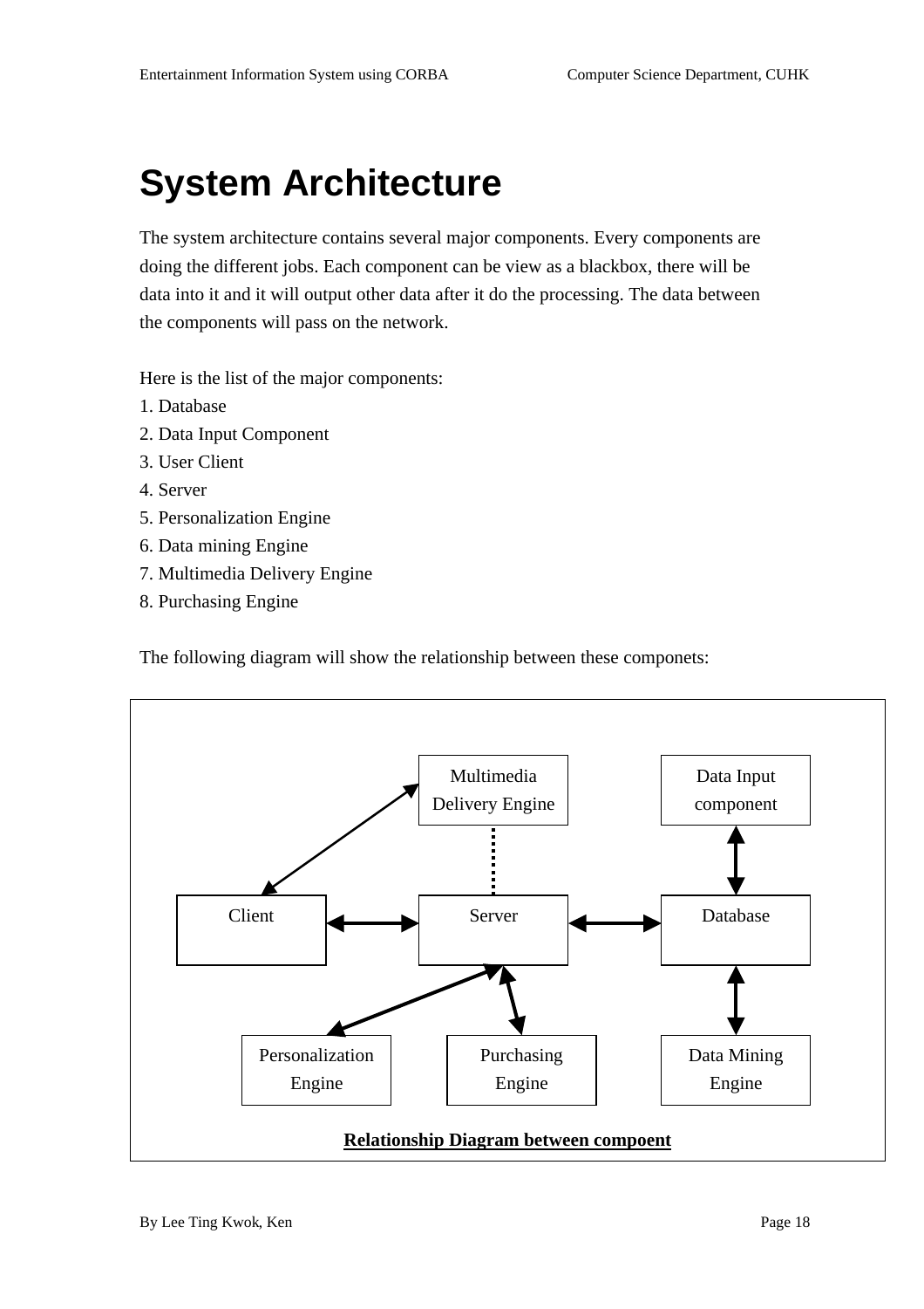# System Architecture

The system architecture contains several major components. Every components are doing the different jobs. Each component can be view as a blackbox, there will be data into it and it will output other data after it do the processing. The data between the components will pass on the network.

Here is the list of the major components:
1. Database
2. Data Input Component
3. User Client
4. Server
5. Personalization Engine
6. Data mining Engine
7. Multimedia Delivery Engine
8. Purchasing Engine

The following diagram will show the relationship between these componets:

Multimedia Delivery Engine

Data Input component

Client

Server

Database

Personalization Engine

Purchasing Engine

Data Mining Engine

**Relationship Diagram between compoent**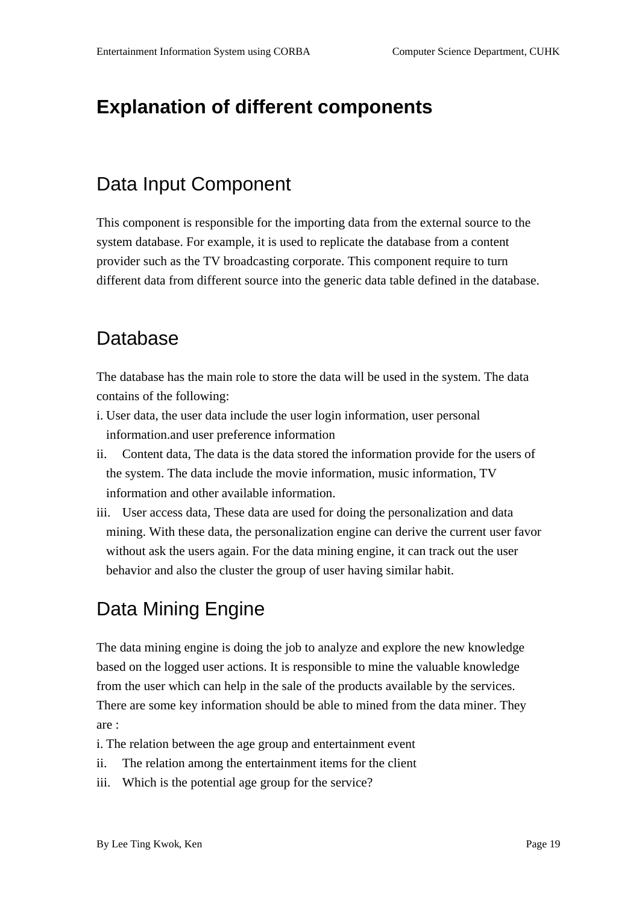# Explanation of different components

## Data Input Component

This component is responsible for the importing data from the external source to the system database. For example, it is used to replicate the database from a content provider such as the TV broadcasting corporate. This component require to turn different data from different source into the generic data table defined in the database.

## Database

The database has the main role to store the data will be used in the system. The data contains of the following:

i. User data, the user data include the user login information, user personal information.and user preference information

ii. Content data, The data is the data stored the information provide for the users of the system. The data include the movie information, music information, TV information and other available information.

iii. User access data, These data are used for doing the personalization and data mining. With these data, the personalization engine can derive the current user favor without ask the users again. For the data mining engine, it can track out the user behavior and also the cluster the group of user having similar habit.

## Data Mining Engine

The data mining engine is doing the job to analyze and explore the new knowledge based on the logged user actions. It is responsible to mine the valuable knowledge from the user which can help in the sale of the products available by the services. There are some key information should be able to mined from the data miner. They are :

i. The relation between the age group and entertainment event

ii. The relation among the entertainment items for the client

iii. Which is the potential age group for the service?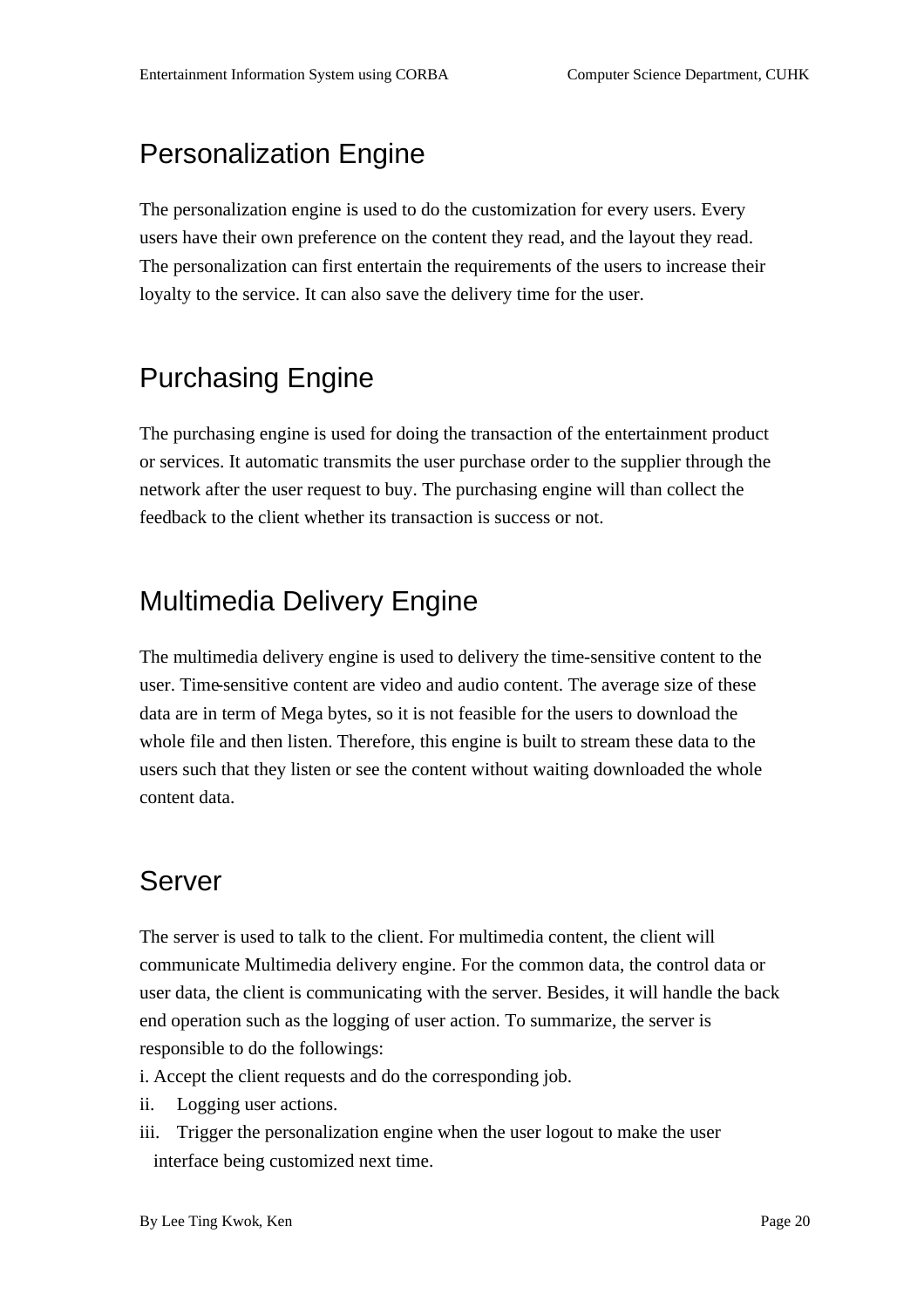## Personalization Engine

The personalization engine is used to do the customization for every users. Every users have their own preference on the content they read, and the layout they read. The personalization can first entertain the requirements of the users to increase their loyalty to the service. It can also save the delivery time for the user.

## Purchasing Engine

The purchasing engine is used for doing the transaction of the entertainment product or services. It automatic transmits the user purchase order to the supplier through the network after the user request to buy. The purchasing engine will than collect the feedback to the client whether its transaction is success or not.

## Multimedia Delivery Engine

The multimedia delivery engine is used to delivery the time-sensitive content to the user. Time-sensitive content are video and audio content. The average size of these data are in term of Mega bytes, so it is not feasible for the users to download the whole file and then listen. Therefore, this engine is built to stream these data to the users such that they listen or see the content without waiting downloaded the whole content data.

## Server

The server is used to talk to the client. For multimedia content, the client will communicate Multimedia delivery engine. For the common data, the control data or user data, the client is communicating with the server. Besides, it will handle the back end operation such as the logging of user action. To summarize, the server is responsible to do the followings:

i. Accept the client requests and do the corresponding job.
ii. Logging user actions.
iii. Trigger the personalization engine when the user logout to make the user interface being customized next time.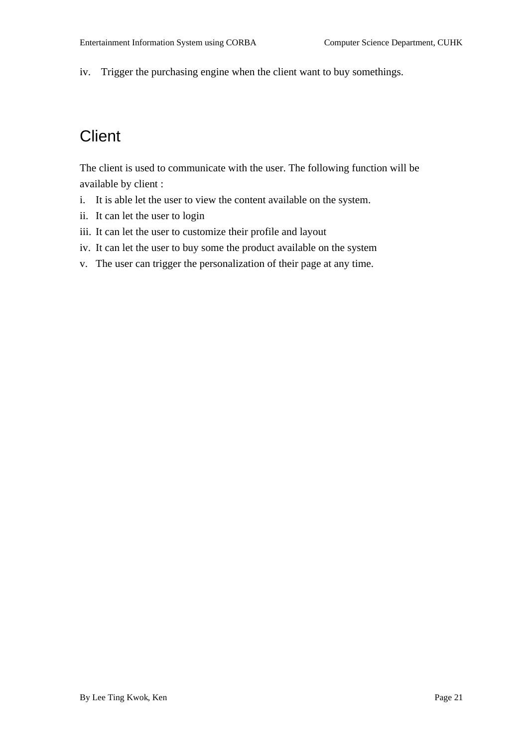iv. Trigger the purchasing engine when the client want to buy somethings.

## Client

The client is used to communicate with the user. The following function will be available by client :

i. It is able let the user to view the content available on the system.
ii. It can let the user to login
iii. It can let the user to customize their profile and layout
iv. It can let the user to buy some the product available on the system
v. The user can trigger the personalization of their page at any time.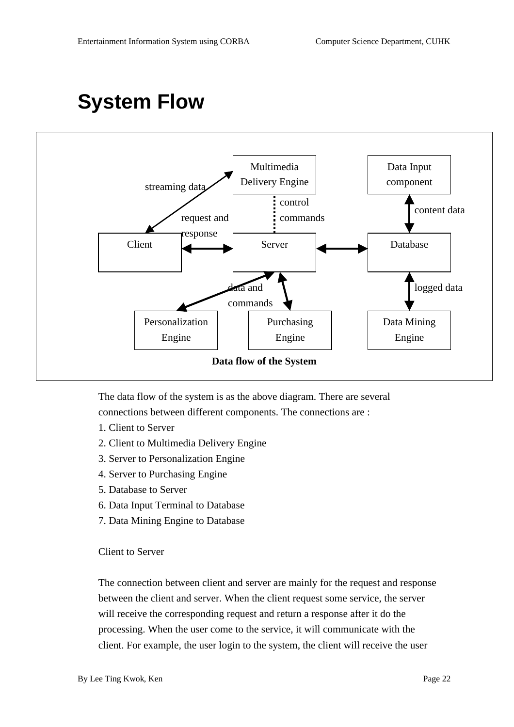# System Flow

Data flow of the System

The data flow of the system is as the above diagram. There are several connections between different components. The connections are :

1. Client to Server
2. Client to Multimedia Delivery Engine
3. Server to Personalization Engine
4. Server to Purchasing Engine
5. Database to Server
6. Data Input Terminal to Database
7. Data Mining Engine to Database

Client to Server

The connection between client and server are mainly for the request and response between the client and server. When the client request some service, the server will receive the corresponding request and return a response after it do the processing. When the user come to the service, it will communicate with the client. For example, the user login to the system, the client will receive the user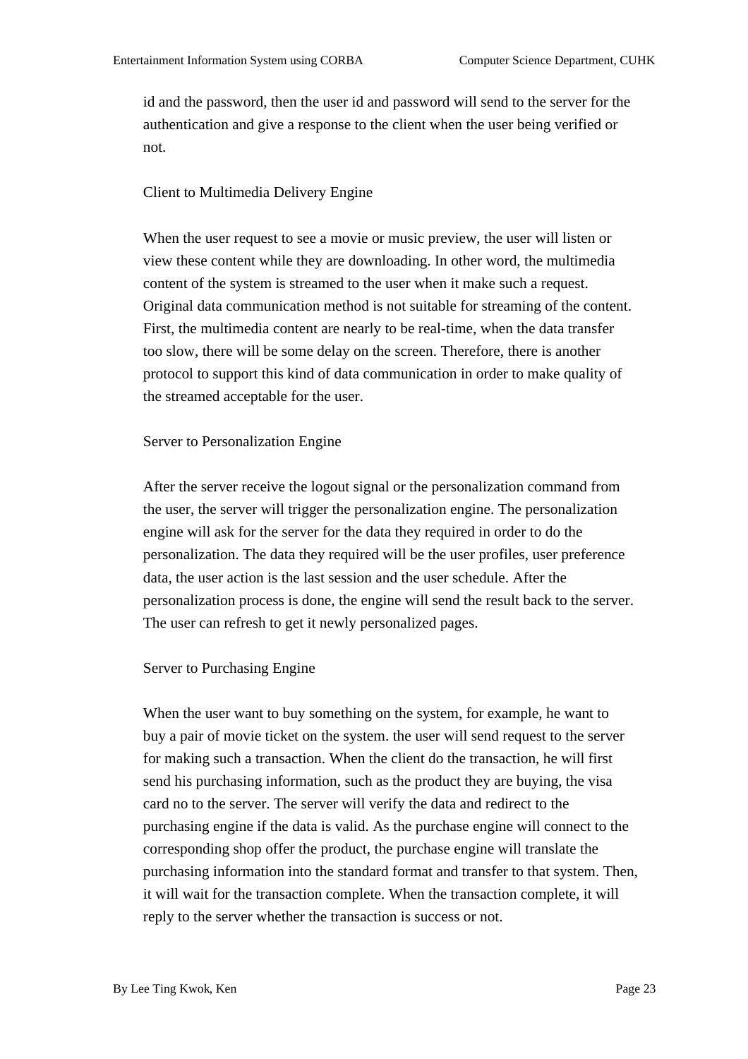id and the password, then the user id and password will send to the server for the authentication and give a response to the client when the user being verified or not.

Client to Multimedia Delivery Engine

When the user request to see a movie or music preview, the user will listen or view these content while they are downloading. In other word, the multimedia content of the system is streamed to the user when it make such a request. Original data communication method is not suitable for streaming of the content. First, the multimedia content are nearly to be real-time, when the data transfer too slow, there will be some delay on the screen. Therefore, there is another protocol to support this kind of data communication in order to make quality of the streamed acceptable for the user.

Server to Personalization Engine

After the server receive the logout signal or the personalization command from the user, the server will trigger the personalization engine. The personalization engine will ask for the server for the data they required in order to do the personalization. The data they required will be the user profiles, user preference data, the user action is the last session and the user schedule. After the personalization process is done, the engine will send the result back to the server. The user can refresh to get it newly personalized pages.

Server to Purchasing Engine

When the user want to buy something on the system, for example, he want to buy a pair of movie ticket on the system. the user will send request to the server for making such a transaction. When the client do the transaction, he will first send his purchasing information, such as the product they are buying, the visa card no to the server. The server will verify the data and redirect to the purchasing engine if the data is valid. As the purchase engine will connect to the corresponding shop offer the product, the purchase engine will translate the purchasing information into the standard format and transfer to that system. Then, it will wait for the transaction complete. When the transaction complete, it will reply to the server whether the transaction is success or not.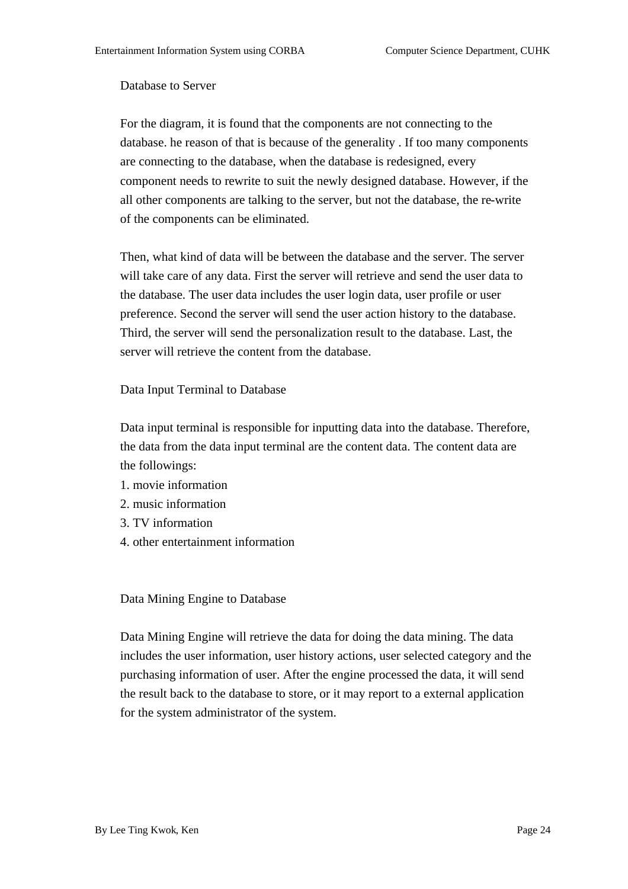### Database to Server

For the diagram, it is found that the components are not connecting to the database. he reason of that is because of the generality . If too many components are connecting to the database, when the database is redesigned, every component needs to rewrite to suit the newly designed database. However, if the all other components are talking to the server, but not the database, the re-write of the components can be eliminated.

Then, what kind of data will be between the database and the server. The server will take care of any data. First the server will retrieve and send the user data to the database. The user data includes the user login data, user profile or user preference. Second the server will send the user action history to the database. Third, the server will send the personalization result to the database. Last, the server will retrieve the content from the database.

### Data Input Terminal to Database

Data input terminal is responsible for inputting data into the database. Therefore, the data from the data input terminal are the content data. The content data are the followings:

1. movie information
2. music information
3. TV information
4. other entertainment information

### Data Mining Engine to Database

Data Mining Engine will retrieve the data for doing the data mining. The data includes the user information, user history actions, user selected category and the purchasing information of user. After the engine processed the data, it will send the result back to the database to store, or it may report to a external application for the system administrator of the system.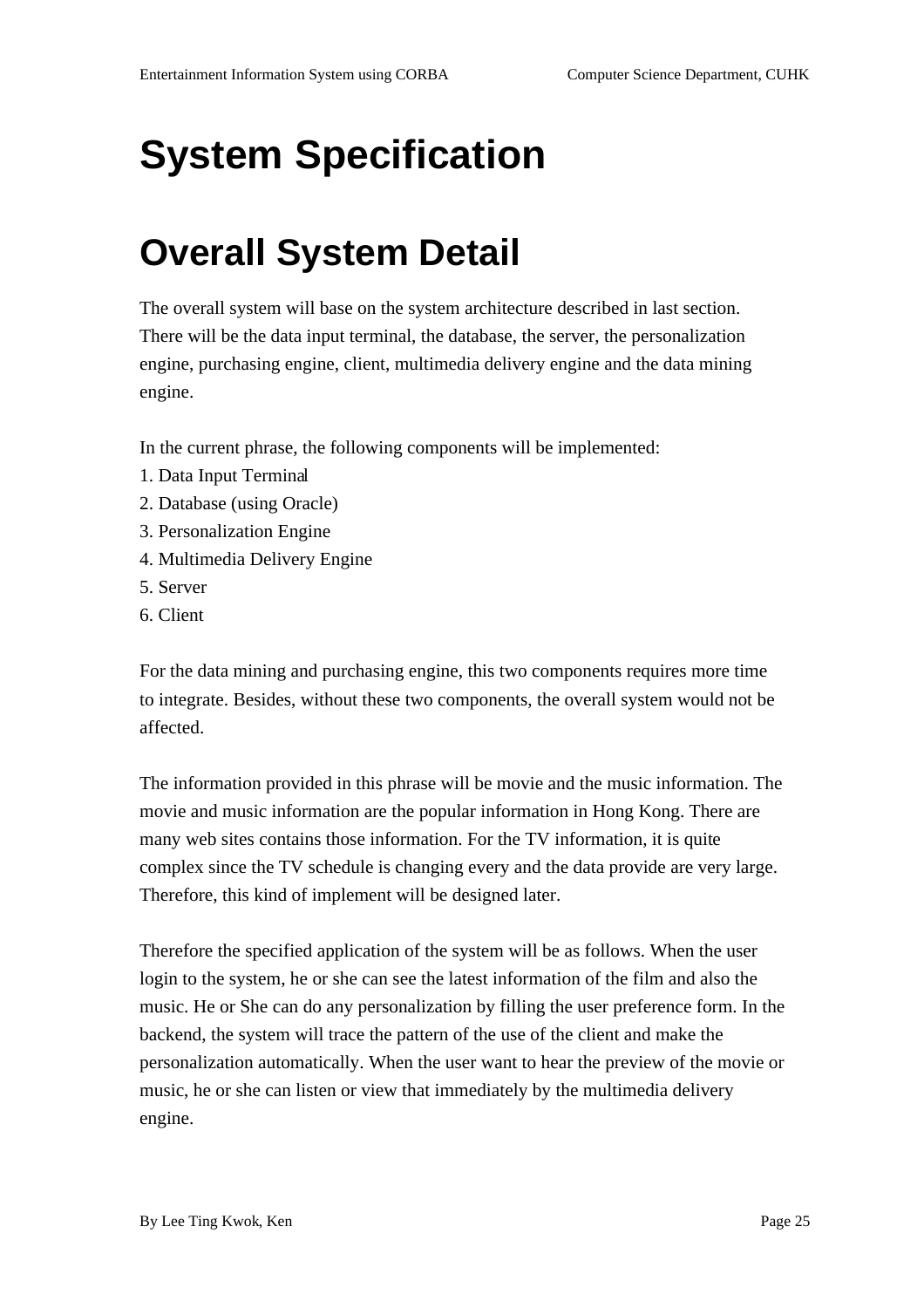# System Specification

# Overall System Detail

The overall system will base on the system architecture described in last section. There will be the data input terminal, the database, the server, the personalization engine, purchasing engine, client, multimedia delivery engine and the data mining engine.

In the current phrase, the following components will be implemented:

1. Data Input Terminal
2. Database (using Oracle)
3. Personalization Engine
4. Multimedia Delivery Engine
5. Server
6. Client

For the data mining and purchasing engine, this two components requires more time to integrate. Besides, without these two components, the overall system would not be affected.

The information provided in this phrase will be movie and the music information. The movie and music information are the popular information in Hong Kong. There are many web sites contains those information. For the TV information, it is quite complex since the TV schedule is changing every and the data provide are very large. Therefore, this kind of implement will be designed later.

Therefore the specified application of the system will be as follows. When the user login to the system, he or she can see the latest information of the film and also the music. He or She can do any personalization by filling the user preference form. In the backend, the system will trace the pattern of the use of the client and make the personalization automatically. When the user want to hear the preview of the movie or music, he or she can listen or view that immediately by the multimedia delivery engine.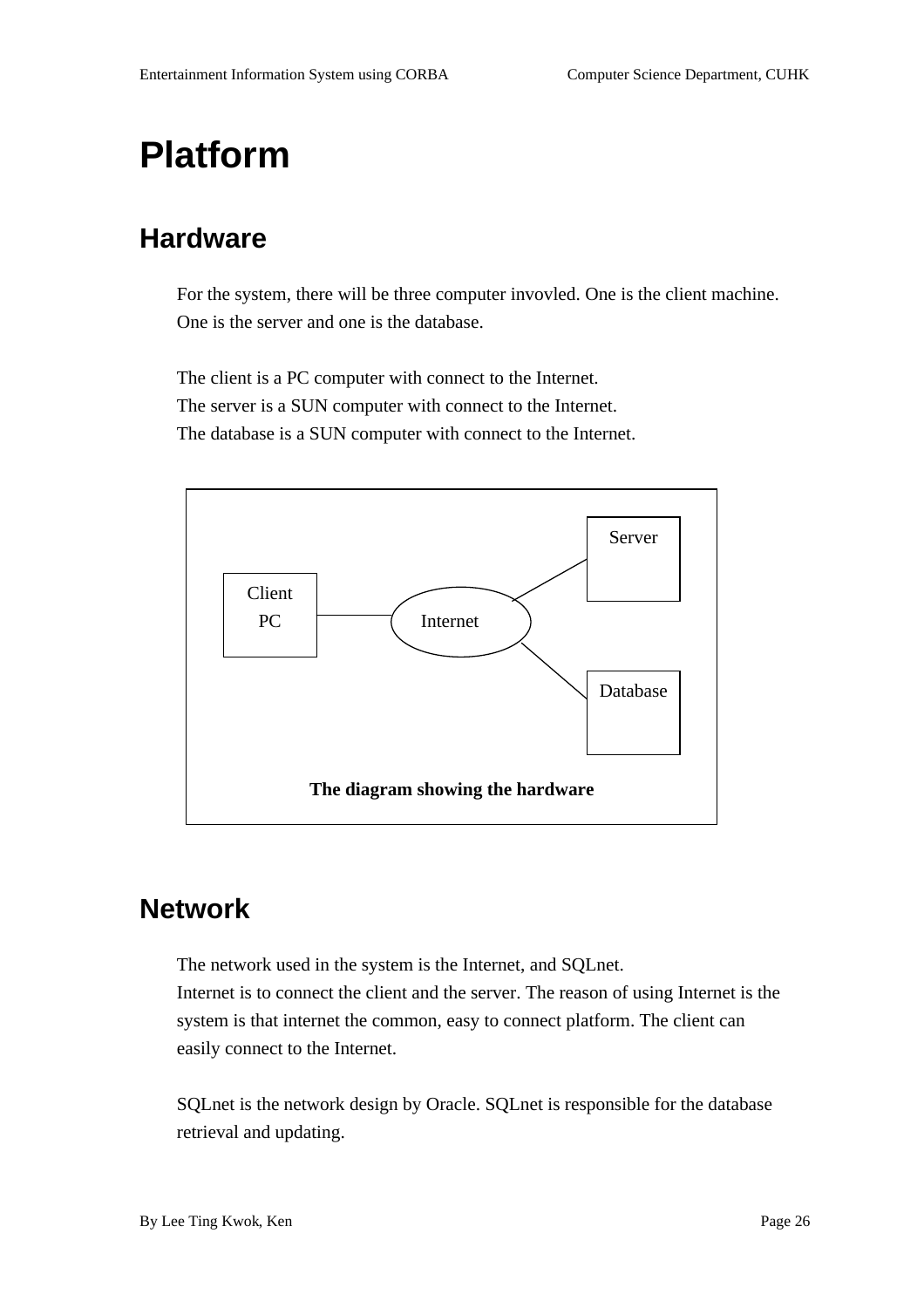# Platform

## Hardware

For the system, there will be three computer invovled. One is the client machine. One is the server and one is the database.

The client is a PC computer with connect to the Internet.
The server is a SUN computer with connect to the Internet.
The database is a SUN computer with connect to the Internet.

Server

Client PC

Internet

Database

**The diagram showing the hardware**

## Network

The network used in the system is the Internet, and SQLnet.
Internet is to connect the client and the server. The reason of using Internet is the system is that internet the common, easy to connect platform. The client can easily connect to the Internet.

SQLnet is the network design by Oracle. SQLnet is responsible for the database retrieval and updating.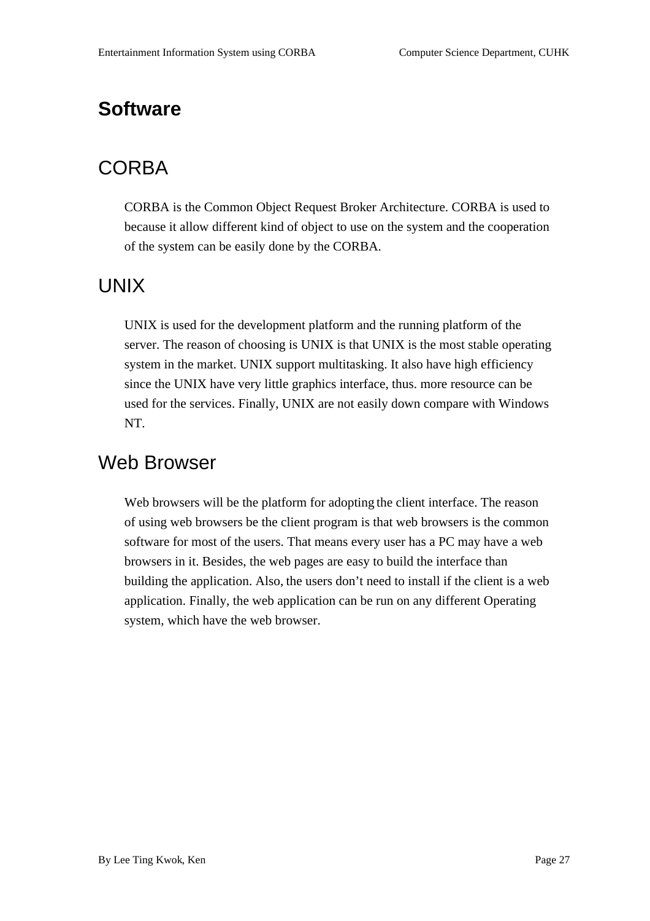# Software

## CORBA

CORBA is the Common Object Request Broker Architecture. CORBA is used to because it allow different kind of object to use on the system and the cooperation of the system can be easily done by the CORBA.

## UNIX

UNIX is used for the development platform and the running platform of the server. The reason of choosing is UNIX is that UNIX is the most stable operating system in the market. UNIX support multitasking. It also have high efficiency since the UNIX have very little graphics interface, thus. more resource can be used for the services. Finally, UNIX are not easily down compare with Windows NT.

## Web Browser

Web browsers will be the platform for adopting the client interface. The reason of using web browsers be the client program is that web browsers is the common software for most of the users. That means every user has a PC may have a web browsers in it. Besides, the web pages are easy to build the interface than building the application. Also, the users don't need to install if the client is a web application. Finally, the web application can be run on any different Operating system, which have the web browser.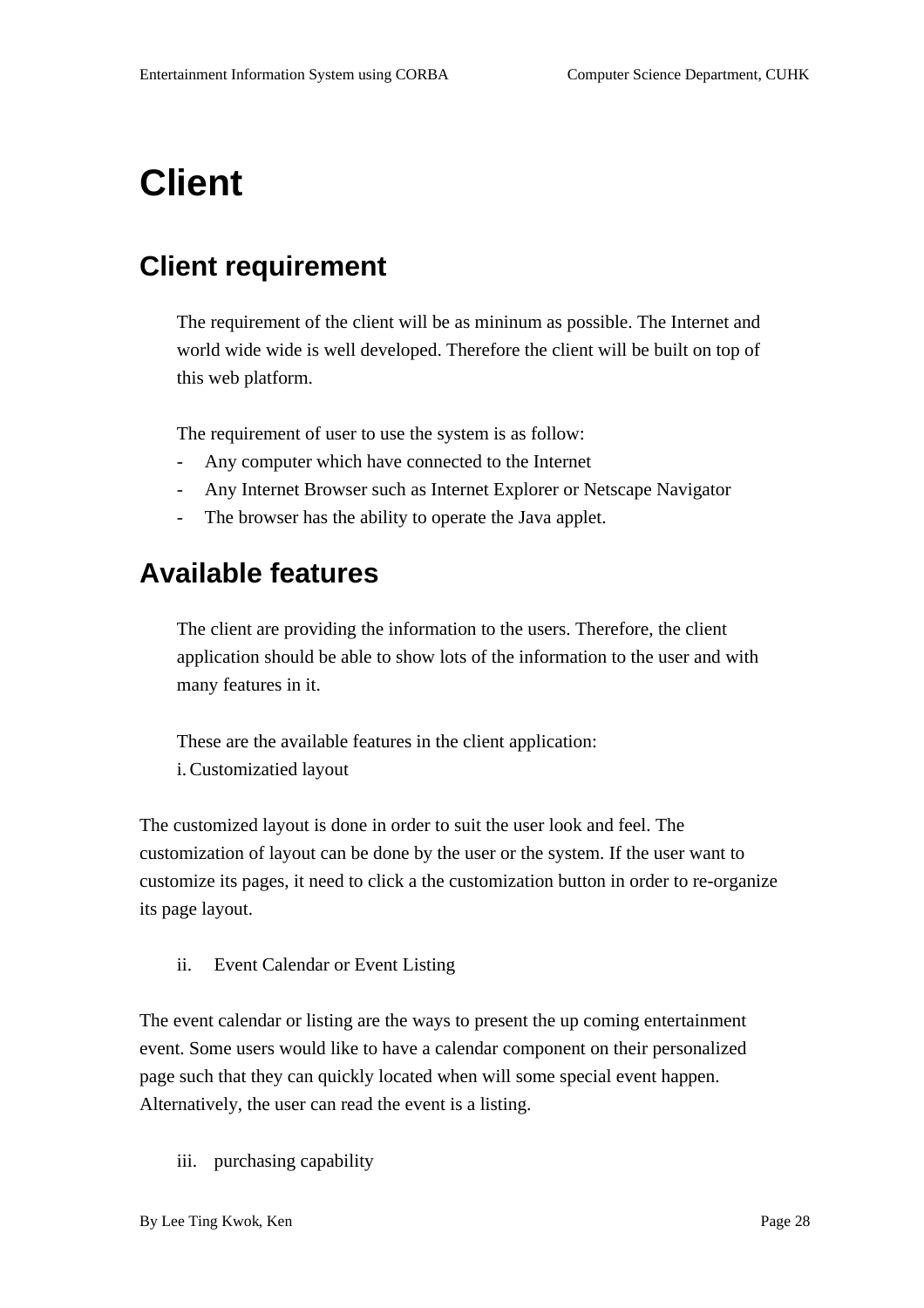# Client

## Client requirement

The requirement of the client will be as mininum as possible. The Internet and world wide wide is well developed. Therefore the client will be built on top of this web platform.

The requirement of user to use the system is as follow:

- Any computer which have connected to the Internet
- Any Internet Browser such as Internet Explorer or Netscape Navigator
- The browser has the ability to operate the Java applet.

## Available features

The client are providing the information to the users. Therefore, the client application should be able to show lots of the information to the user and with many features in it.

These are the available features in the client application:

i. Customizatied layout

The customized layout is done in order to suit the user look and feel. The customization of layout can be done by the user or the system. If the user want to customize its pages, it need to click a the customization button in order to re-organize its page layout.

ii. Event Calendar or Event Listing

The event calendar or listing are the ways to present the up coming entertainment event. Some users would like to have a calendar component on their personalized page such that they can quickly located when will some special event happen. Alternatively, the user can read the event is a listing.

iii. purchasing capability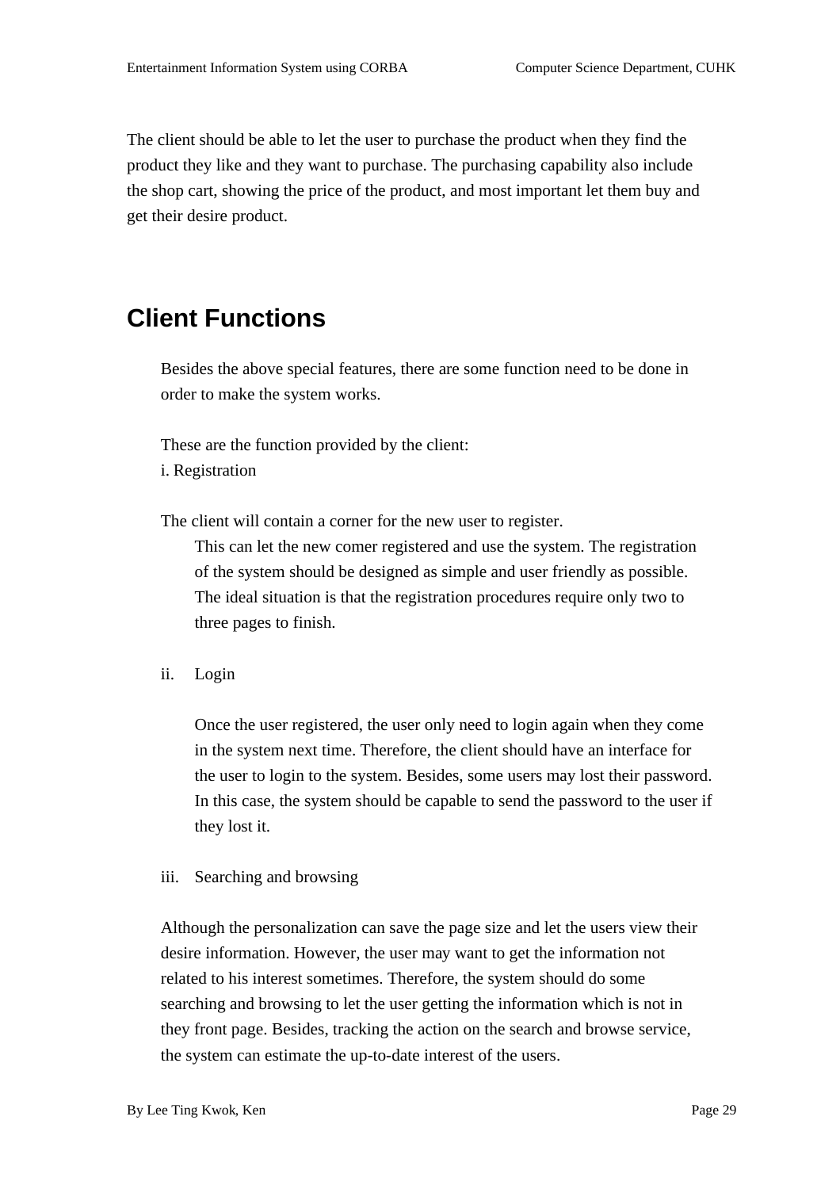The client should be able to let the user to purchase the product when they find the product they like and they want to purchase. The purchasing capability also include the shop cart, showing the price of the product, and most important let them buy and get their desire product.

## Client Functions

Besides the above special features, there are some function need to be done in order to make the system works.

These are the function provided by the client:

i. Registration

The client will contain a corner for the new user to register.

This can let the new comer registered and use the system. The registration of the system should be designed as simple and user friendly as possible. The ideal situation is that the registration procedures require only two to three pages to finish.

ii. Login

Once the user registered, the user only need to login again when they come in the system next time. Therefore, the client should have an interface for the user to login to the system. Besides, some users may lost their password. In this case, the system should be capable to send the password to the user if they lost it.

iii. Searching and browsing

Although the personalization can save the page size and let the users view their desire information. However, the user may want to get the information not related to his interest sometimes. Therefore, the system should do some searching and browsing to let the user getting the information which is not in they front page. Besides, tracking the action on the search and browse service, the system can estimate the up-to-date interest of the users.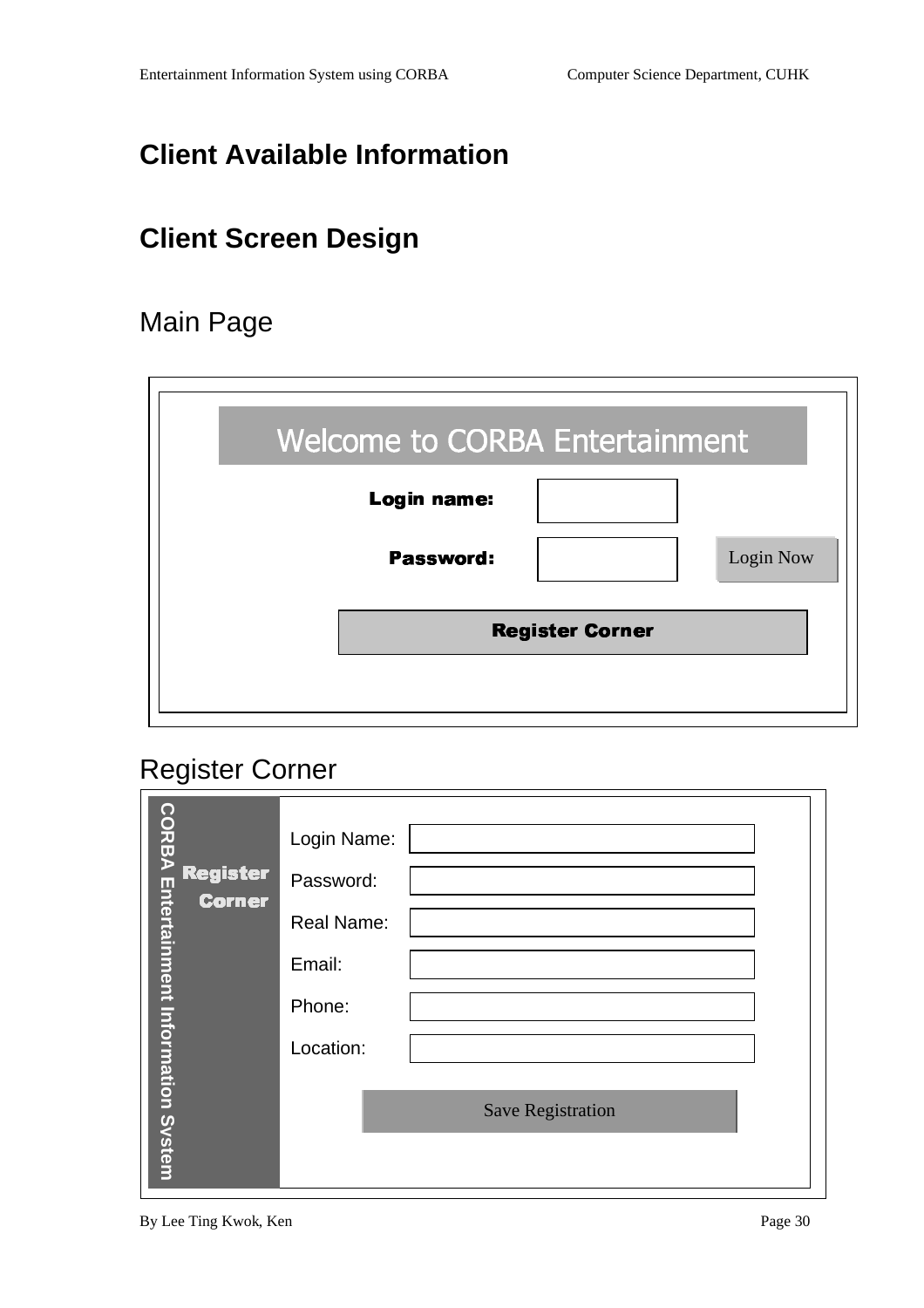# Client Available Information

# Client Screen Design

## Main Page

Welcome to CORBA Entertainment

Login name:

Password:

Login Now

Register Corner

## Register Corner

CORBA Entertainment Information System

Register Corner

Login Name:

Password:

Real Name:

Email:

Phone:

Location:

Save Registration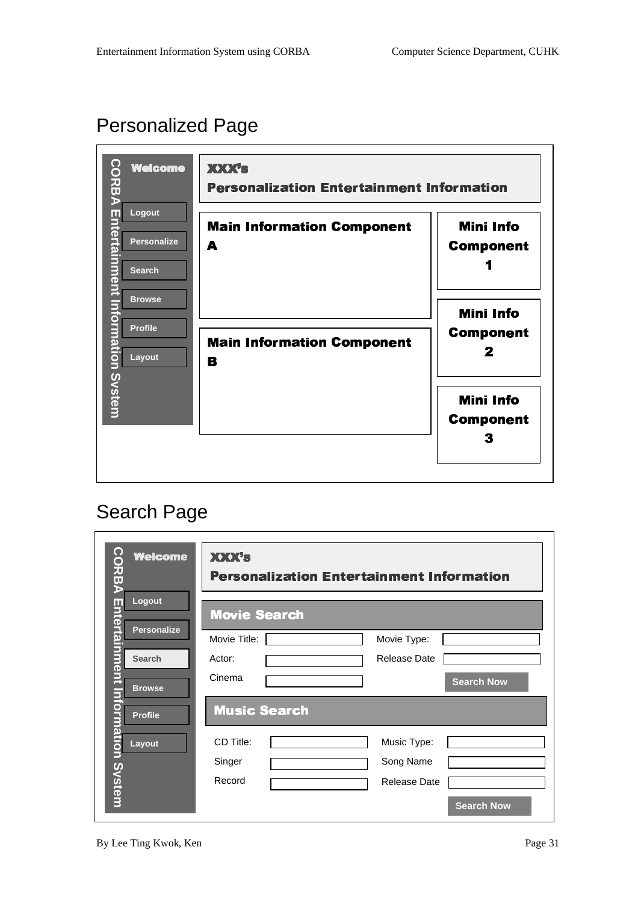## Personalized Page

CORBA Entertainment Information System

**Welcome**

- Logout
- Personalize
- Search
- Browse
- Profile
- Layout

**XXX's**
**Personalization Entertainment Information**

**Main Information Component A**

**Main Information Component B**

**Mini Info Component 1**

**Mini Info Component 2**

**Mini Info Component 3**

## Search Page

CORBA Entertainment Information System

**Welcome**

- Logout
- Personalize
- Search
- Browse
- Profile
- Layout

**XXX's**
**Personalization Entertainment Information**

**Movie Search**

Movie Title:
Movie Type:
Actor:
Release Date
Cinema

Search Now

**Music Search**

CD Title:
Music Type:
Singer
Song Name
Record
Release Date

Search Now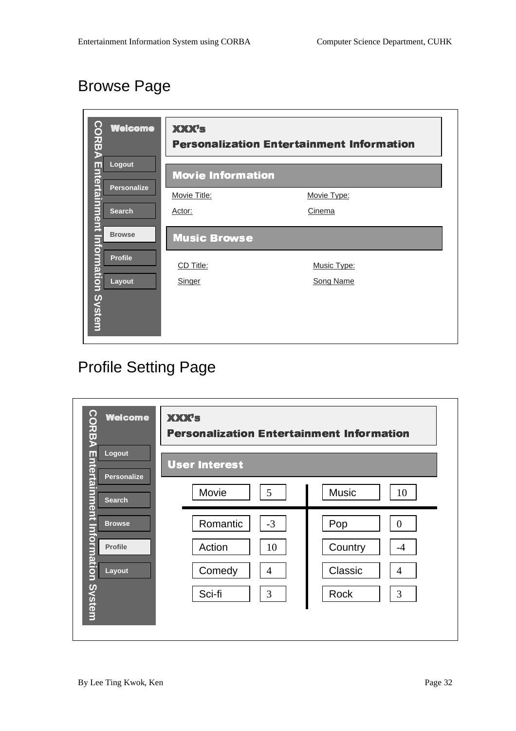## Browse Page

CORBA Entertainment Information System

**Welcome**

- Logout
- Personalize
- Search
- Browse
- Profile
- Layout

**XXX's**
**Personalization Entertainment Information**

**Movie Information**

| Movie Title: | Movie Type: |
|---|---|
| Actor: | Cinema |

**Music Browse**

| CD Title: | Music Type: |
|---|---|
| Singer | Song Name |

## Profile Setting Page

CORBA Entertainment Information System

**Welcome**

- Logout
- Personalize
- Search
- Browse
- Profile
- Layout

**XXX's**
**Personalization Entertainment Information**

**User Interest**

| Movie | 5 | Music | 10 |
|---|---|---|---|
| Romantic | -3 | Pop | 0 |
| Action | 10 | Country | -4 |
| Comedy | 4 | Classic | 4 |
| Sci-fi | 3 | Rock | 3 |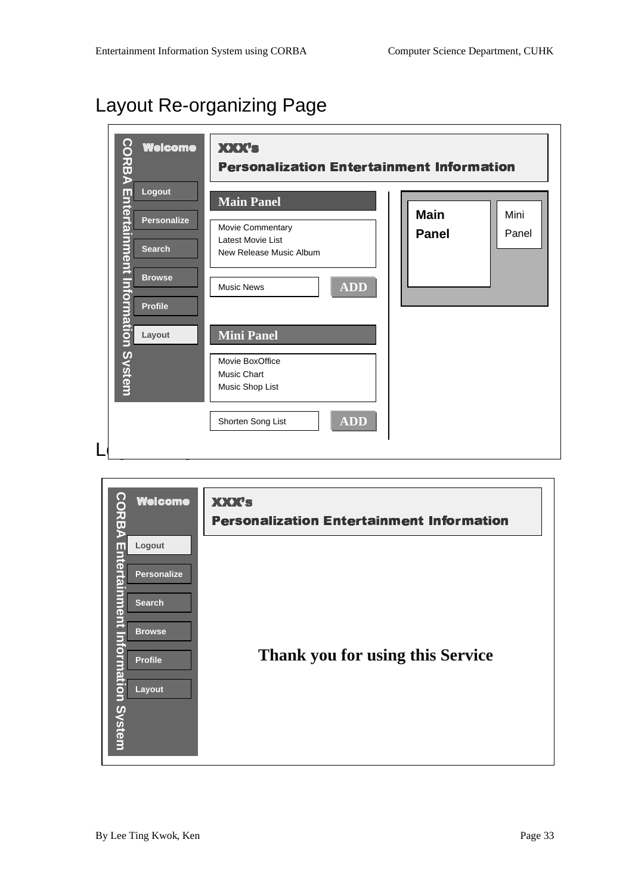## Layout Re-organizing Page

CORBA Entertainment Information System

**Welcome**

Logout

Personalize

Search

Browse

Profile

Layout

**XXX's**
**Personalization Entertainment Information**

**Main Panel**

Movie Commentary
Latest Movie List
New Release Music Album

Music News **ADD**

**Mini Panel**

Movie BoxOffice
Music Chart
Music Shop List

Shorten Song List **ADD**

**Main Panel** Mini Panel

L

CORBA Entertainment Information System

**Welcome**

Logout

Personalize

Search

Browse

Profile

Layout

**XXX's**
**Personalization Entertainment Information**

**Thank you for using this Service**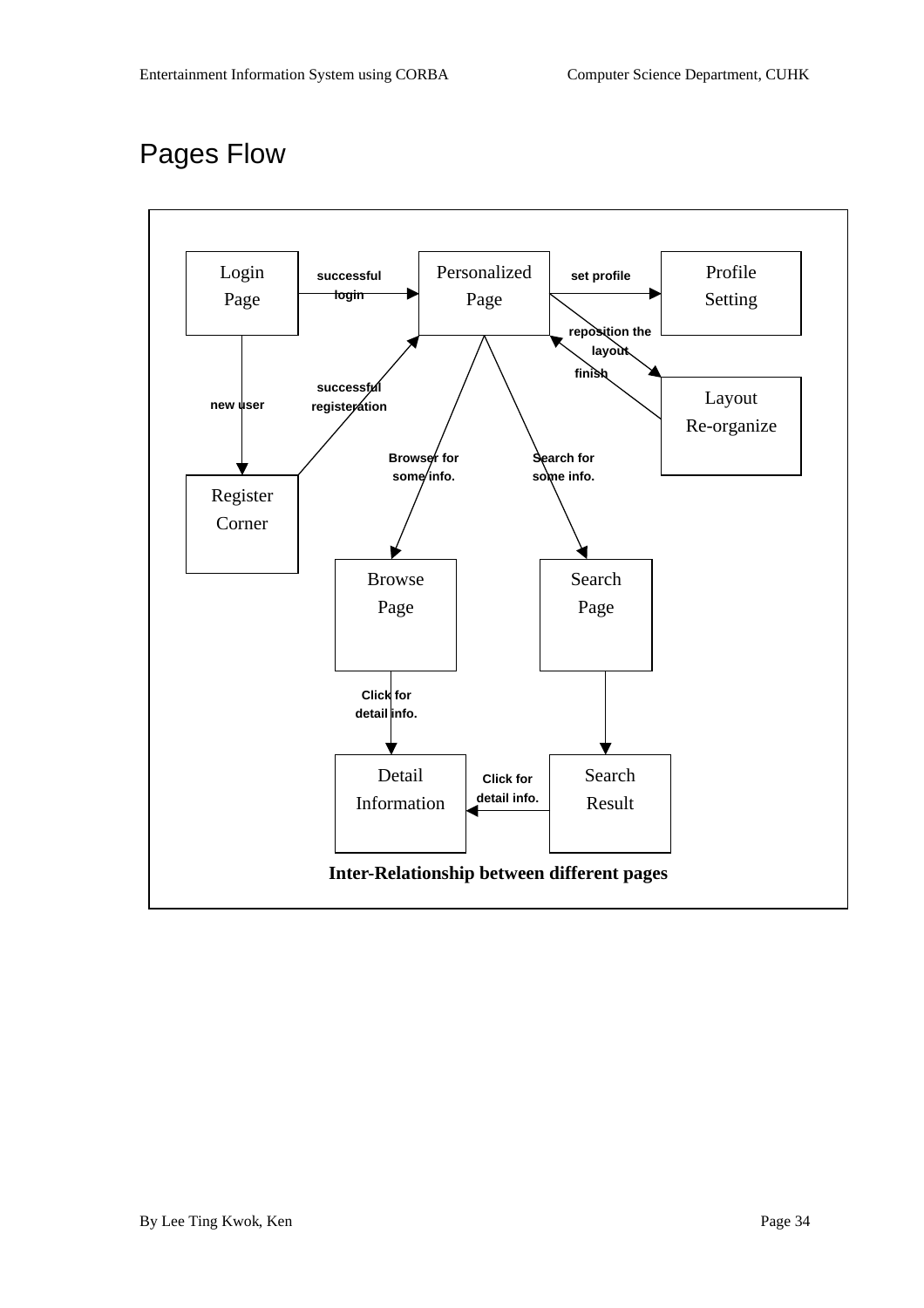# Pages Flow

Login Page

successful login

Personalized Page

set profile

Profile Setting

reposition the layout

finish

Layout Re-organize

new user

successful registeration

Register Corner

Browser for some info.

Search for some info.

Browse Page

Search Page

Click for detail info.

Detail Information

Click for detail info.

Search Result

**Inter-Relationship between different pages**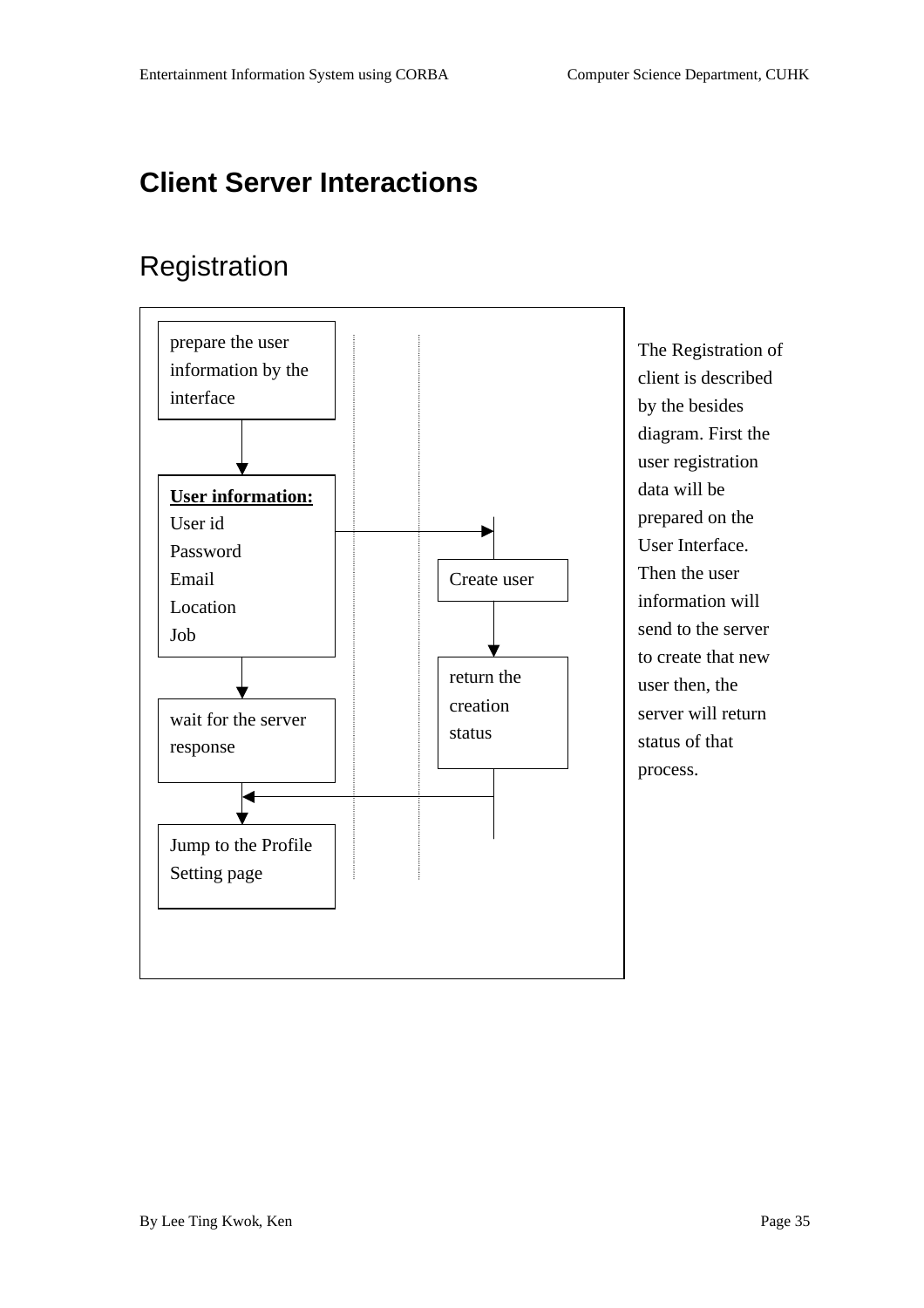# Client Server Interactions

## Registration

prepare the user information by the interface

**User information:**
User id
Password
Email
Location
Job

Create user

return the creation status

wait for the server response

Jump to the Profile Setting page

The Registration of client is described by the besides diagram. First the user registration data will be prepared on the User Interface. Then the user information will send to the server to create that new user then, the server will return status of that process.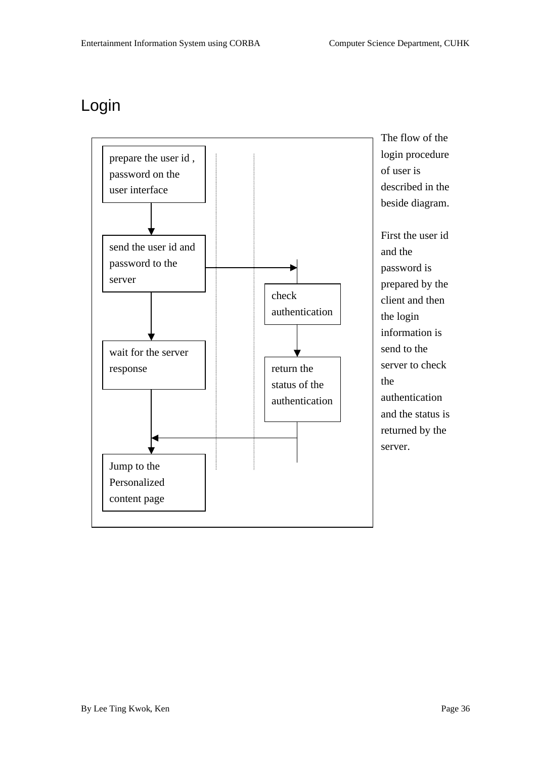# Login

prepare the user id , password on the user interface

send the user id and password to the server

check authentication

wait for the server response

return the status of the authentication

Jump to the Personalized content page

The flow of the login procedure of user is described in the beside diagram.

First the user id and the password is prepared by the client and then the login information is send to the server to check the authentication and the status is returned by the server.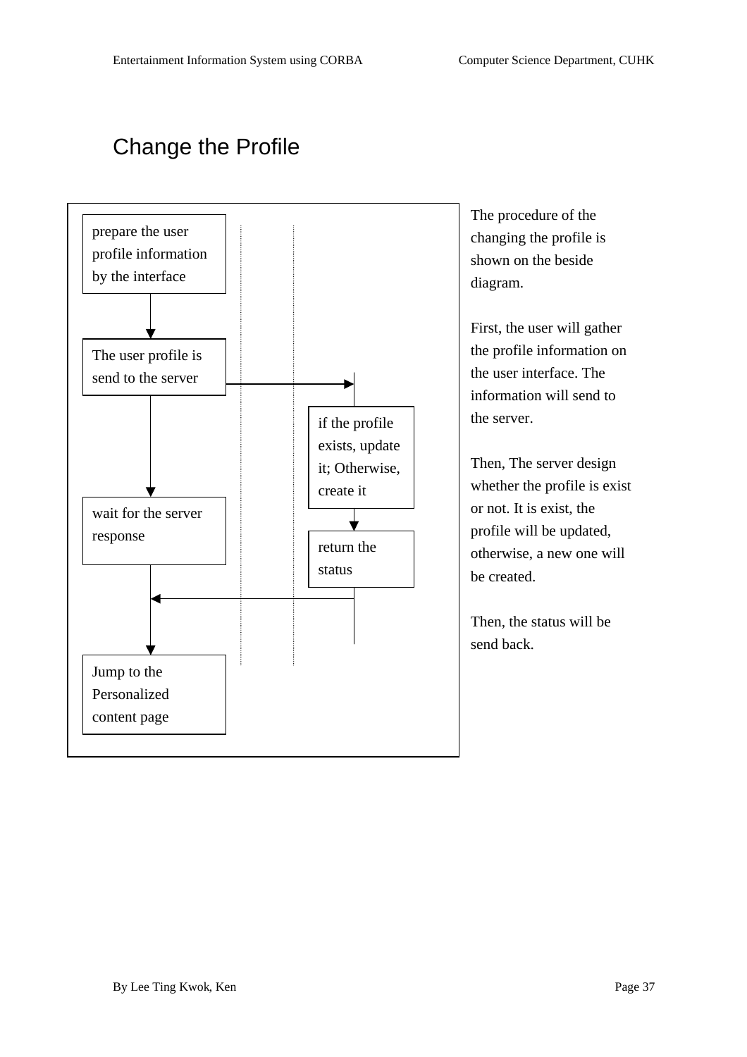## Change the Profile

prepare the user profile information by the interface

The user profile is send to the server

if the profile exists, update it; Otherwise, create it

wait for the server response

return the status

Jump to the Personalized content page

The procedure of the changing the profile is shown on the beside diagram.

First, the user will gather the profile information on the user interface. The information will send to the server.

Then, The server design whether the profile is exist or not. It is exist, the profile will be updated, otherwise, a new one will be created.

Then, the status will be send back.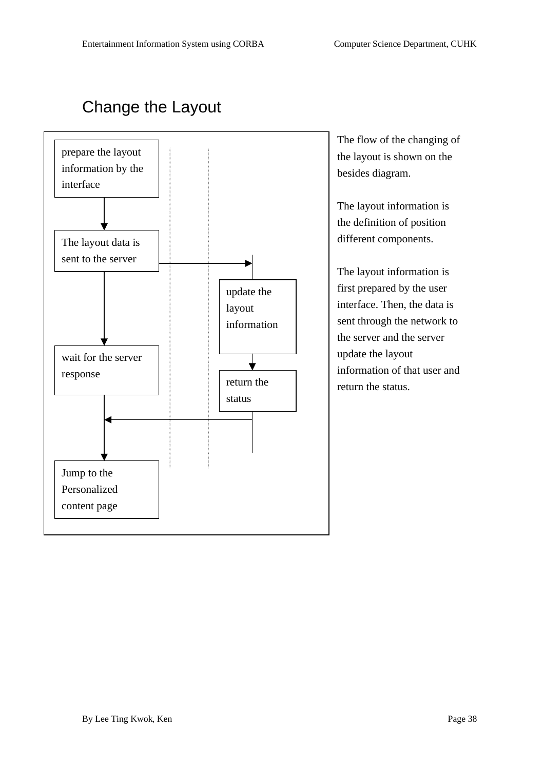## Change the Layout

prepare the layout information by the interface

The layout data is sent to the server

update the layout information

wait for the server response

return the status

Jump to the Personalized content page

The flow of the changing of the layout is shown on the besides diagram.

The layout information is the definition of position different components.

The layout information is first prepared by the user interface. Then, the data is sent through the network to the server and the server update the layout information of that user and return the status.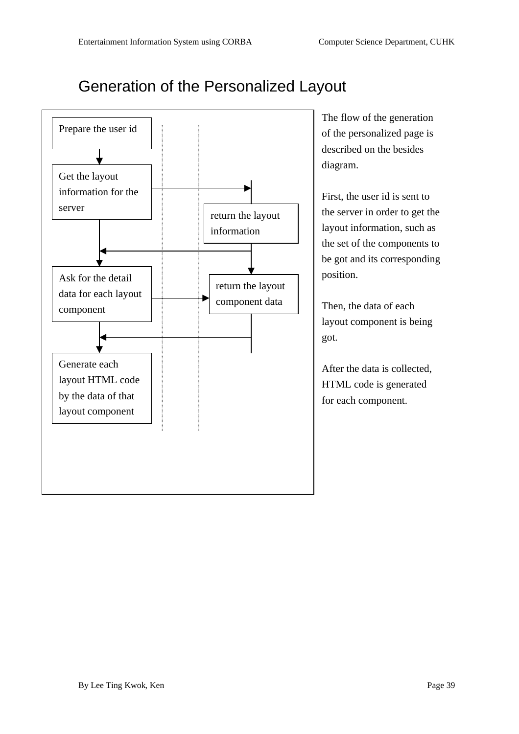# Generation of the Personalized Layout

Prepare the user id

Get the layout information for the server

return the layout information

Ask for the detail data for each layout component

return the layout component data

Generate each layout HTML code by the data of that layout component

The flow of the generation of the personalized page is described on the besides diagram.

First, the user id is sent to the server in order to get the layout information, such as the set of the components to be got and its corresponding position.

Then, the data of each layout component is being got.

After the data is collected, HTML code is generated for each component.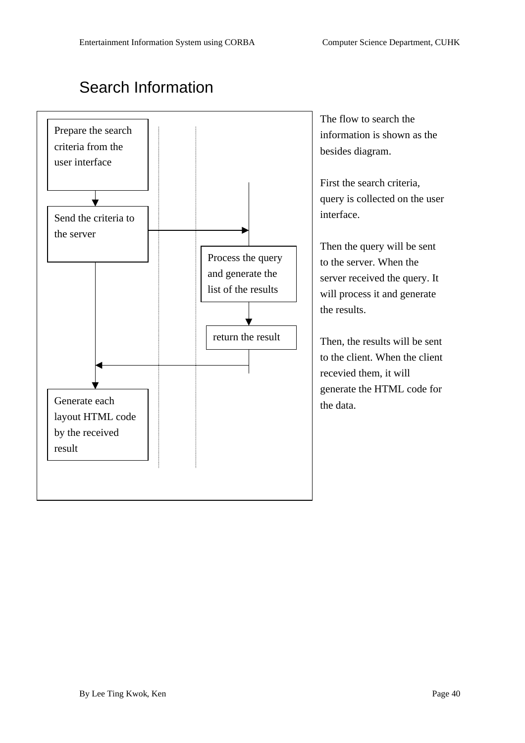# Search Information

Prepare the search criteria from the user interface

Send the criteria to the server

Process the query and generate the list of the results

return the result

Generate each layout HTML code by the received result

The flow to search the information is shown as the besides diagram.

First the search criteria, query is collected on the user interface.

Then the query will be sent to the server. When the server received the query. It will process it and generate the results.

Then, the results will be sent to the client. When the client recevied them, it will generate the HTML code for the data.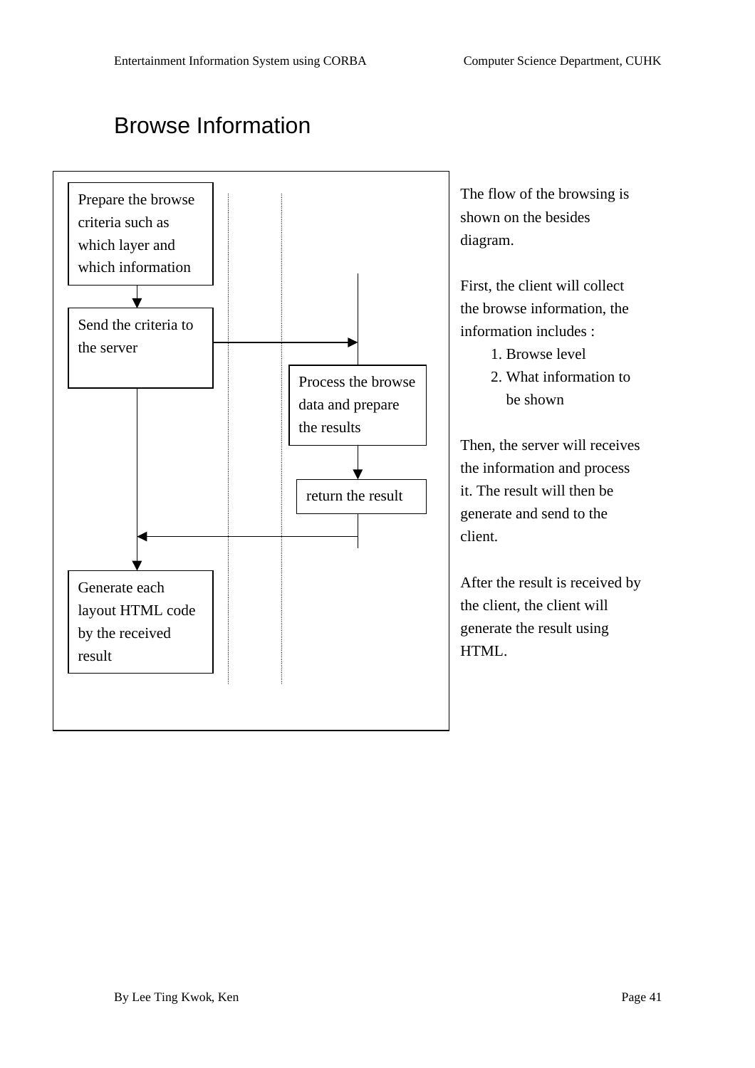# Browse Information

Prepare the browse criteria such as which layer and which information

Send the criteria to the server

Process the browse data and prepare the results

return the result

Generate each layout HTML code by the received result

The flow of the browsing is shown on the besides diagram.

First, the client will collect the browse information, the information includes :

1. Browse level
2. What information to be shown

Then, the server will receives the information and process it. The result will then be generate and send to the client.

After the result is received by the client, the client will generate the result using HTML.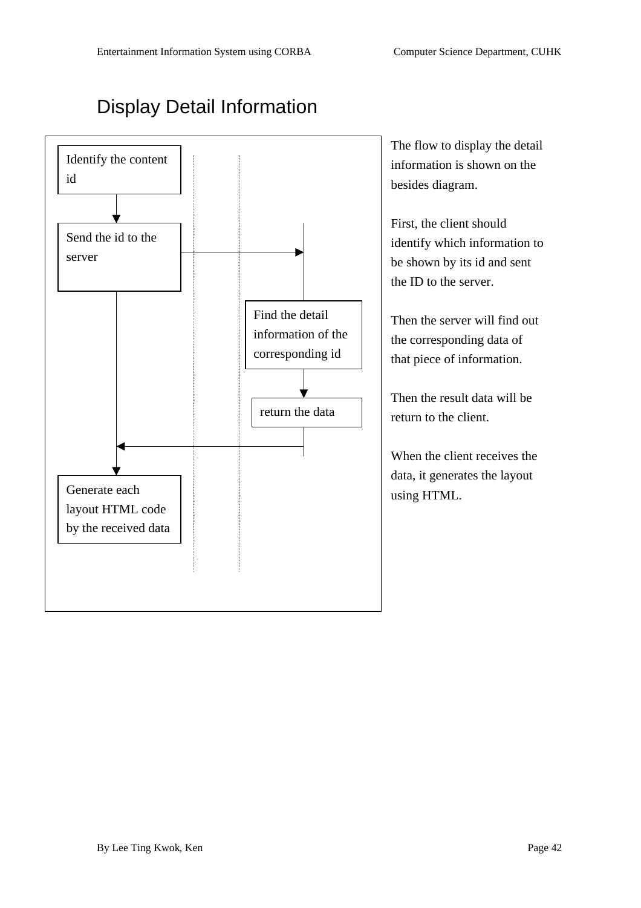# Display Detail Information

Identify the content id

Send the id to the server

Find the detail information of the corresponding id

return the data

Generate each layout HTML code by the received data

The flow to display the detail information is shown on the besides diagram.

First, the client should identify which information to be shown by its id and sent the ID to the server.

Then the server will find out the corresponding data of that piece of information.

Then the result data will be return to the client.

When the client receives the data, it generates the layout using HTML.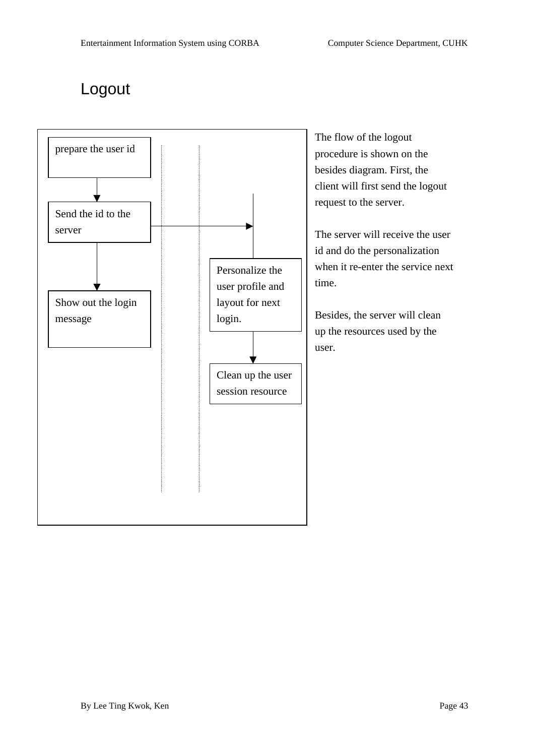## Logout

prepare the user id

Send the id to the server

Show out the login message

Personalize the user profile and layout for next login.

Clean up the user session resource

The flow of the logout procedure is shown on the besides diagram. First, the client will first send the logout request to the server.

The server will receive the user id and do the personalization when it re-enter the service next time.

Besides, the server will clean up the resources used by the user.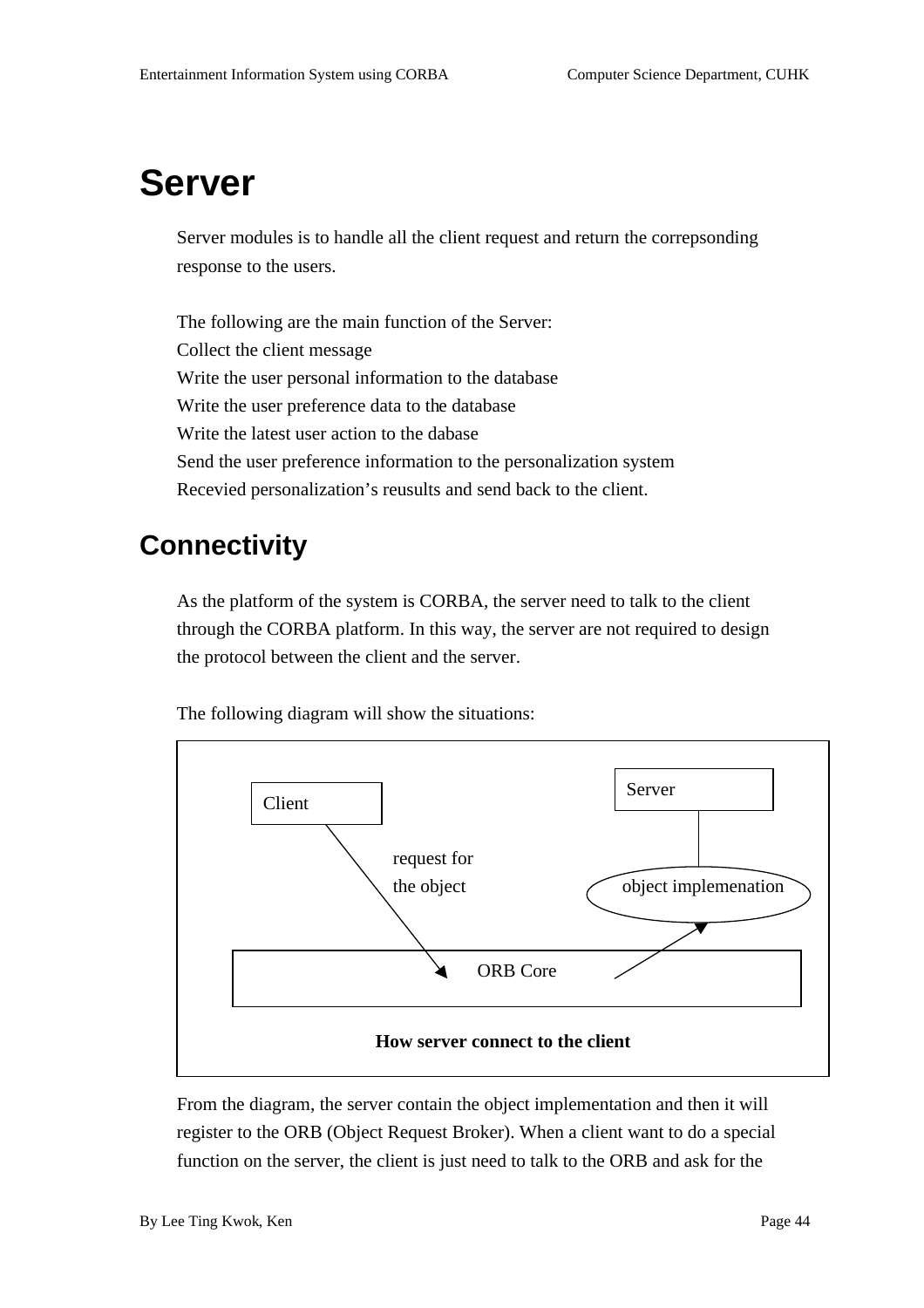# Server

Server modules is to handle all the client request and return the correpsonding response to the users.

The following are the main function of the Server:
Collect the client message
Write the user personal information to the database
Write the user preference data to the database
Write the latest user action to the dabase
Send the user preference information to the personalization system
Recevied personalization's reusults and send back to the client.

## Connectivity

As the platform of the system is CORBA, the server need to talk to the client through the CORBA platform. In this way, the server are not required to design the protocol between the client and the server.

The following diagram will show the situations:

Client

Server

request for the object

object implemenation

ORB Core

**How server connect to the client**

From the diagram, the server contain the object implementation and then it will register to the ORB (Object Request Broker). When a client want to do a special function on the server, the client is just need to talk to the ORB and ask for the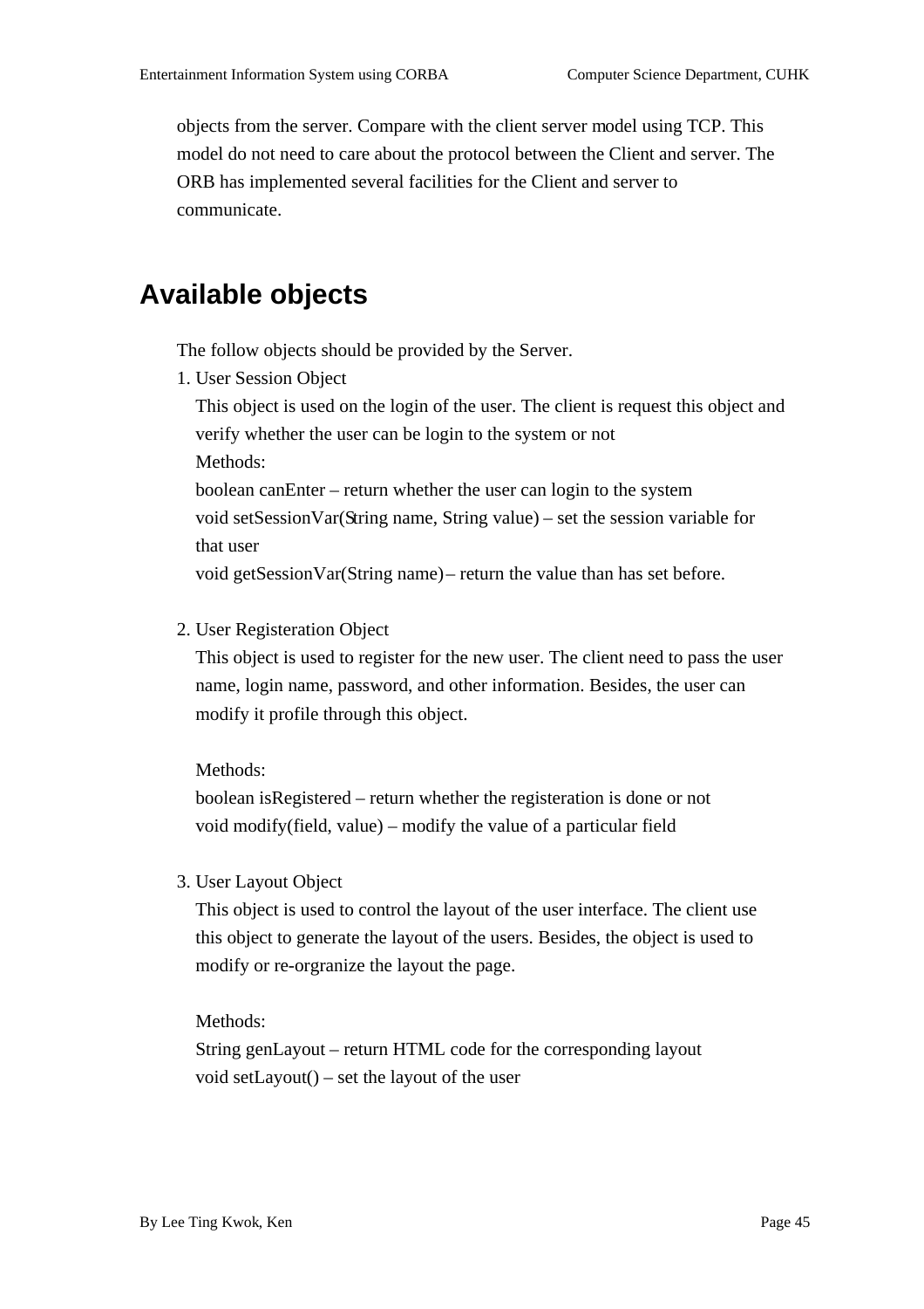objects from the server. Compare with the client server model using TCP. This model do not need to care about the protocol between the Client and server. The ORB has implemented several facilities for the Client and server to communicate.

## Available objects

The follow objects should be provided by the Server.

1. User Session Object
   This object is used on the login of the user. The client is request this object and verify whether the user can be login to the system or not
   Methods:
   boolean canEnter – return whether the user can login to the system
   void setSessionVar(String name, String value) – set the session variable for that user
   void getSessionVar(String name) – return the value than has set before.

2. User Registeration Object
   This object is used to register for the new user. The client need to pass the user name, login name, password, and other information. Besides, the user can modify it profile through this object.

   Methods:
   boolean isRegistered – return whether the registeration is done or not
   void modify(field, value) – modify the value of a particular field

3. User Layout Object
   This object is used to control the layout of the user interface. The client use this object to generate the layout of the users. Besides, the object is used to modify or re-orgranize the layout the page.

   Methods:
   String genLayout – return HTML code for the corresponding layout
   void setLayout() – set the layout of the user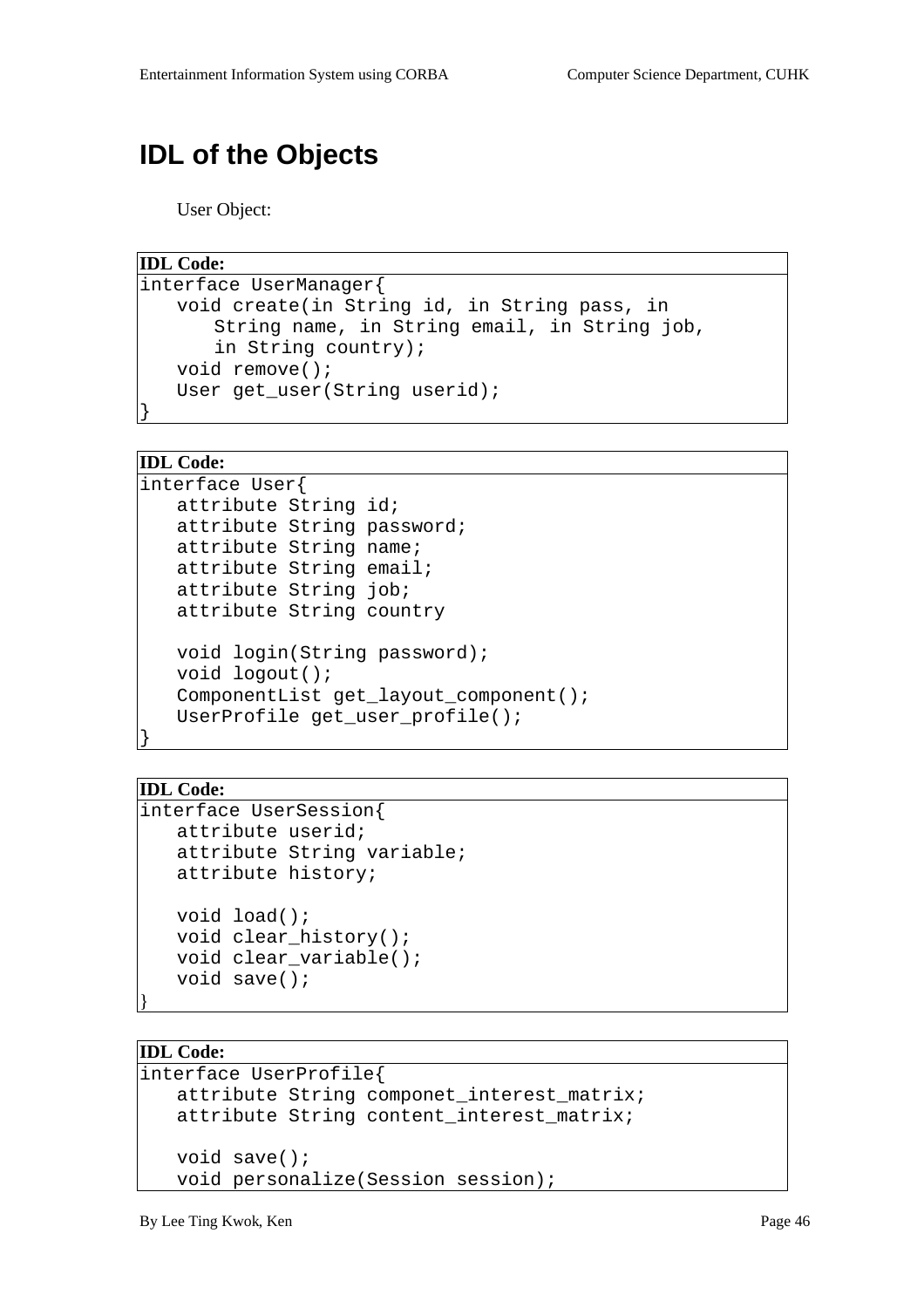# IDL of the Objects

User Object:

**IDL Code:**

```
interface UserManager{
   void create(in String id, in String pass, in
      String name, in String email, in String job,
      in String country);
   void remove();
   User get_user(String userid);
}
```

**IDL Code:**

```
interface User{
   attribute String id;
   attribute String password;
   attribute String name;
   attribute String email;
   attribute String job;
   attribute String country

   void login(String password);
   void logout();
   ComponentList get_layout_component();
   UserProfile get_user_profile();
}
```

**IDL Code:**

```
interface UserSession{
   attribute userid;
   attribute String variable;
   attribute history;

   void load();
   void clear_history();
   void clear_variable();
   void save();
}
```

**IDL Code:**

```
interface UserProfile{
   attribute String componet_interest_matrix;
   attribute String content_interest_matrix;

   void save();
   void personalize(Session session);
```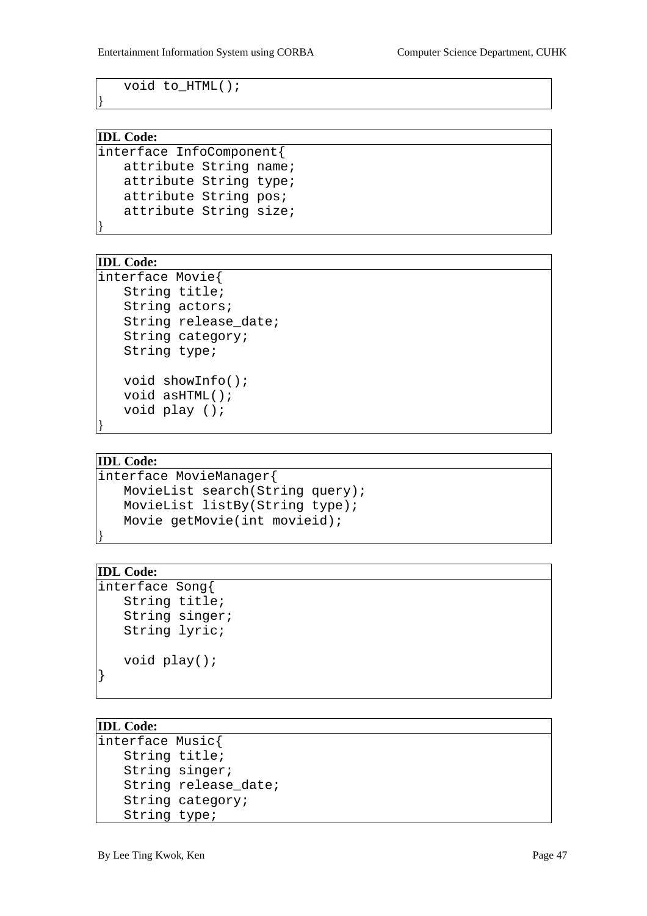```
    void to_HTML();
}
```

**IDL Code:**

```
interface InfoComponent{
    attribute String name;
    attribute String type;
    attribute String pos;
    attribute String size;
}
```

**IDL Code:**

```
interface Movie{
    String title;
    String actors;
    String release_date;
    String category;
    String type;

    void showInfo();
    void asHTML();
    void play ();
}
```

**IDL Code:**

```
interface MovieManager{
    MovieList search(String query);
    MovieList listBy(String type);
    Movie getMovie(int movieid);
}
```

**IDL Code:**

```
interface Song{
    String title;
    String singer;
    String lyric;

    void play();
}
```

**IDL Code:**

```
interface Music{
    String title;
    String singer;
    String release_date;
    String category;
    String type;
```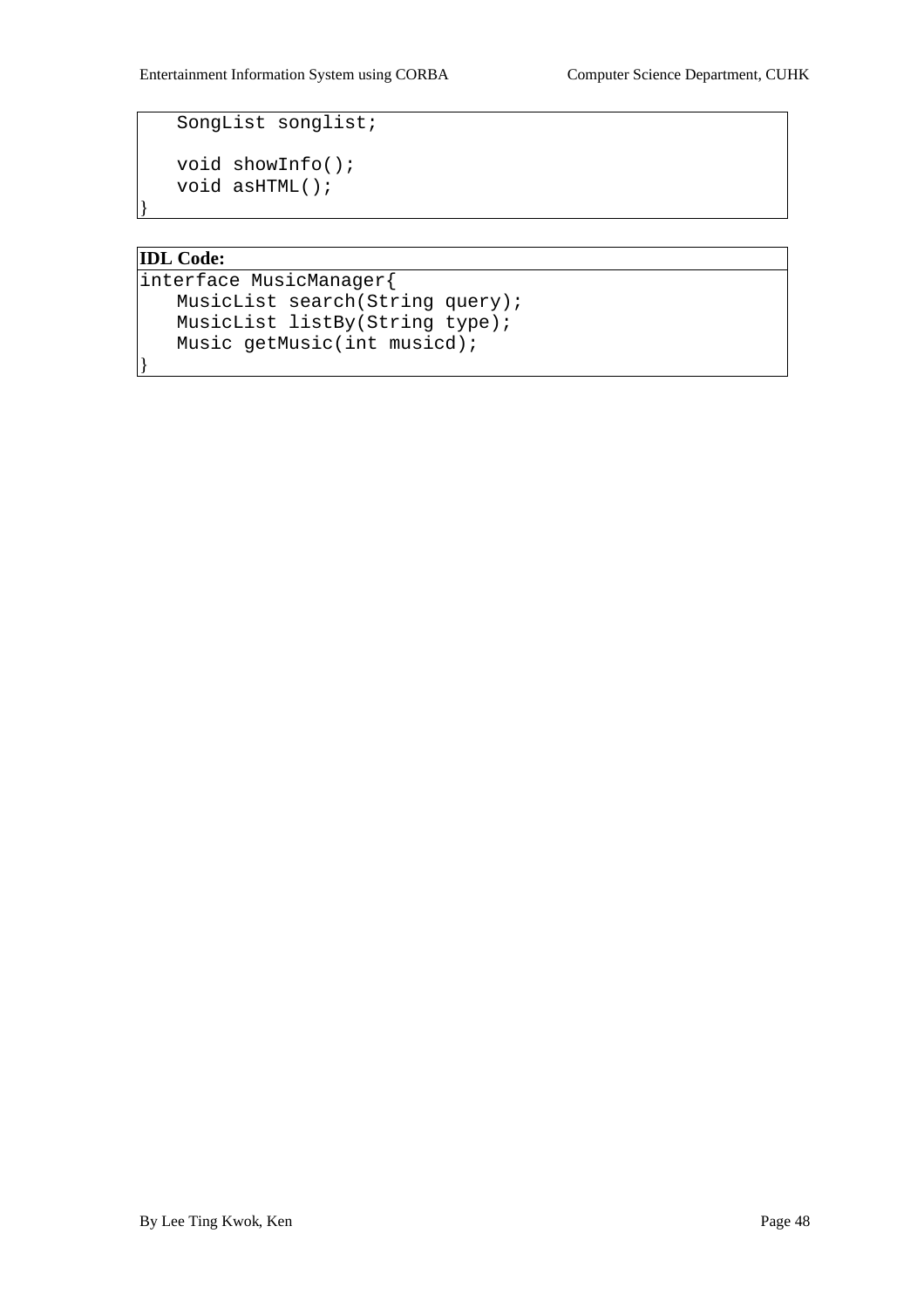```
    SongList songlist;

    void showInfo();
    void asHTML();
}
```

**IDL Code:**

```
interface MusicManager{
    MusicList search(String query);
    MusicList listBy(String type);
    Music getMusic(int musicd);
}
```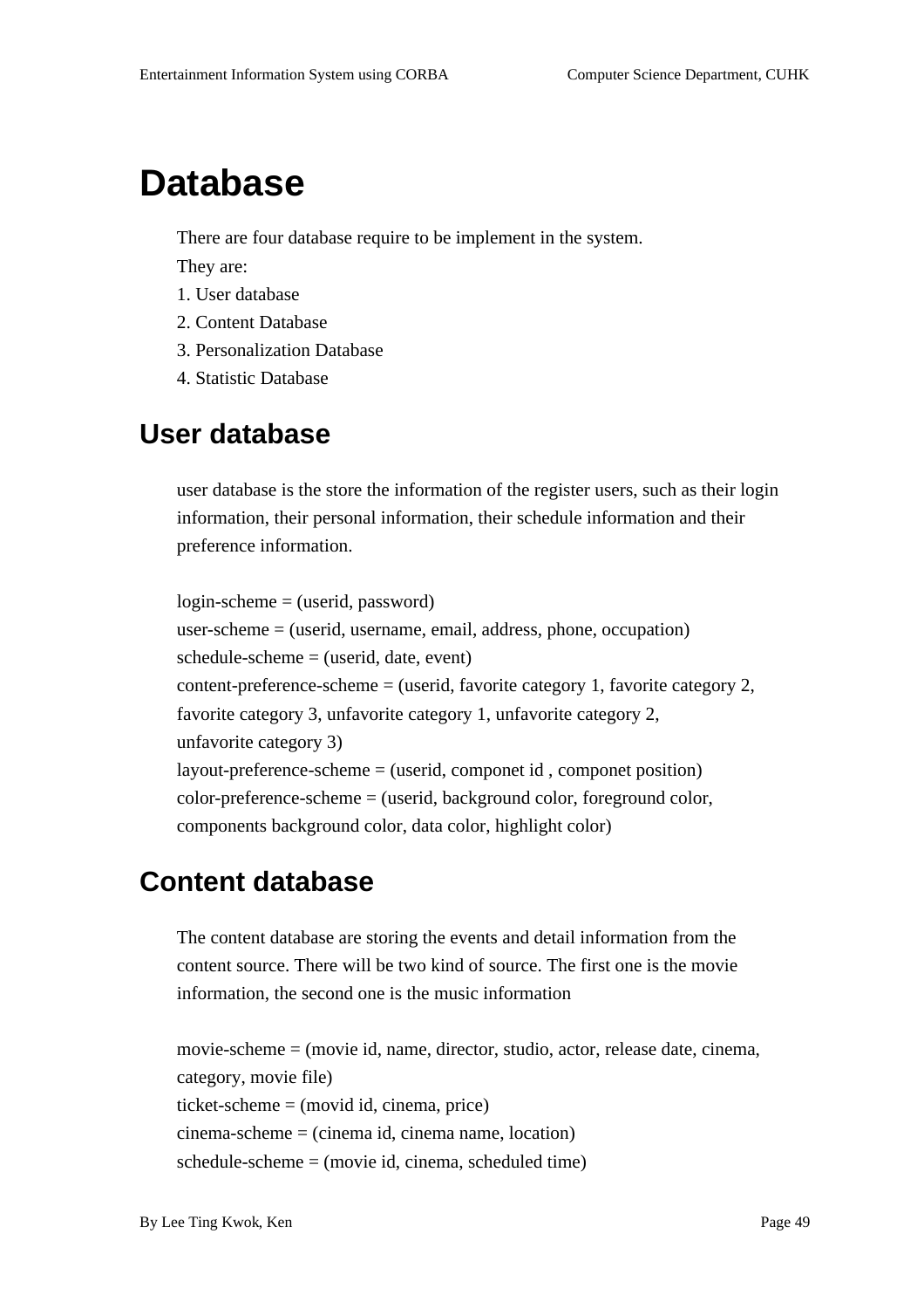# Database

There are four database require to be implement in the system.
They are:
1. User database
2. Content Database
3. Personalization Database
4. Statistic Database

## User database

user database is the store the information of the register users, such as their login information, their personal information, their schedule information and their preference information.

login-scheme = (userid, password)
user-scheme = (userid, username, email, address, phone, occupation)
schedule-scheme = (userid, date, event)
content-preference-scheme = (userid, favorite category 1, favorite category 2, favorite category 3, unfavorite category 1, unfavorite category 2, unfavorite category 3)
layout-preference-scheme = (userid, componet id , componet position)
color-preference-scheme = (userid, background color, foreground color, components background color, data color, highlight color)

## Content database

The content database are storing the events and detail information from the content source. There will be two kind of source. The first one is the movie information, the second one is the music information

movie-scheme = (movie id, name, director, studio, actor, release date, cinema, category, movie file)
ticket-scheme = (movid id, cinema, price)
cinema-scheme = (cinema id, cinema name, location)
schedule-scheme = (movie id, cinema, scheduled time)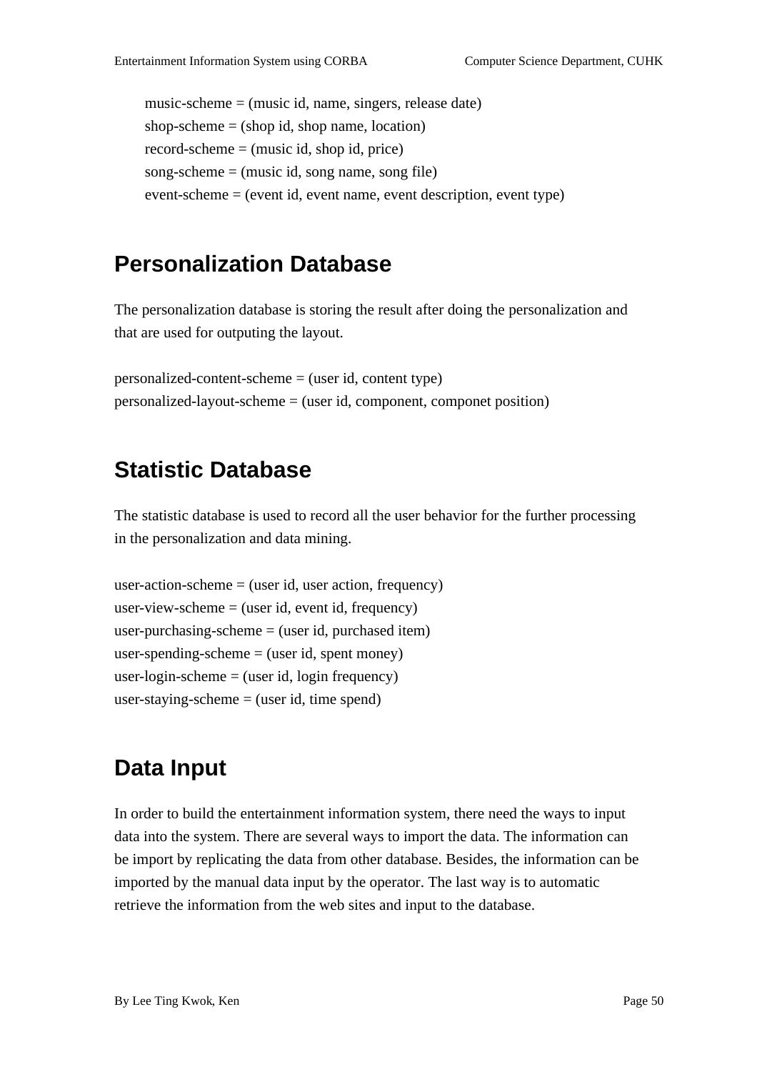music-scheme = (music id, name, singers, release date)
shop-scheme = (shop id, shop name, location)
record-scheme = (music id, shop id, price)
song-scheme = (music id, song name, song file)
event-scheme = (event id, event name, event description, event type)

## Personalization Database

The personalization database is storing the result after doing the personalization and that are used for outputing the layout.

personalized-content-scheme = (user id, content type)
personalized-layout-scheme = (user id, component, componet position)

## Statistic Database

The statistic database is used to record all the user behavior for the further processing in the personalization and data mining.

user-action-scheme = (user id, user action, frequency)
user-view-scheme = (user id, event id, frequency)
user-purchasing-scheme = (user id, purchased item)
user-spending-scheme = (user id, spent money)
user-login-scheme = (user id, login frequency)
user-staying-scheme = (user id, time spend)

## Data Input

In order to build the entertainment information system, there need the ways to input data into the system. There are several ways to import the data. The information can be import by replicating the data from other database. Besides, the information can be imported by the manual data input by the operator. The last way is to automatic retrieve the information from the web sites and input to the database.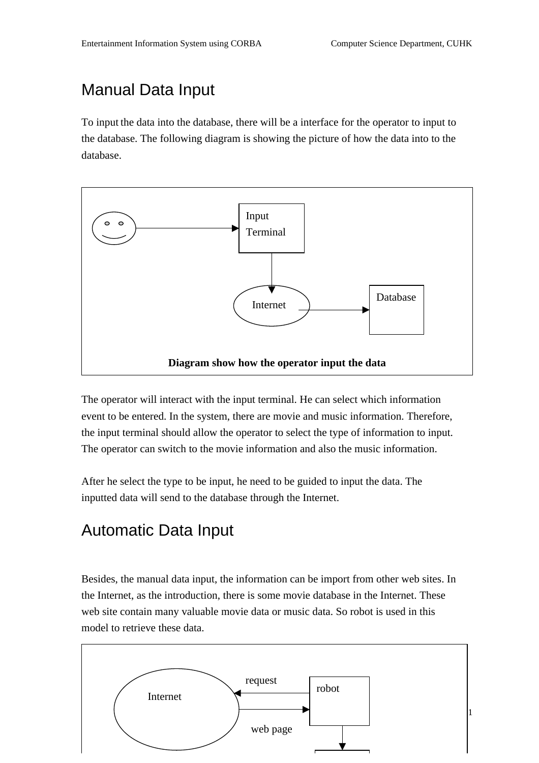## Manual Data Input

To input the data into the database, there will be a interface for the operator to input to the database. The following diagram is showing the picture of how the data into to the database.

**Diagram show how the operator input the data**

The operator will interact with the input terminal. He can select which information event to be entered. In the system, there are movie and music information. Therefore, the input terminal should allow the operator to select the type of information to input. The operator can switch to the movie information and also the music information.

After he select the type to be input, he need to be guided to input the data. The inputted data will send to the database through the Internet.

## Automatic Data Input

Besides, the manual data input, the information can be import from other web sites. In the Internet, as the introduction, there is some movie database in the Internet. These web site contain many valuable movie data or music data. So robot is used in this model to retrieve these data.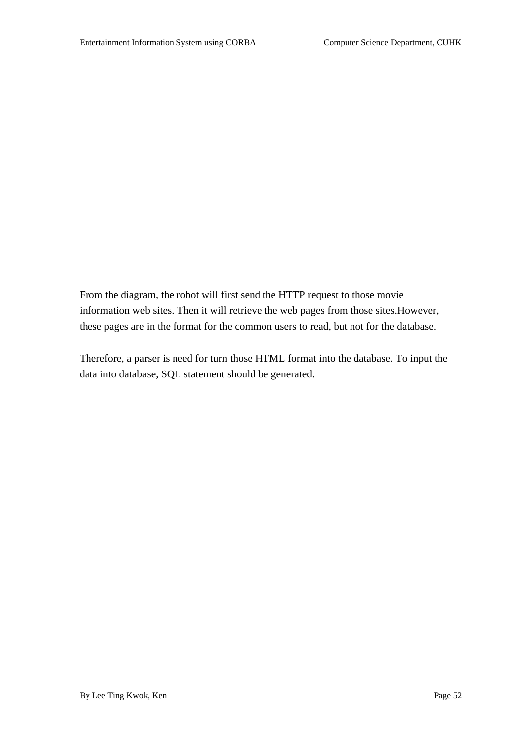From the diagram, the robot will first send the HTTP request to those movie information web sites. Then it will retrieve the web pages from those sites.However, these pages are in the format for the common users to read, but not for the database.

Therefore, a parser is need for turn those HTML format into the database. To input the data into database, SQL statement should be generated.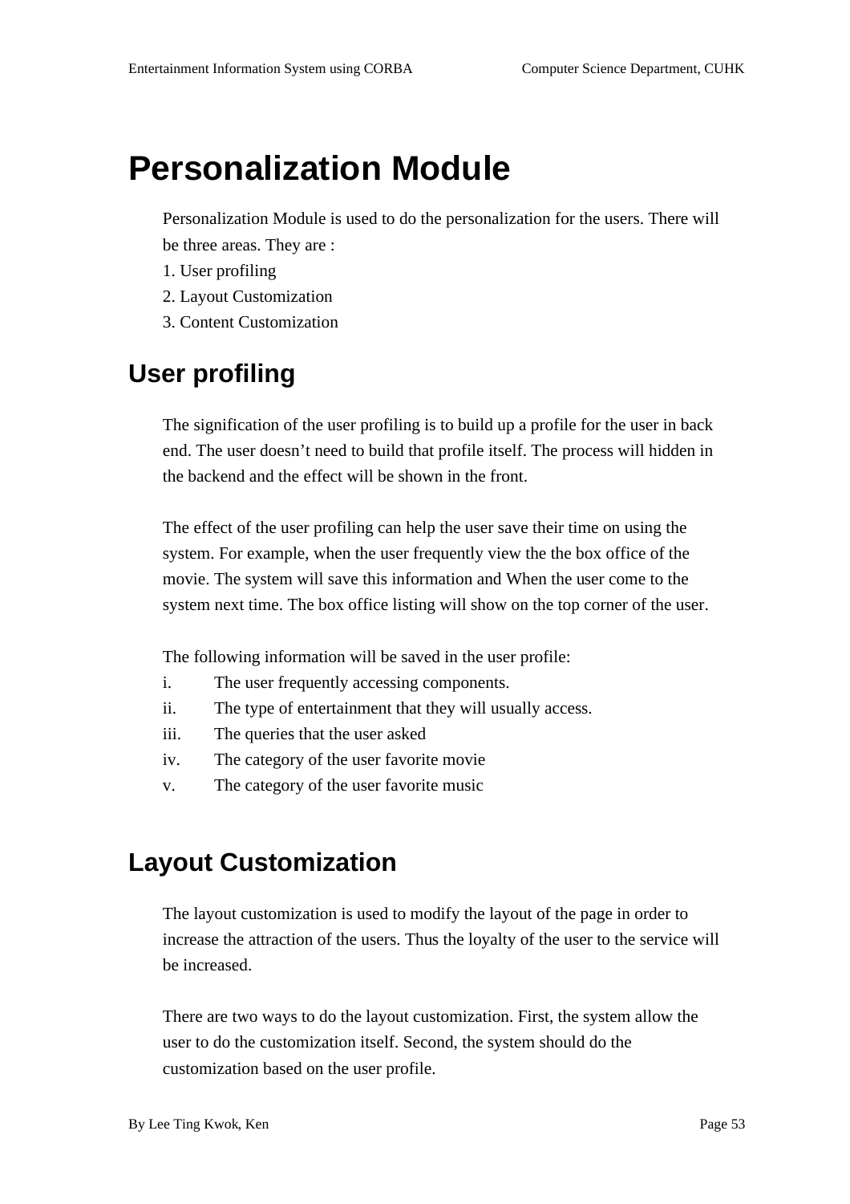# Personalization Module

Personalization Module is used to do the personalization for the users. There will be three areas. They are :

1. User profiling
2. Layout Customization
3. Content Customization

## User profiling

The signification of the user profiling is to build up a profile for the user in back end. The user doesn't need to build that profile itself. The process will hidden in the backend and the effect will be shown in the front.

The effect of the user profiling can help the user save their time on using the system. For example, when the user frequently view the the box office of the movie. The system will save this information and When the user come to the system next time. The box office listing will show on the top corner of the user.

The following information will be saved in the user profile:

i. The user frequently accessing components.
ii. The type of entertainment that they will usually access.
iii. The queries that the user asked
iv. The category of the user favorite movie
v. The category of the user favorite music

## Layout Customization

The layout customization is used to modify the layout of the page in order to increase the attraction of the users. Thus the loyalty of the user to the service will be increased.

There are two ways to do the layout customization. First, the system allow the user to do the customization itself. Second, the system should do the customization based on the user profile.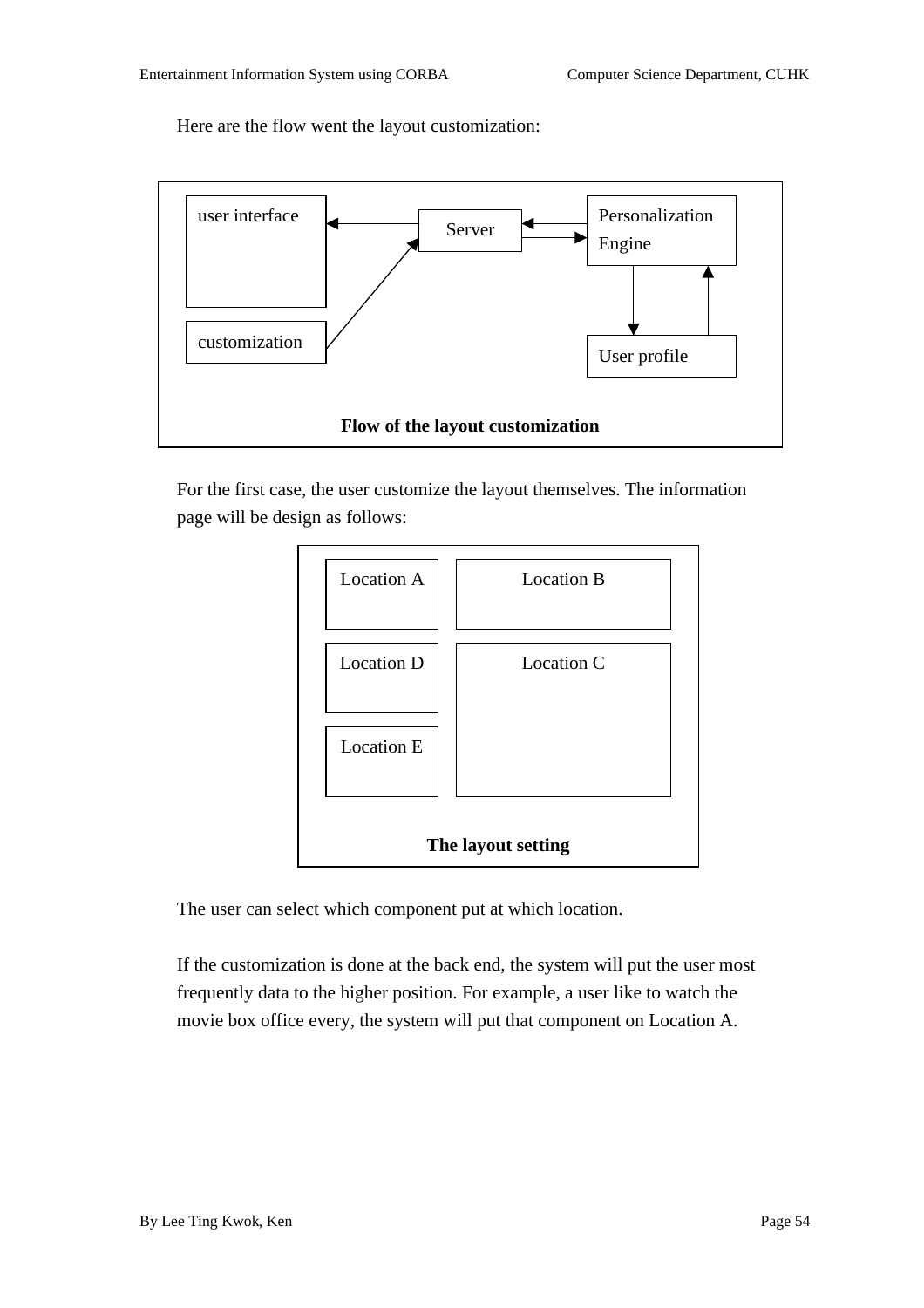Here are the flow went the layout customization:

user interface

Server

Personalization Engine

customization

User profile

**Flow of the layout customization**

For the first case, the user customize the layout themselves. The information page will be design as follows:

Location A

Location B

Location D

Location C

Location E

**The layout setting**

The user can select which component put at which location.

If the customization is done at the back end, the system will put the user most frequently data to the higher position. For example, a user like to watch the movie box office every, the system will put that component on Location A.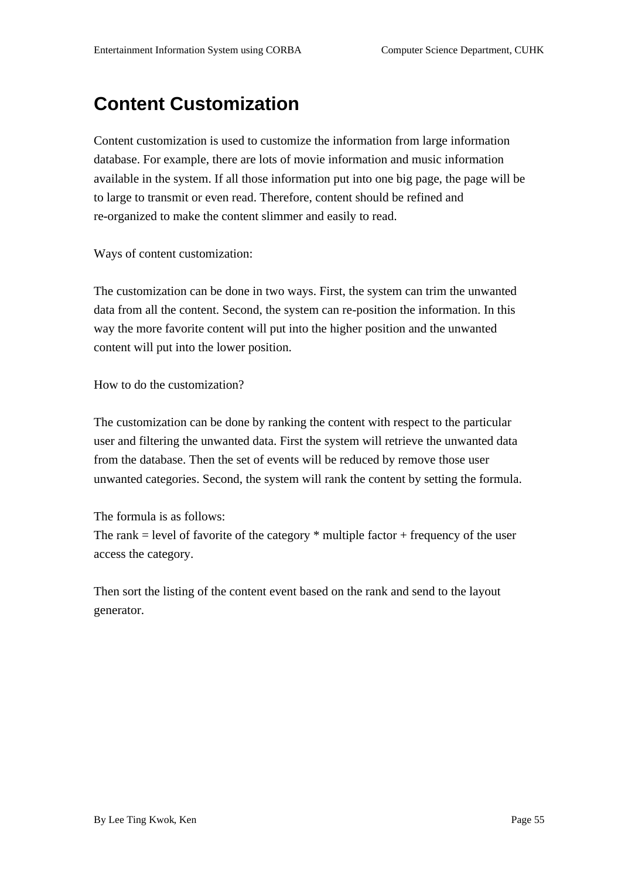# Content Customization

Content customization is used to customize the information from large information database. For example, there are lots of movie information and music information available in the system. If all those information put into one big page, the page will be to large to transmit or even read. Therefore, content should be refined and re-organized to make the content slimmer and easily to read.

Ways of content customization:

The customization can be done in two ways. First, the system can trim the unwanted data from all the content. Second, the system can re-position the information. In this way the more favorite content will put into the higher position and the unwanted content will put into the lower position.

How to do the customization?

The customization can be done by ranking the content with respect to the particular user and filtering the unwanted data. First the system will retrieve the unwanted data from the database. Then the set of events will be reduced by remove those user unwanted categories. Second, the system will rank the content by setting the formula.

The formula is as follows:
The rank = level of favorite of the category * multiple factor + frequency of the user access the category.

Then sort the listing of the content event based on the rank and send to the layout generator.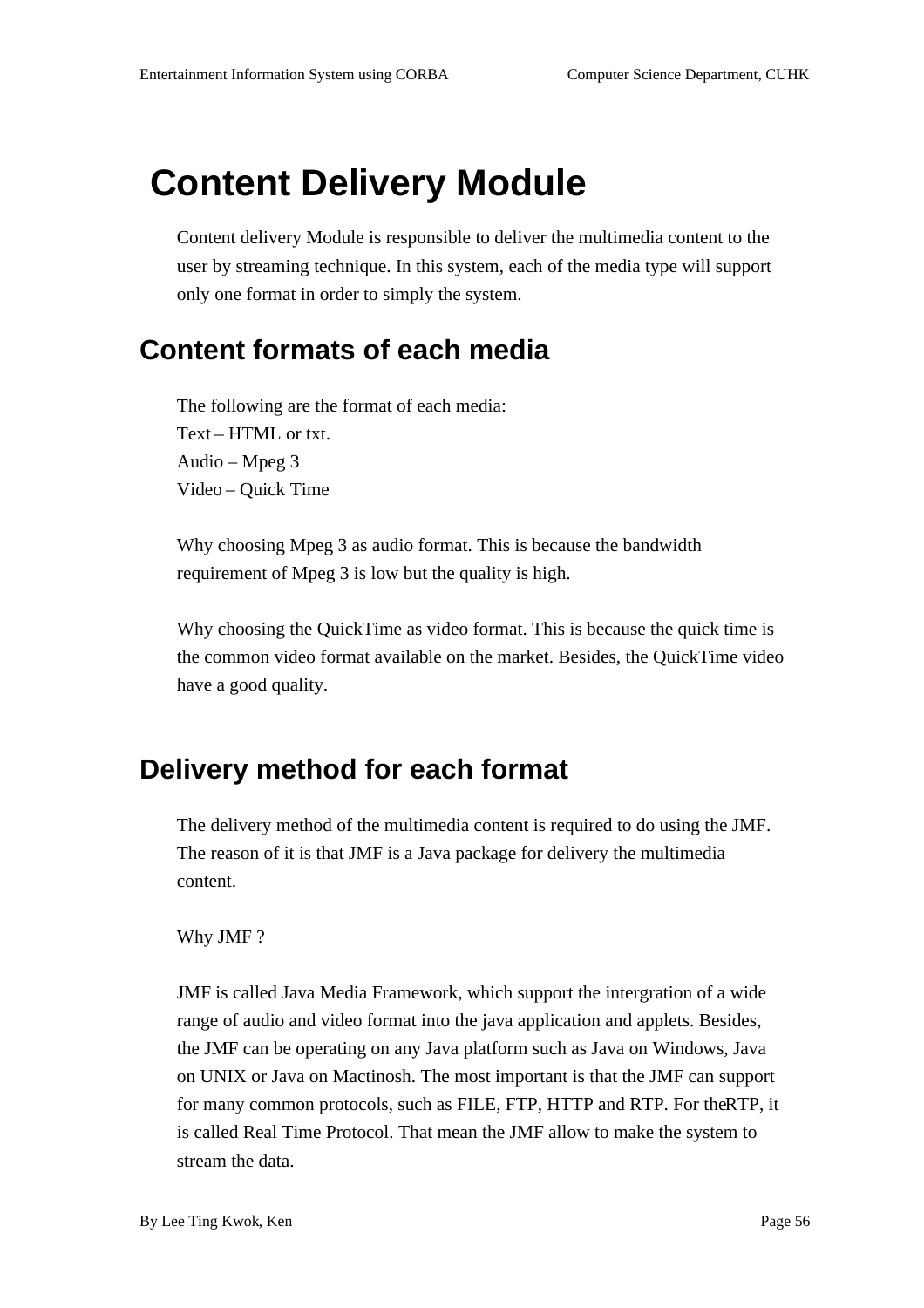# Content Delivery Module

Content delivery Module is responsible to deliver the multimedia content to the user by streaming technique. In this system, each of the media type will support only one format in order to simply the system.

## Content formats of each media

The following are the format of each media:
Text – HTML or txt.
Audio – Mpeg 3
Video – Quick Time

Why choosing Mpeg 3 as audio format. This is because the bandwidth requirement of Mpeg 3 is low but the quality is high.

Why choosing the QuickTime as video format. This is because the quick time is the common video format available on the market. Besides, the QuickTime video have a good quality.

## Delivery method for each format

The delivery method of the multimedia content is required to do using the JMF. The reason of it is that JMF is a Java package for delivery the multimedia content.

Why JMF ?

JMF is called Java Media Framework, which support the intergration of a wide range of audio and video format into the java application and applets. Besides, the JMF can be operating on any Java platform such as Java on Windows, Java on UNIX or Java on Mactinosh. The most important is that the JMF can support for many common protocols, such as FILE, FTP, HTTP and RTP. For theRTP, it is called Real Time Protocol. That mean the JMF allow to make the system to stream the data.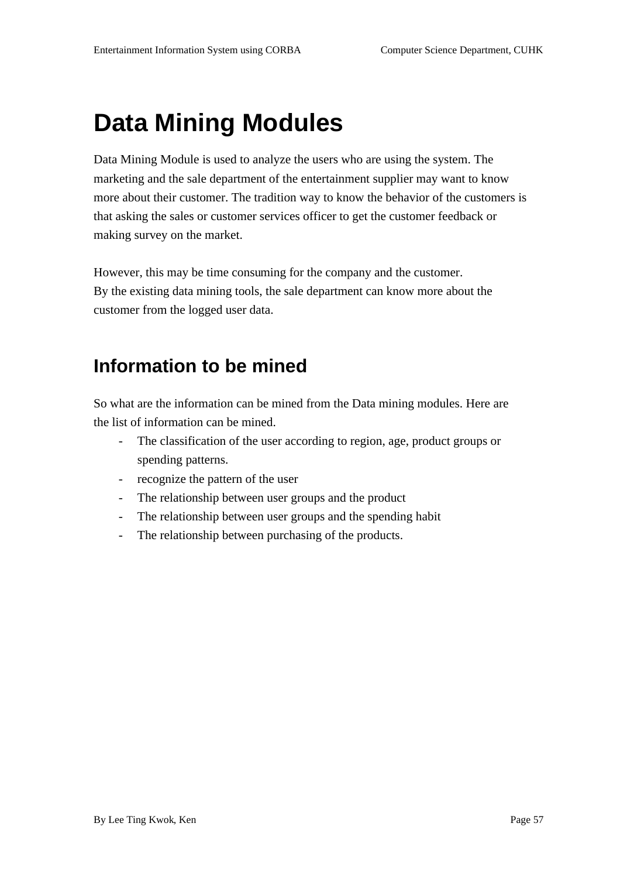# Data Mining Modules

Data Mining Module is used to analyze the users who are using the system. The marketing and the sale department of the entertainment supplier may want to know more about their customer. The tradition way to know the behavior of the customers is that asking the sales or customer services officer to get the customer feedback or making survey on the market.

However, this may be time consuming for the company and the customer.
By the existing data mining tools, the sale department can know more about the customer from the logged user data.

## Information to be mined

So what are the information can be mined from the Data mining modules. Here are the list of information can be mined.

- The classification of the user according to region, age, product groups or spending patterns.
- recognize the pattern of the user
- The relationship between user groups and the product
- The relationship between user groups and the spending habit
- The relationship between purchasing of the products.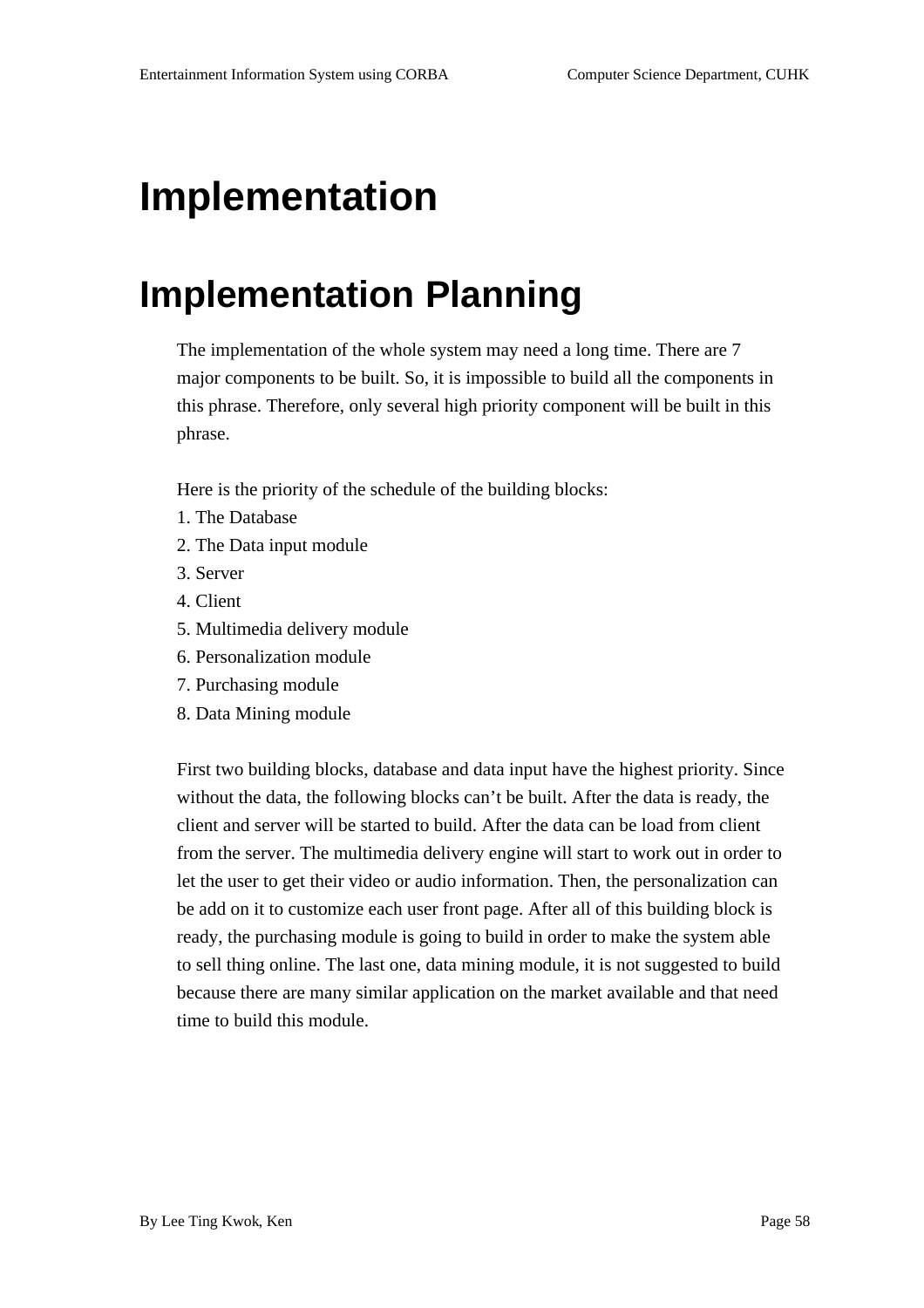# Implementation

# Implementation Planning

The implementation of the whole system may need a long time. There are 7 major components to be built. So, it is impossible to build all the components in this phrase. Therefore, only several high priority component will be built in this phrase.

Here is the priority of the schedule of the building blocks:

1. The Database
2. The Data input module
3. Server
4. Client
5. Multimedia delivery module
6. Personalization module
7. Purchasing module
8. Data Mining module

First two building blocks, database and data input have the highest priority. Since without the data, the following blocks can't be built. After the data is ready, the client and server will be started to build. After the data can be load from client from the server. The multimedia delivery engine will start to work out in order to let the user to get their video or audio information. Then, the personalization can be add on it to customize each user front page. After all of this building block is ready, the purchasing module is going to build in order to make the system able to sell thing online. The last one, data mining module, it is not suggested to build because there are many similar application on the market available and that need time to build this module.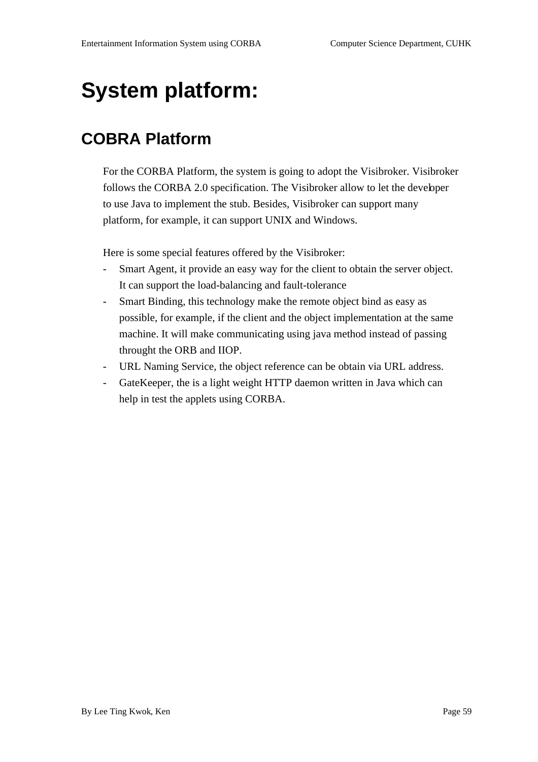# System platform:

## COBRA Platform

For the CORBA Platform, the system is going to adopt the Visibroker. Visibroker follows the CORBA 2.0 specification. The Visibroker allow to let the developer to use Java to implement the stub. Besides, Visibroker can support many platform, for example, it can support UNIX and Windows.

Here is some special features offered by the Visibroker:

- Smart Agent, it provide an easy way for the client to obtain the server object. It can support the load-balancing and fault-tolerance
- Smart Binding, this technology make the remote object bind as easy as possible, for example, if the client and the object implementation at the same machine. It will make communicating using java method instead of passing throught the ORB and IIOP.
- URL Naming Service, the object reference can be obtain via URL address.
- GateKeeper, the is a light weight HTTP daemon written in Java which can help in test the applets using CORBA.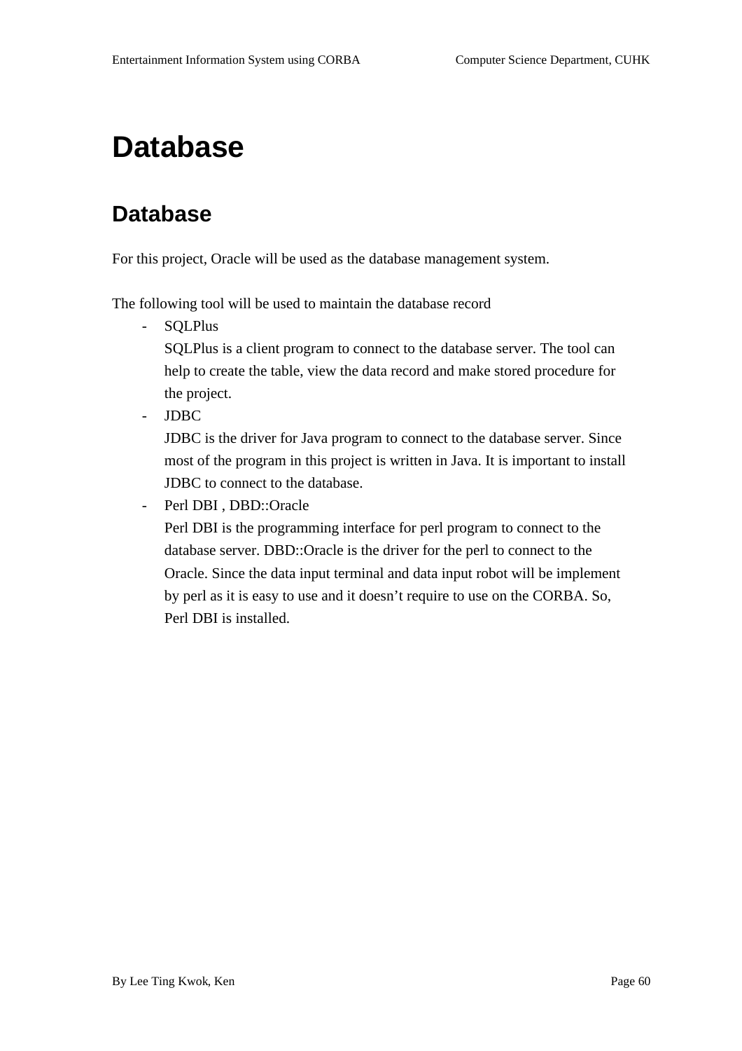# Database

## Database

For this project, Oracle will be used as the database management system.

The following tool will be used to maintain the database record

- SQLPlus
  SQLPlus is a client program to connect to the database server. The tool can help to create the table, view the data record and make stored procedure for the project.
- JDBC
  JDBC is the driver for Java program to connect to the database server. Since most of the program in this project is written in Java. It is important to install JDBC to connect to the database.
- Perl DBI , DBD::Oracle
  Perl DBI is the programming interface for perl program to connect to the database server. DBD::Oracle is the driver for the perl to connect to the Oracle. Since the data input terminal and data input robot will be implement by perl as it is easy to use and it doesn't require to use on the CORBA. So, Perl DBI is installed.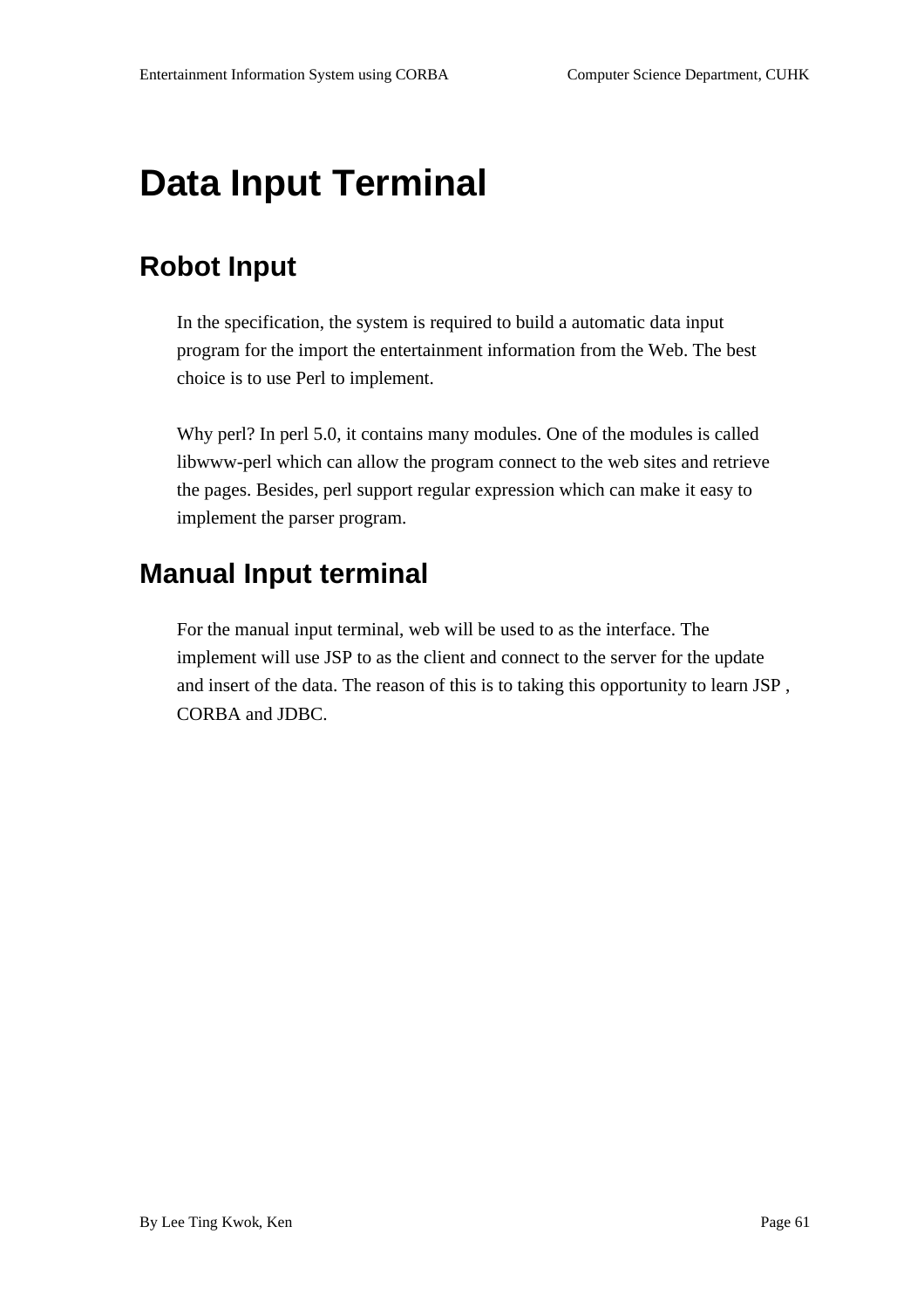# Data Input Terminal

## Robot Input

In the specification, the system is required to build a automatic data input program for the import the entertainment information from the Web. The best choice is to use Perl to implement.

Why perl? In perl 5.0, it contains many modules. One of the modules is called libwww-perl which can allow the program connect to the web sites and retrieve the pages. Besides, perl support regular expression which can make it easy to implement the parser program.

## Manual Input terminal

For the manual input terminal, web will be used to as the interface. The implement will use JSP to as the client and connect to the server for the update and insert of the data. The reason of this is to taking this opportunity to learn JSP , CORBA and JDBC.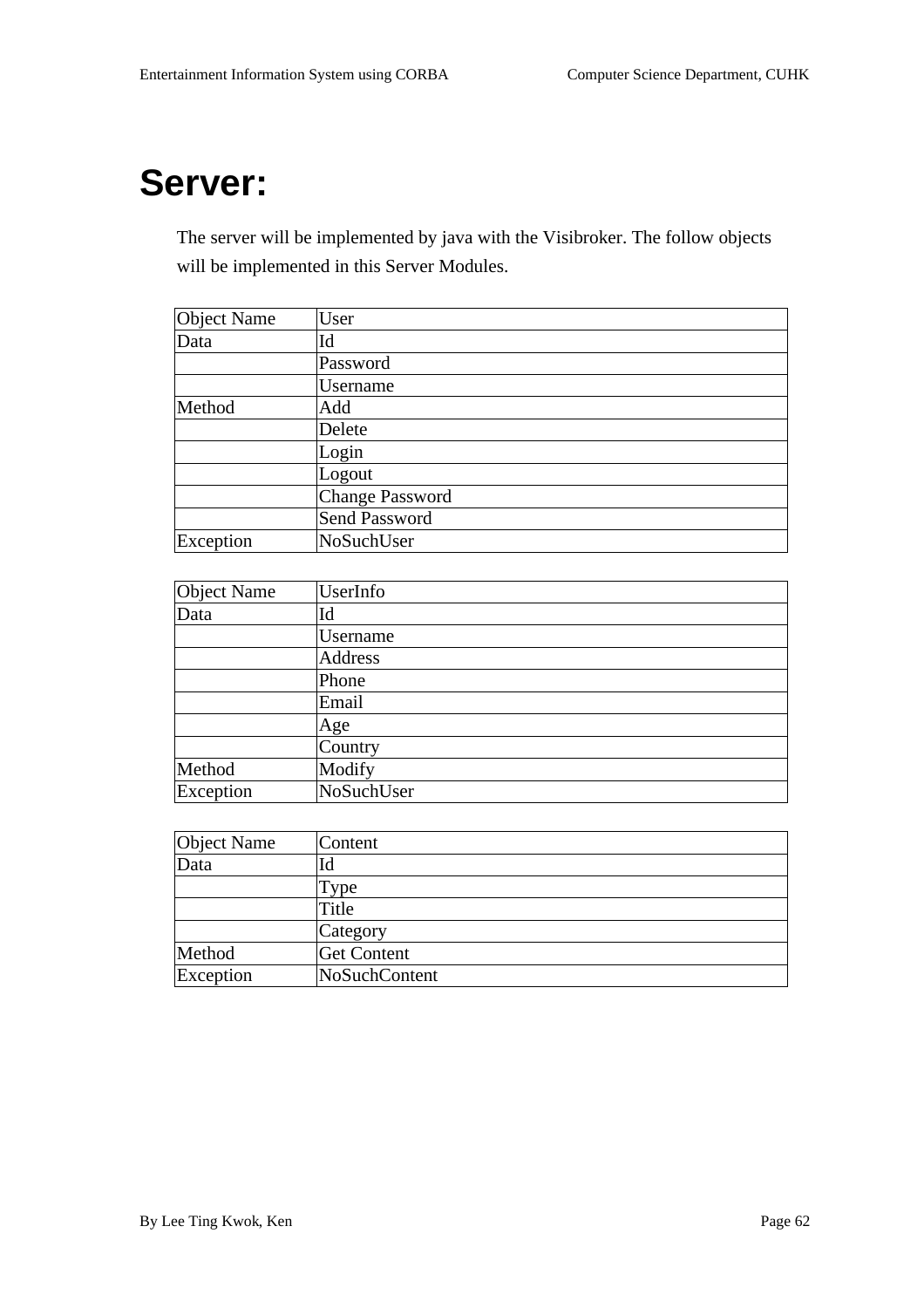# Server:

The server will be implemented by java with the Visibroker. The follow objects will be implemented in this Server Modules.

| Object Name | User |
|---|---|
| Data | Id |
| | Password |
| | Username |
| Method | Add |
| | Delete |
| | Login |
| | Logout |
| | Change Password |
| | Send Password |
| Exception | NoSuchUser |

| Object Name | UserInfo |
|---|---|
| Data | Id |
| | Username |
| | Address |
| | Phone |
| | Email |
| | Age |
| | Country |
| Method | Modify |
| Exception | NoSuchUser |

| Object Name | Content |
|---|---|
| Data | Id |
| | Type |
| | Title |
| | Category |
| Method | Get Content |
| Exception | NoSuchContent |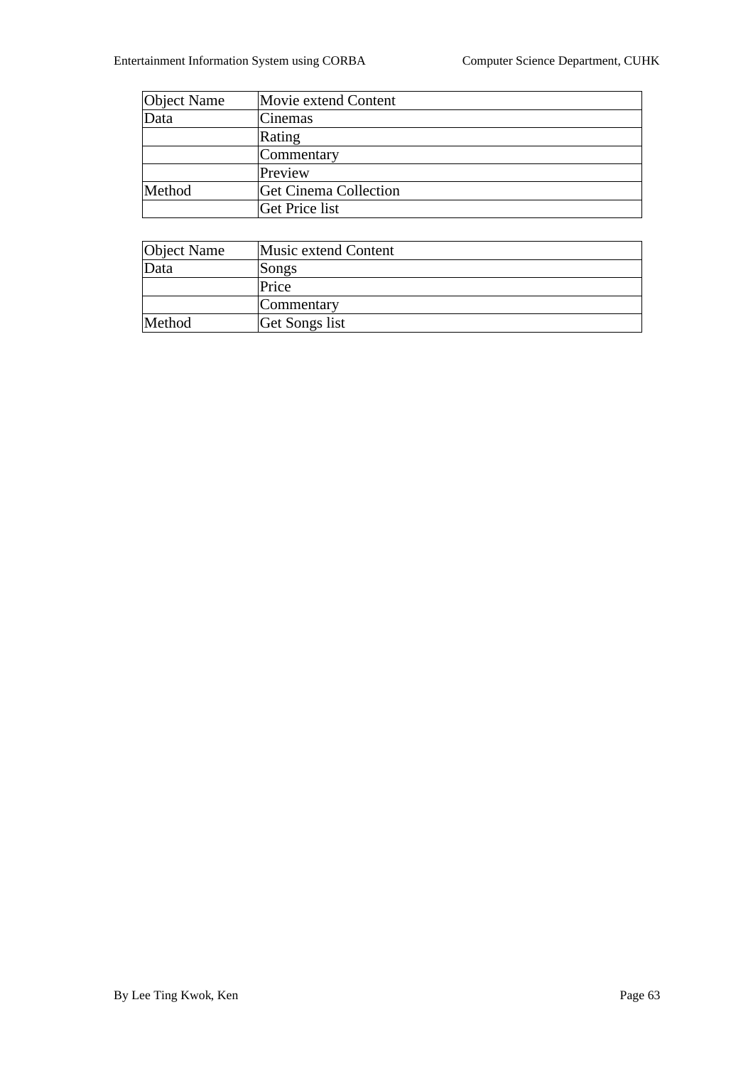| Object Name | Movie extend Content |
| --- | --- |
| Data | Cinemas |
| | Rating |
| | Commentary |
| | Preview |
| Method | Get Cinema Collection |
| | Get Price list |

| Object Name | Music extend Content |
| --- | --- |
| Data | Songs |
| | Price |
| | Commentary |
| Method | Get Songs list |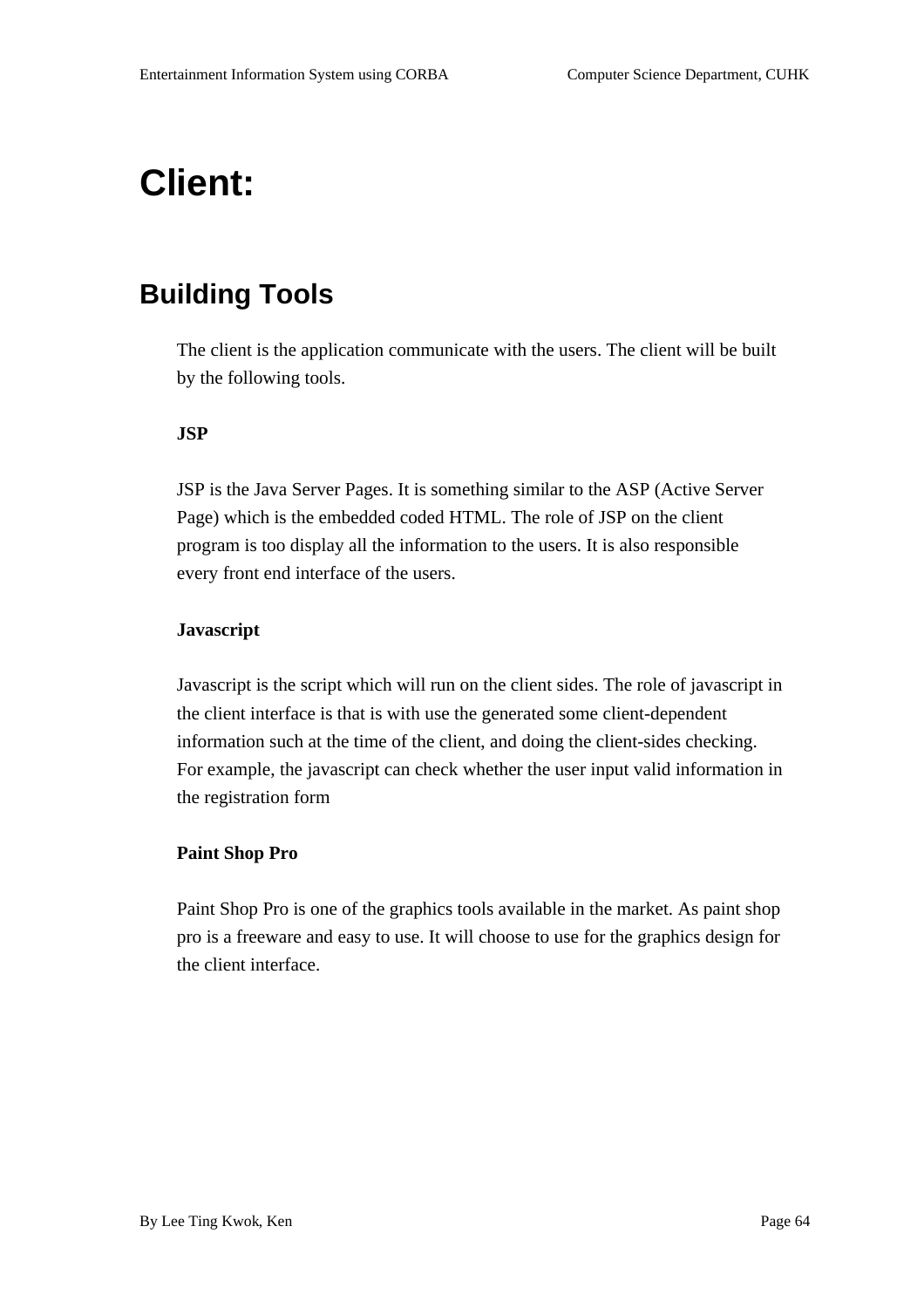# Client:

## Building Tools

The client is the application communicate with the users. The client will be built by the following tools.

**JSP**

JSP is the Java Server Pages. It is something similar to the ASP (Active Server Page) which is the embedded coded HTML. The role of JSP on the client program is too display all the information to the users. It is also responsible every front end interface of the users.

**Javascript**

Javascript is the script which will run on the client sides. The role of javascript in the client interface is that is with use the generated some client-dependent information such at the time of the client, and doing the client-sides checking. For example, the javascript can check whether the user input valid information in the registration form

**Paint Shop Pro**

Paint Shop Pro is one of the graphics tools available in the market. As paint shop pro is a freeware and easy to use. It will choose to use for the graphics design for the client interface.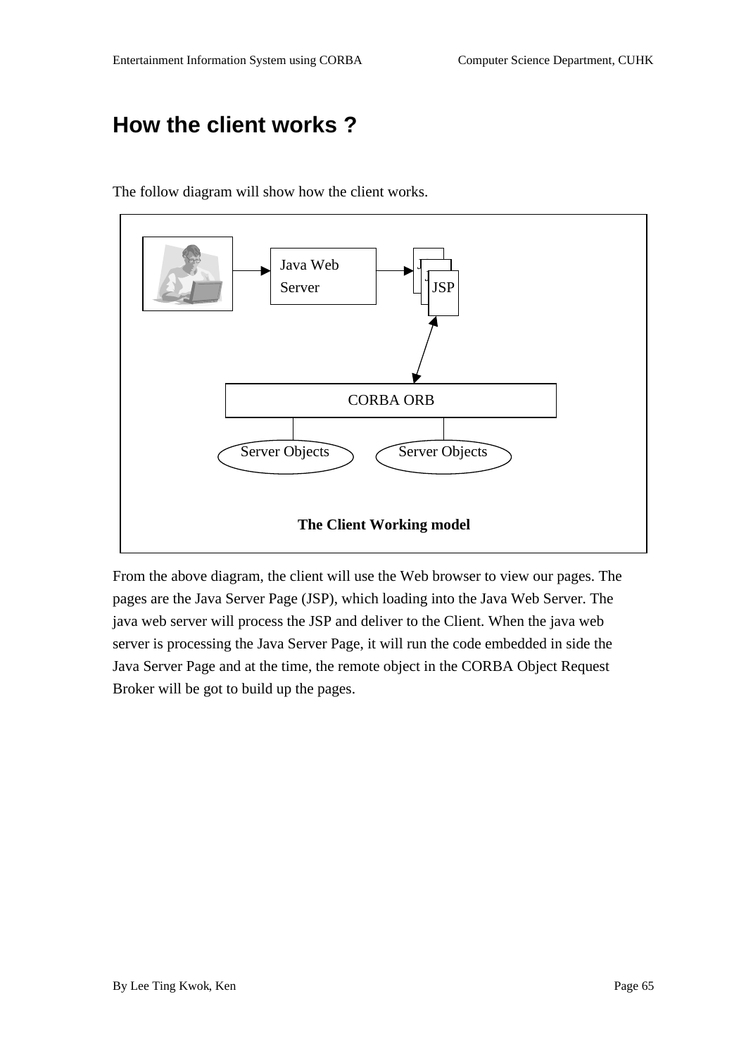# How the client works ?

The follow diagram will show how the client works.

**The Client Working model**

From the above diagram, the client will use the Web browser to view our pages. The pages are the Java Server Page (JSP), which loading into the Java Web Server. The java web server will process the JSP and deliver to the Client. When the java web server is processing the Java Server Page, it will run the code embedded in side the Java Server Page and at the time, the remote object in the CORBA Object Request Broker will be got to build up the pages.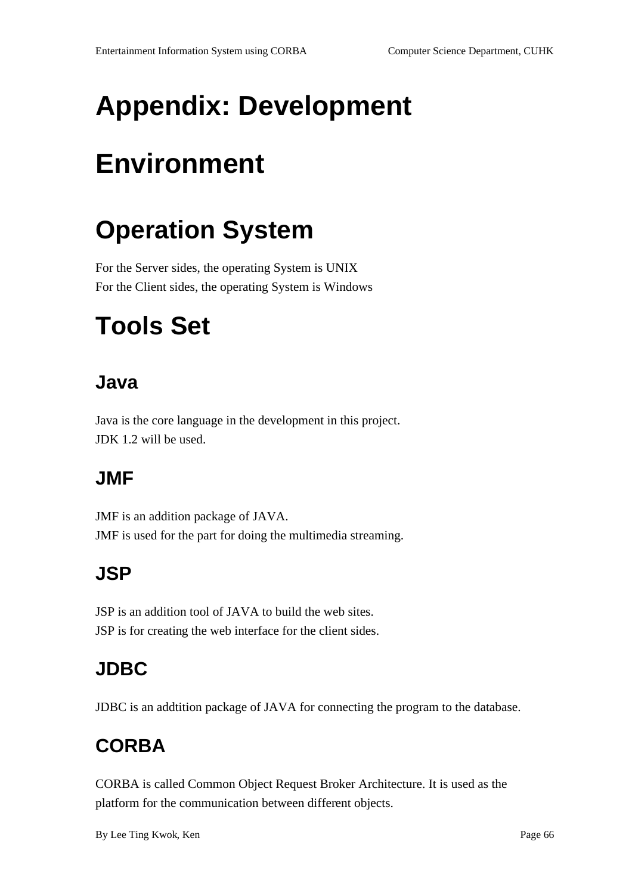# Appendix: Development Environment

## Operation System

For the Server sides, the operating System is UNIX
For the Client sides, the operating System is Windows

## Tools Set

### Java

Java is the core language in the development in this project.
JDK 1.2 will be used.

### JMF

JMF is an addition package of JAVA.
JMF is used for the part for doing the multimedia streaming.

### JSP

JSP is an addition tool of JAVA to build the web sites.
JSP is for creating the web interface for the client sides.

### JDBC

JDBC is an addtition package of JAVA for connecting the program to the database.

### CORBA

CORBA is called Common Object Request Broker Architecture. It is used as the platform for the communication between different objects.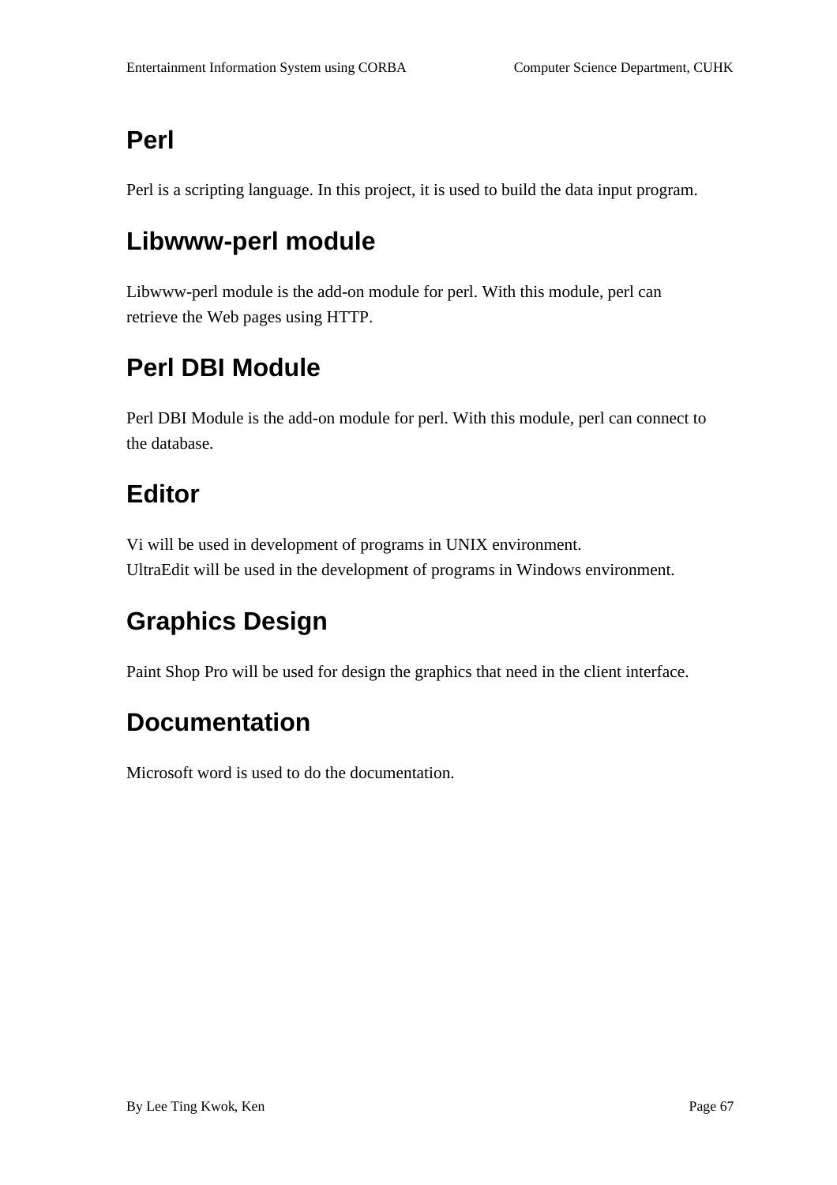## Perl

Perl is a scripting language. In this project, it is used to build the data input program.

## Libwww-perl module

Libwww-perl module is the add-on module for perl. With this module, perl can retrieve the Web pages using HTTP.

## Perl DBI Module

Perl DBI Module is the add-on module for perl. With this module, perl can connect to the database.

## Editor

Vi will be used in development of programs in UNIX environment.
UltraEdit will be used in the development of programs in Windows environment.

## Graphics Design

Paint Shop Pro will be used for design the graphics that need in the client interface.

## Documentation

Microsoft word is used to do the documentation.